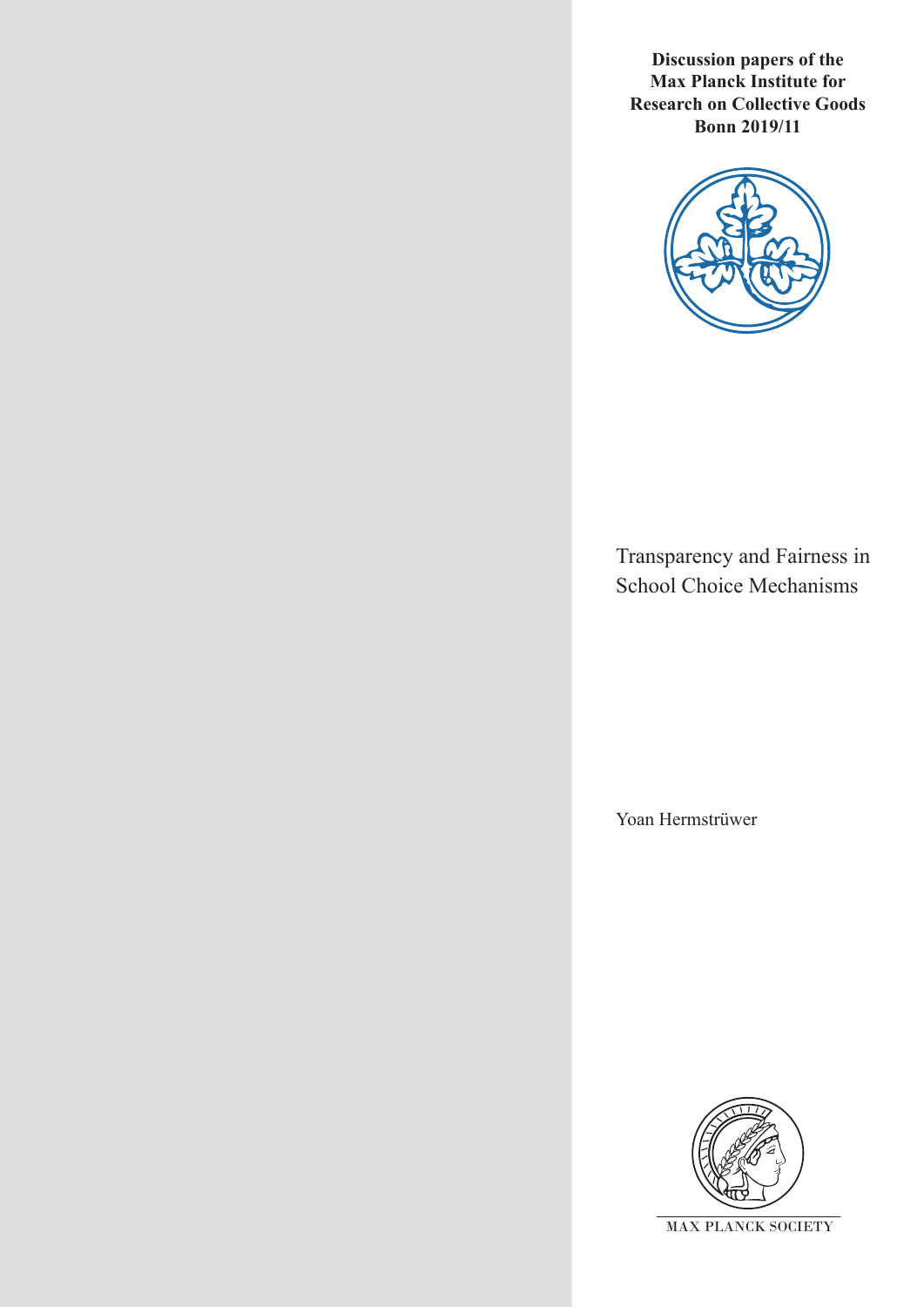**Discussion papers of the Max Planck Institute for Research on Collective Goods Bonn 2019/11**

# Transparency and Fairness in School Choice Mechanisms

Yoan Hermstrüwer

MAX PLANCK SOCIETY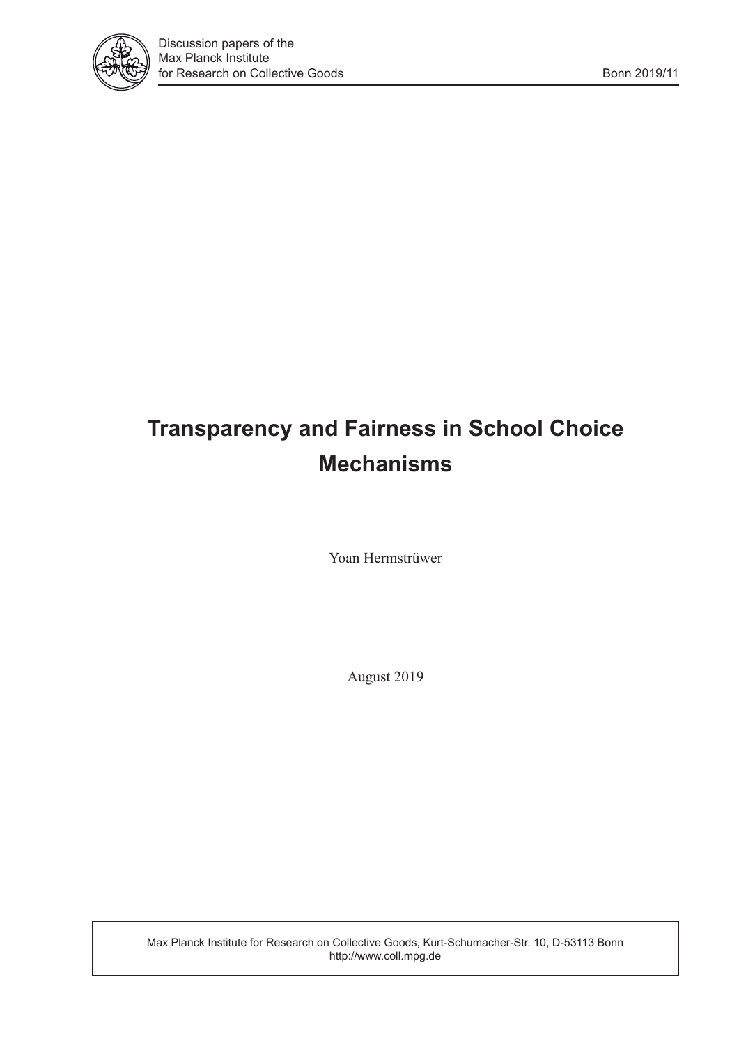Discussion papers of the
Max Planck Institute
for Research on Collective Goods

Bonn 2019/11

# Transparency and Fairness in School Choice Mechanisms

Yoan Hermstrüwer

August 2019

Max Planck Institute for Research on Collective Goods, Kurt-Schumacher-Str. 10, D-53113 Bonn
http://www.coll.mpg.de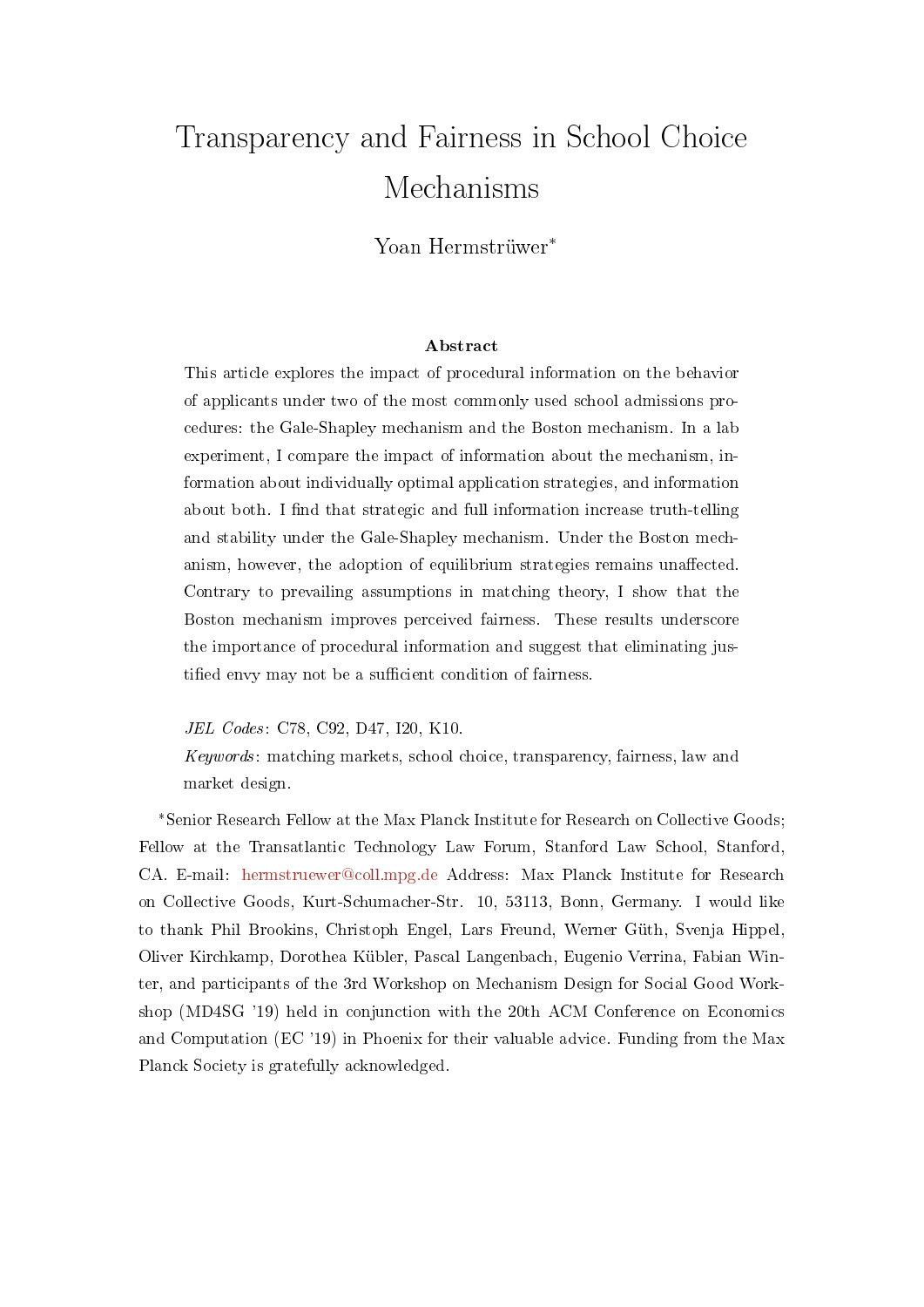# Transparency and Fairness in School Choice Mechanisms

Yoan Hermstrüwer*

## Abstract

This article explores the impact of procedural information on the behavior of applicants under two of the most commonly used school admissions procedures: the Gale-Shapley mechanism and the Boston mechanism. In a lab experiment, I compare the impact of information about the mechanism, information about individually optimal application strategies, and information about both. I find that strategic and full information increase truth-telling and stability under the Gale-Shapley mechanism. Under the Boston mechanism, however, the adoption of equilibrium strategies remains unaffected. Contrary to prevailing assumptions in matching theory, I show that the Boston mechanism improves perceived fairness. These results underscore the importance of procedural information and suggest that eliminating justified envy may not be a sufficient condition of fairness.

*JEL Codes*: C78, C92, D47, I20, K10.

*Keywords*: matching markets, school choice, transparency, fairness, law and market design.

*Senior Research Fellow at the Max Planck Institute for Research on Collective Goods; Fellow at the Transatlantic Technology Law Forum, Stanford Law School, Stanford, CA. E-mail: hermstruewer@coll.mpg.de Address: Max Planck Institute for Research on Collective Goods, Kurt-Schumacher-Str. 10, 53113, Bonn, Germany. I would like to thank Phil Brookins, Christoph Engel, Lars Freund, Werner Güth, Svenja Hippel, Oliver Kirchkamp, Dorothea Kübler, Pascal Langenbach, Eugenio Verrina, Fabian Winter, and participants of the 3rd Workshop on Mechanism Design for Social Good Workshop (MD4SG '19) held in conjunction with the 20th ACM Conference on Economics and Computation (EC '19) in Phoenix for their valuable advice. Funding from the Max Planck Society is gratefully acknowledged.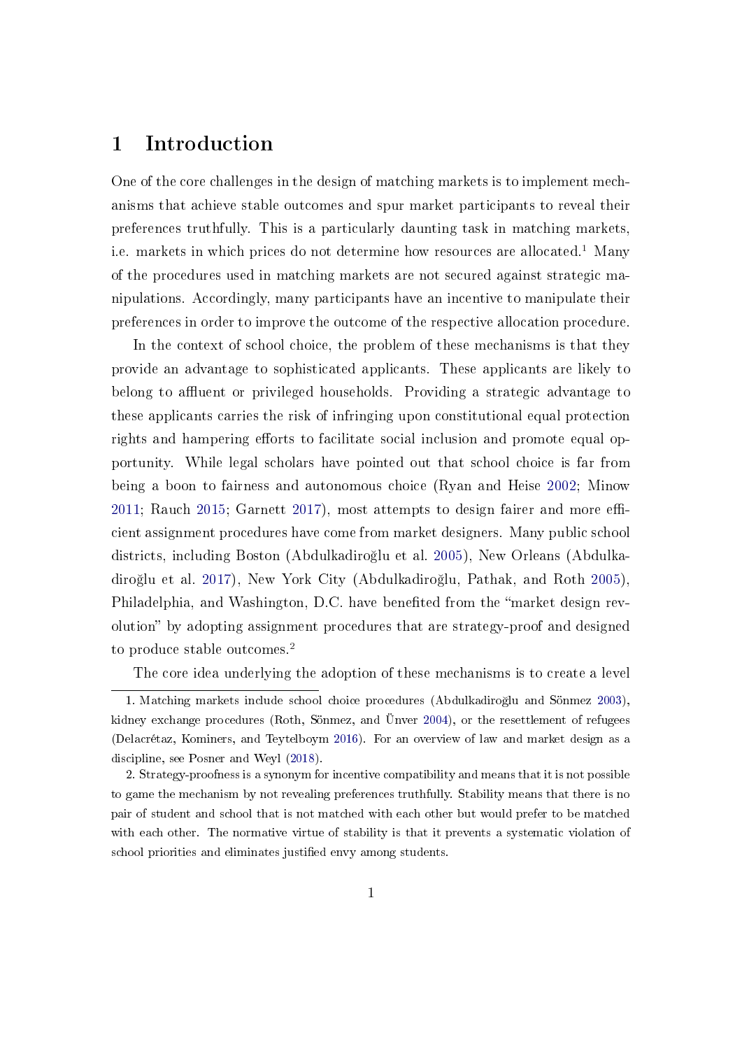# 1 Introduction

One of the core challenges in the design of matching markets is to implement mechanisms that achieve stable outcomes and spur market participants to reveal their preferences truthfully. This is a particularly daunting task in matching markets, i.e. markets in which prices do not determine how resources are allocated.[1] Many of the procedures used in matching markets are not secured against strategic manipulations. Accordingly, many participants have an incentive to manipulate their preferences in order to improve the outcome of the respective allocation procedure.

In the context of school choice, the problem of these mechanisms is that they provide an advantage to sophisticated applicants. These applicants are likely to belong to affluent or privileged households. Providing a strategic advantage to these applicants carries the risk of infringing upon constitutional equal protection rights and hampering efforts to facilitate social inclusion and promote equal opportunity. While legal scholars have pointed out that school choice is far from being a boon to fairness and autonomous choice (Ryan and Heise 2002; Minow 2011; Rauch 2015; Garnett 2017), most attempts to design fairer and more efficient assignment procedures have come from market designers. Many public school districts, including Boston (Abdulkadiroğlu et al. 2005), New Orleans (Abdulkadiroğlu et al. 2017), New York City (Abdulkadiroğlu, Pathak, and Roth 2005), Philadelphia, and Washington, D.C. have benefited from the "market design revolution" by adopting assignment procedures that are strategy-proof and designed to produce stable outcomes.[2]

The core idea underlying the adoption of these mechanisms is to create a level

---

1. Matching markets include school choice procedures (Abdulkadiroğlu and Sönmez 2003), kidney exchange procedures (Roth, Sönmez, and Ünver 2004), or the resettlement of refugees (Delacrétaz, Kominers, and Teytelboym 2016). For an overview of law and market design as a discipline, see Posner and Weyl (2018).

2. Strategy-proofness is a synonym for incentive compatibility and means that it is not possible to game the mechanism by not revealing preferences truthfully. Stability means that there is no pair of student and school that is not matched with each other but would prefer to be matched with each other. The normative virtue of stability is that it prevents a systematic violation of school priorities and eliminates justified envy among students.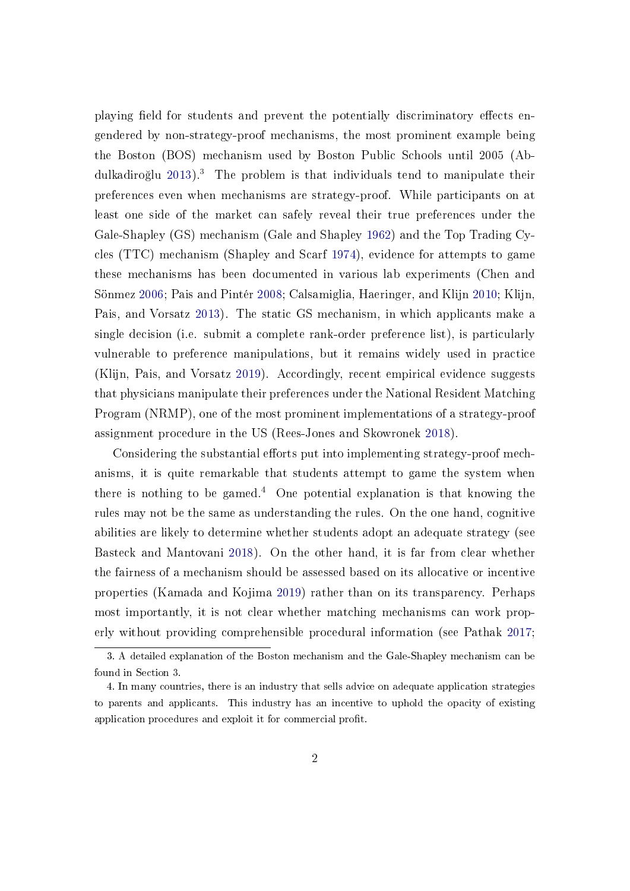playing field for students and prevent the potentially discriminatory effects engendered by non-strategy-proof mechanisms, the most prominent example being the Boston (BOS) mechanism used by Boston Public Schools until 2005 (Abdulkadiroğlu 2013).[3] The problem is that individuals tend to manipulate their preferences even when mechanisms are strategy-proof. While participants on at least one side of the market can safely reveal their true preferences under the Gale-Shapley (GS) mechanism (Gale and Shapley 1962) and the Top Trading Cycles (TTC) mechanism (Shapley and Scarf 1974), evidence for attempts to game these mechanisms has been documented in various lab experiments (Chen and Sönmez 2006; Pais and Pintér 2008; Calsamiglia, Haeringer, and Klijn 2010; Klijn, Pais, and Vorsatz 2013). The static GS mechanism, in which applicants make a single decision (i.e. submit a complete rank-order preference list), is particularly vulnerable to preference manipulations, but it remains widely used in practice (Klijn, Pais, and Vorsatz 2019). Accordingly, recent empirical evidence suggests that physicians manipulate their preferences under the National Resident Matching Program (NRMP), one of the most prominent implementations of a strategy-proof assignment procedure in the US (Rees-Jones and Skowronek 2018).

Considering the substantial efforts put into implementing strategy-proof mechanisms, it is quite remarkable that students attempt to game the system when there is nothing to be gamed.[4] One potential explanation is that knowing the rules may not be the same as understanding the rules. On the one hand, cognitive abilities are likely to determine whether students adopt an adequate strategy (see Basteck and Mantovani 2018). On the other hand, it is far from clear whether the fairness of a mechanism should be assessed based on its allocative or incentive properties (Kamada and Kojima 2019) rather than on its transparency. Perhaps most importantly, it is not clear whether matching mechanisms can work properly without providing comprehensible procedural information (see Pathak 2017;

3. A detailed explanation of the Boston mechanism and the Gale-Shapley mechanism can be found in Section 3.

4. In many countries, there is an industry that sells advice on adequate application strategies to parents and applicants. This industry has an incentive to uphold the opacity of existing application procedures and exploit it for commercial profit.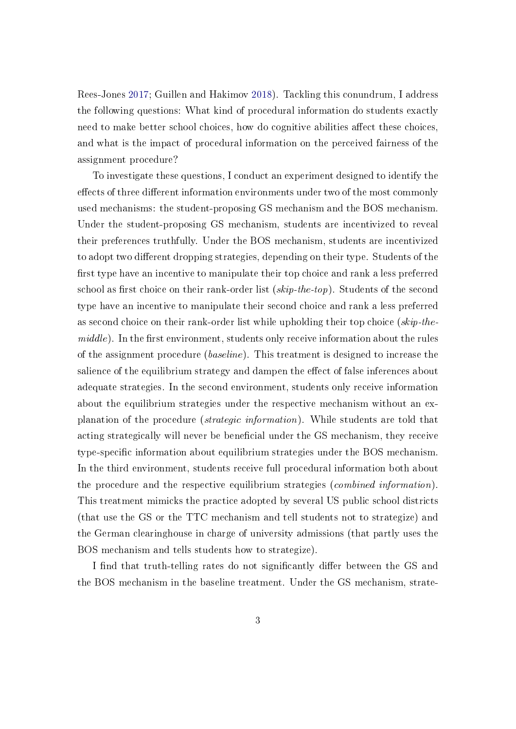Rees-Jones 2017; Guillen and Hakimov 2018). Tackling this conundrum, I address the following questions: What kind of procedural information do students exactly need to make better school choices, how do cognitive abilities affect these choices, and what is the impact of procedural information on the perceived fairness of the assignment procedure?

To investigate these questions, I conduct an experiment designed to identify the effects of three different information environments under two of the most commonly used mechanisms: the student-proposing GS mechanism and the BOS mechanism. Under the student-proposing GS mechanism, students are incentivized to reveal their preferences truthfully. Under the BOS mechanism, students are incentivized to adopt two different dropping strategies, depending on their type. Students of the first type have an incentive to manipulate their top choice and rank a less preferred school as first choice on their rank-order list (*skip-the-top*). Students of the second type have an incentive to manipulate their second choice and rank a less preferred as second choice on their rank-order list while upholding their top choice (*skip-the-middle*). In the first environment, students only receive information about the rules of the assignment procedure (*baseline*). This treatment is designed to increase the salience of the equilibrium strategy and dampen the effect of false inferences about adequate strategies. In the second environment, students only receive information about the equilibrium strategies under the respective mechanism without an explanation of the procedure (*strategic information*). While students are told that acting strategically will never be beneficial under the GS mechanism, they receive type-specific information about equilibrium strategies under the BOS mechanism. In the third environment, students receive full procedural information both about the procedure and the respective equilibrium strategies (*combined information*). This treatment mimicks the practice adopted by several US public school districts (that use the GS or the TTC mechanism and tell students not to strategize) and the German clearinghouse in charge of university admissions (that partly uses the BOS mechanism and tells students how to strategize).

I find that truth-telling rates do not significantly differ between the GS and the BOS mechanism in the baseline treatment. Under the GS mechanism, strate-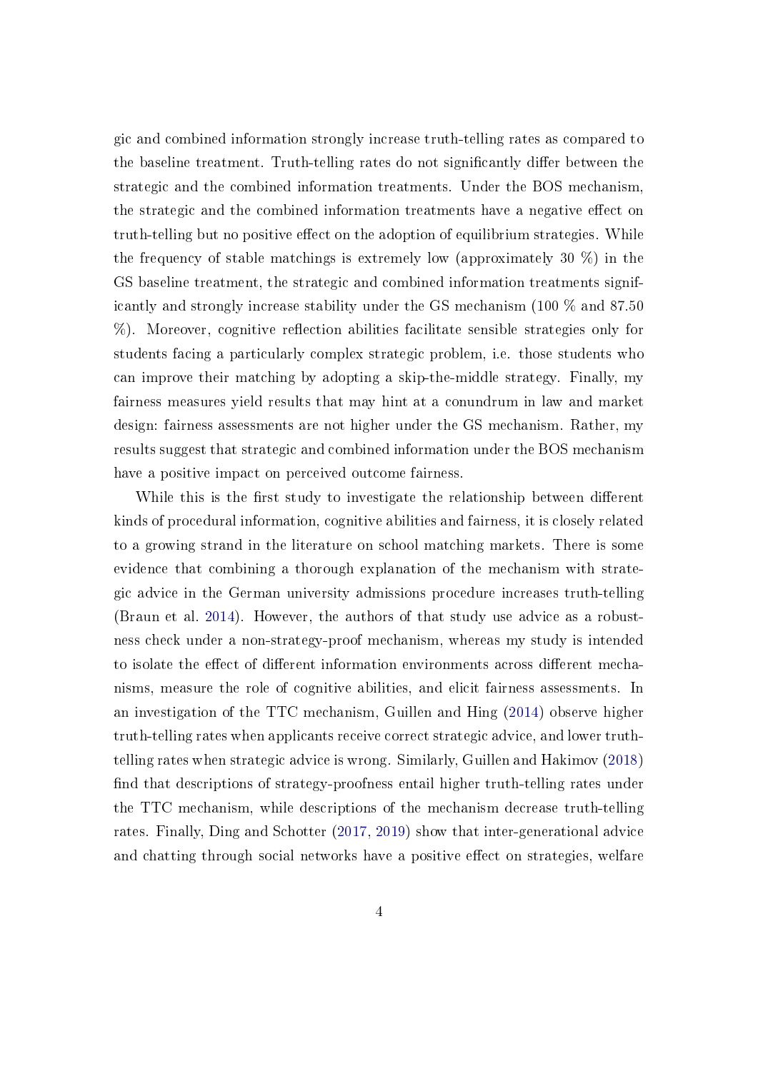gic and combined information strongly increase truth-telling rates as compared to the baseline treatment. Truth-telling rates do not significantly differ between the strategic and the combined information treatments. Under the BOS mechanism, the strategic and the combined information treatments have a negative effect on truth-telling but no positive effect on the adoption of equilibrium strategies. While the frequency of stable matchings is extremely low (approximately 30 %) in the GS baseline treatment, the strategic and combined information treatments significantly and strongly increase stability under the GS mechanism (100 % and 87.50 %). Moreover, cognitive reflection abilities facilitate sensible strategies only for students facing a particularly complex strategic problem, i.e. those students who can improve their matching by adopting a skip-the-middle strategy. Finally, my fairness measures yield results that may hint at a conundrum in law and market design: fairness assessments are not higher under the GS mechanism. Rather, my results suggest that strategic and combined information under the BOS mechanism have a positive impact on perceived outcome fairness.

While this is the first study to investigate the relationship between different kinds of procedural information, cognitive abilities and fairness, it is closely related to a growing strand in the literature on school matching markets. There is some evidence that combining a thorough explanation of the mechanism with strategic advice in the German university admissions procedure increases truth-telling (Braun et al. 2014). However, the authors of that study use advice as a robustness check under a non-strategy-proof mechanism, whereas my study is intended to isolate the effect of different information environments across different mechanisms, measure the role of cognitive abilities, and elicit fairness assessments. In an investigation of the TTC mechanism, Guillen and Hing (2014) observe higher truth-telling rates when applicants receive correct strategic advice, and lower truth-telling rates when strategic advice is wrong. Similarly, Guillen and Hakimov (2018) find that descriptions of strategy-proofness entail higher truth-telling rates under the TTC mechanism, while descriptions of the mechanism decrease truth-telling rates. Finally, Ding and Schotter (2017, 2019) show that inter-generational advice and chatting through social networks have a positive effect on strategies, welfare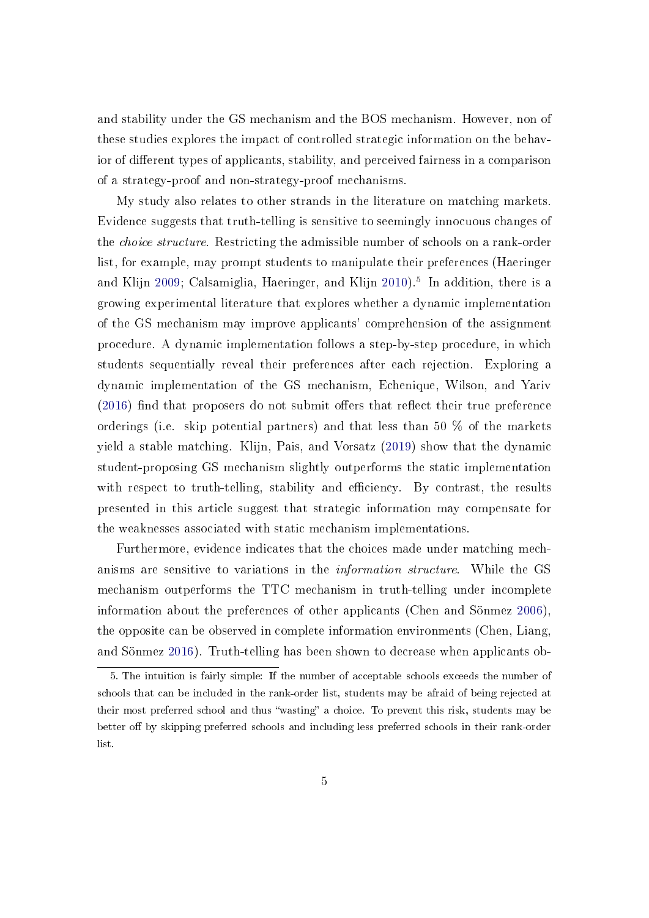and stability under the GS mechanism and the BOS mechanism. However, non of these studies explores the impact of controlled strategic information on the behavior of different types of applicants, stability, and perceived fairness in a comparison of a strategy-proof and non-strategy-proof mechanisms.

My study also relates to other strands in the literature on matching markets. Evidence suggests that truth-telling is sensitive to seemingly innocuous changes of the *choice structure*. Restricting the admissible number of schools on a rank-order list, for example, may prompt students to manipulate their preferences (Haeringer and Klijn 2009; Calsamiglia, Haeringer, and Klijn 2010).[5] In addition, there is a growing experimental literature that explores whether a dynamic implementation of the GS mechanism may improve applicants' comprehension of the assignment procedure. A dynamic implementation follows a step-by-step procedure, in which students sequentially reveal their preferences after each rejection. Exploring a dynamic implementation of the GS mechanism, Echenique, Wilson, and Yariv (2016) find that proposers do not submit offers that reflect their true preference orderings (i.e. skip potential partners) and that less than 50 % of the markets yield a stable matching. Klijn, Pais, and Vorsatz (2019) show that the dynamic student-proposing GS mechanism slightly outperforms the static implementation with respect to truth-telling, stability and efficiency. By contrast, the results presented in this article suggest that strategic information may compensate for the weaknesses associated with static mechanism implementations.

Furthermore, evidence indicates that the choices made under matching mechanisms are sensitive to variations in the *information structure*. While the GS mechanism outperforms the TTC mechanism in truth-telling under incomplete information about the preferences of other applicants (Chen and Sönmez 2006), the opposite can be observed in complete information environments (Chen, Liang, and Sönmez 2016). Truth-telling has been shown to decrease when applicants ob-

5. The intuition is fairly simple: If the number of acceptable schools exceeds the number of schools that can be included in the rank-order list, students may be afraid of being rejected at their most preferred school and thus "wasting" a choice. To prevent this risk, students may be better off by skipping preferred schools and including less preferred schools in their rank-order list.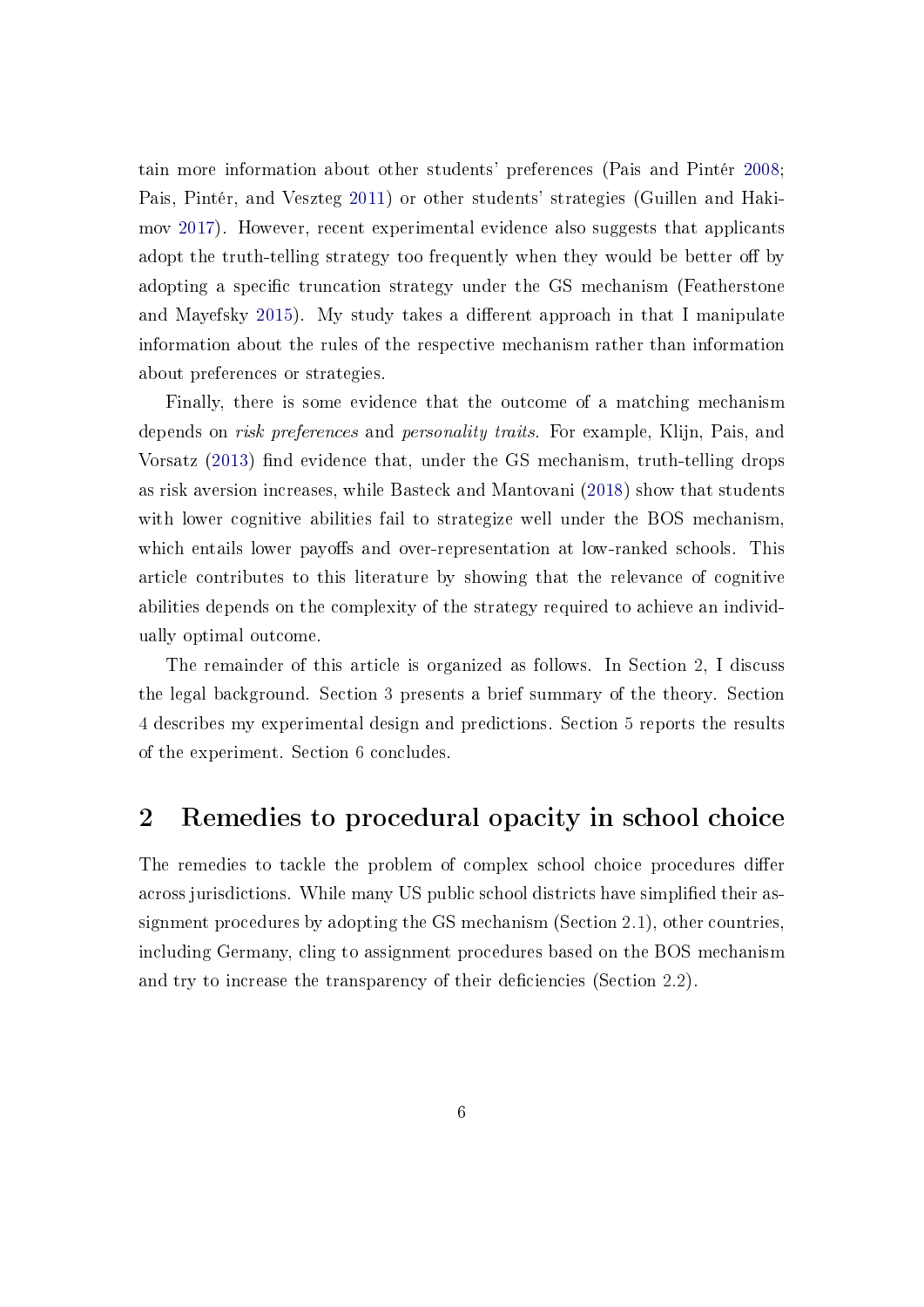tain more information about other students' preferences (Pais and Pintér 2008; Pais, Pintér, and Veszteg 2011) or other students' strategies (Guillen and Hakimov 2017). However, recent experimental evidence also suggests that applicants adopt the truth-telling strategy too frequently when they would be better off by adopting a specific truncation strategy under the GS mechanism (Featherstone and Mayefsky 2015). My study takes a different approach in that I manipulate information about the rules of the respective mechanism rather than information about preferences or strategies.

Finally, there is some evidence that the outcome of a matching mechanism depends on *risk preferences* and *personality traits*. For example, Klijn, Pais, and Vorsatz (2013) find evidence that, under the GS mechanism, truth-telling drops as risk aversion increases, while Basteck and Mantovani (2018) show that students with lower cognitive abilities fail to strategize well under the BOS mechanism, which entails lower payoffs and over-representation at low-ranked schools. This article contributes to this literature by showing that the relevance of cognitive abilities depends on the complexity of the strategy required to achieve an individually optimal outcome.

The remainder of this article is organized as follows. In Section 2, I discuss the legal background. Section 3 presents a brief summary of the theory. Section 4 describes my experimental design and predictions. Section 5 reports the results of the experiment. Section 6 concludes.

## 2 Remedies to procedural opacity in school choice

The remedies to tackle the problem of complex school choice procedures differ across jurisdictions. While many US public school districts have simplified their assignment procedures by adopting the GS mechanism (Section 2.1), other countries, including Germany, cling to assignment procedures based on the BOS mechanism and try to increase the transparency of their deficiencies (Section 2.2).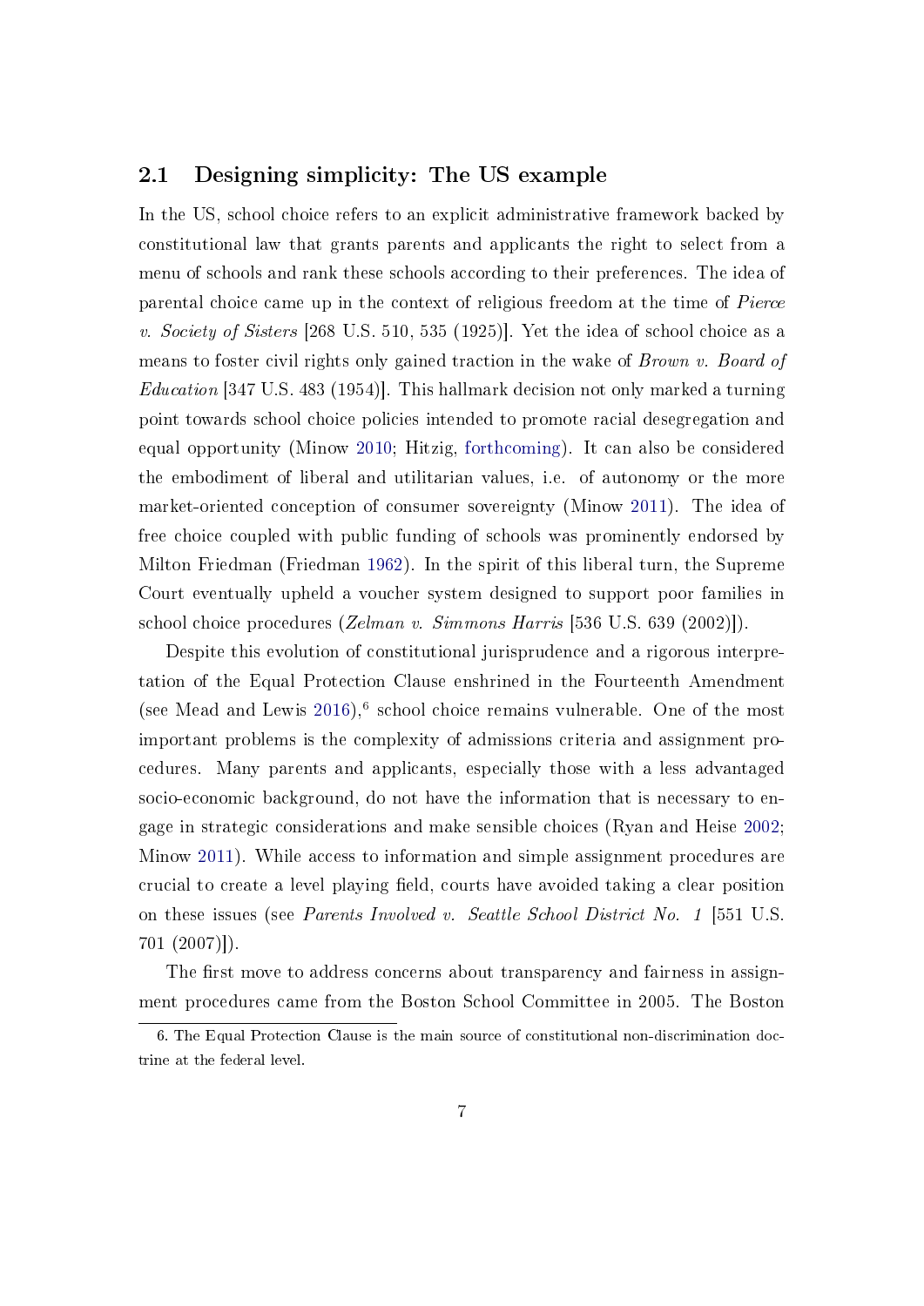## 2.1 Designing simplicity: The US example

In the US, school choice refers to an explicit administrative framework backed by constitutional law that grants parents and applicants the right to select from a menu of schools and rank these schools according to their preferences. The idea of parental choice came up in the context of religious freedom at the time of *Pierce v. Society of Sisters* [268 U.S. 510, 535 (1925)]. Yet the idea of school choice as a means to foster civil rights only gained traction in the wake of *Brown v. Board of Education* [347 U.S. 483 (1954)]. This hallmark decision not only marked a turning point towards school choice policies intended to promote racial desegregation and equal opportunity (Minow 2010; Hitzig, forthcoming). It can also be considered the embodiment of liberal and utilitarian values, i.e. of autonomy or the more market-oriented conception of consumer sovereignty (Minow 2011). The idea of free choice coupled with public funding of schools was prominently endorsed by Milton Friedman (Friedman 1962). In the spirit of this liberal turn, the Supreme Court eventually upheld a voucher system designed to support poor families in school choice procedures (*Zelman v. Simmons Harris* [536 U.S. 639 (2002)]).

Despite this evolution of constitutional jurisprudence and a rigorous interpretation of the Equal Protection Clause enshrined in the Fourteenth Amendment (see Mead and Lewis 2016),[6] school choice remains vulnerable. One of the most important problems is the complexity of admissions criteria and assignment procedures. Many parents and applicants, especially those with a less advantaged socio-economic background, do not have the information that is necessary to engage in strategic considerations and make sensible choices (Ryan and Heise 2002; Minow 2011). While access to information and simple assignment procedures are crucial to create a level playing field, courts have avoided taking a clear position on these issues (see *Parents Involved v. Seattle School District No. 1* [551 U.S. 701 (2007)]).

The first move to address concerns about transparency and fairness in assignment procedures came from the Boston School Committee in 2005. The Boston

6. The Equal Protection Clause is the main source of constitutional non-discrimination doctrine at the federal level.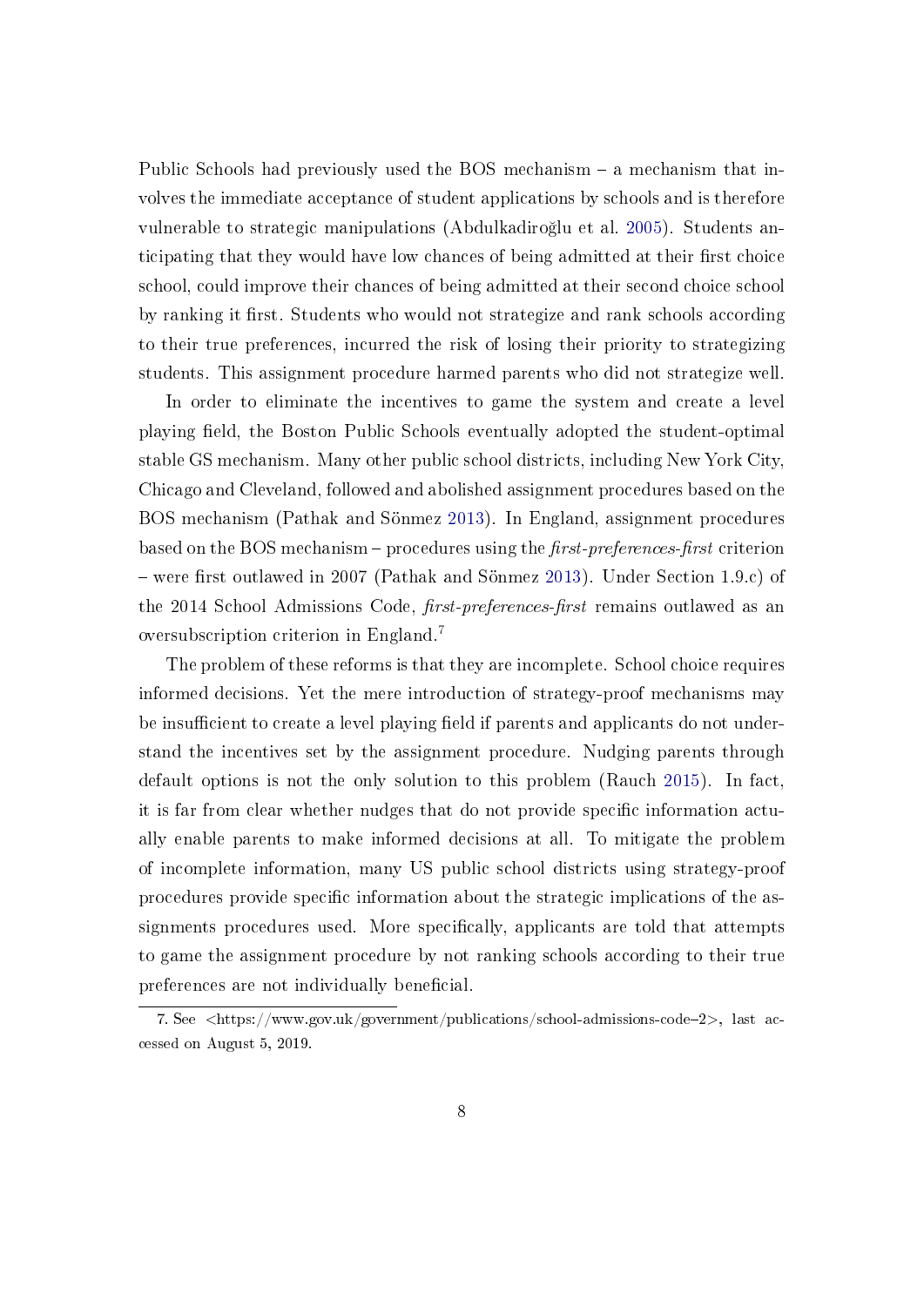Public Schools had previously used the BOS mechanism – a mechanism that involves the immediate acceptance of student applications by schools and is therefore vulnerable to strategic manipulations (Abdulkadiroğlu et al. 2005). Students anticipating that they would have low chances of being admitted at their first choice school, could improve their chances of being admitted at their second choice school by ranking it first. Students who would not strategize and rank schools according to their true preferences, incurred the risk of losing their priority to strategizing students. This assignment procedure harmed parents who did not strategize well.

In order to eliminate the incentives to game the system and create a level playing field, the Boston Public Schools eventually adopted the student-optimal stable GS mechanism. Many other public school districts, including New York City, Chicago and Cleveland, followed and abolished assignment procedures based on the BOS mechanism (Pathak and Sönmez 2013). In England, assignment procedures based on the BOS mechanism – procedures using the *first-preferences-first* criterion – were first outlawed in 2007 (Pathak and Sönmez 2013). Under Section 1.9.c) of the 2014 School Admissions Code, *first-preferences-first* remains outlawed as an oversubscription criterion in England.[7]

The problem of these reforms is that they are incomplete. School choice requires informed decisions. Yet the mere introduction of strategy-proof mechanisms may be insufficient to create a level playing field if parents and applicants do not understand the incentives set by the assignment procedure. Nudging parents through default options is not the only solution to this problem (Rauch 2015). In fact, it is far from clear whether nudges that do not provide specific information actually enable parents to make informed decisions at all. To mitigate the problem of incomplete information, many US public school districts using strategy-proof procedures provide specific information about the strategic implications of the assignments procedures used. More specifically, applicants are told that attempts to game the assignment procedure by not ranking schools according to their true preferences are not individually beneficial.

7. See <https://www.gov.uk/government/publications/school-admissions-code–2>, last accessed on August 5, 2019.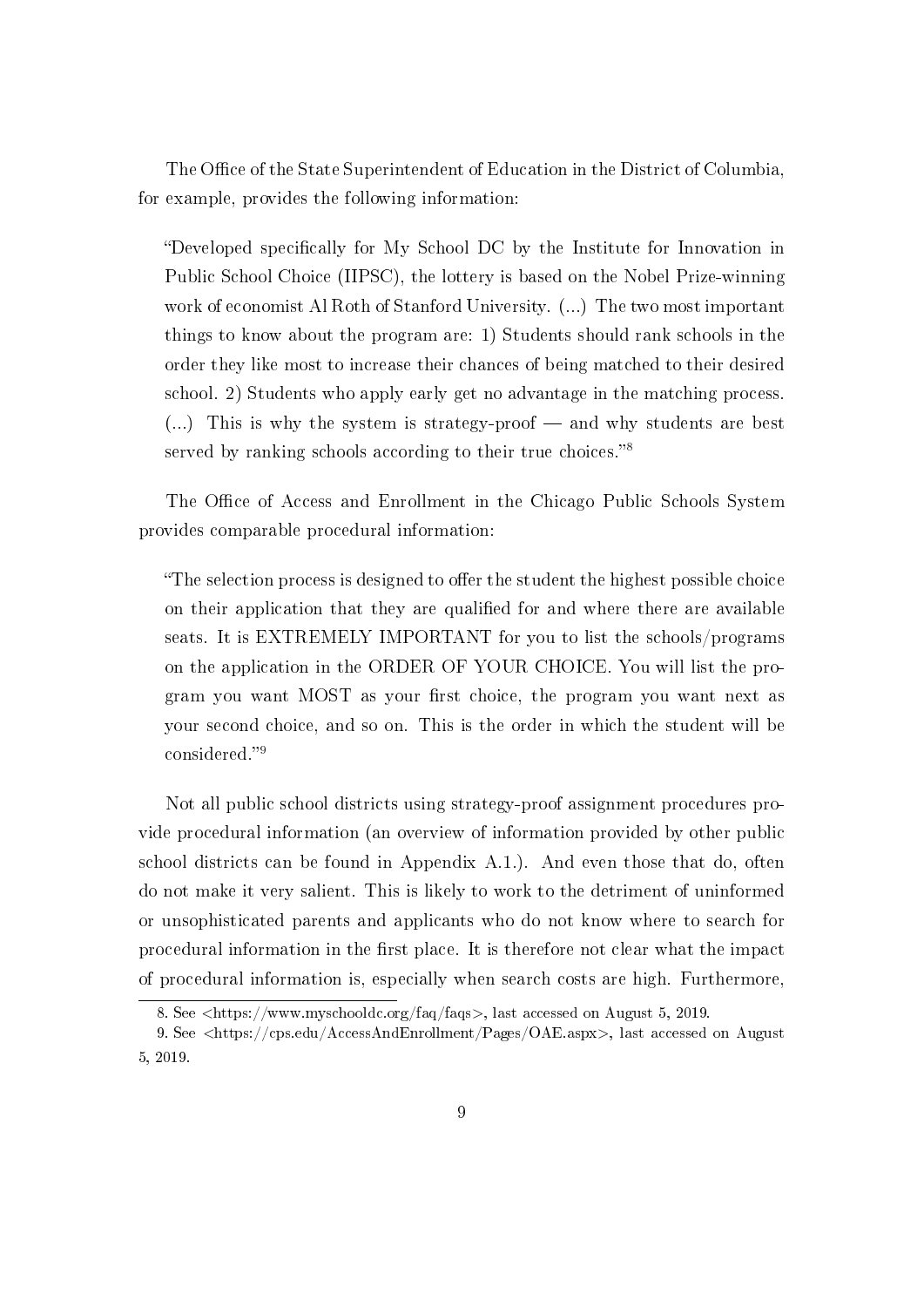The Office of the State Superintendent of Education in the District of Columbia, for example, provides the following information:

> "Developed specifically for My School DC by the Institute for Innovation in Public School Choice (IIPSC), the lottery is based on the Nobel Prize-winning work of economist Al Roth of Stanford University. (...) The two most important things to know about the program are: 1) Students should rank schools in the order they like most to increase their chances of being matched to their desired school. 2) Students who apply early get no advantage in the matching process. (...) This is why the system is strategy-proof — and why students are best served by ranking schools according to their true choices."[8]

The Office of Access and Enrollment in the Chicago Public Schools System provides comparable procedural information:

> "The selection process is designed to offer the student the highest possible choice on their application that they are qualified for and where there are available seats. It is EXTREMELY IMPORTANT for you to list the schools/programs on the application in the ORDER OF YOUR CHOICE. You will list the program you want MOST as your first choice, the program you want next as your second choice, and so on. This is the order in which the student will be considered."[9]

Not all public school districts using strategy-proof assignment procedures provide procedural information (an overview of information provided by other public school districts can be found in Appendix A.1.). And even those that do, often do not make it very salient. This is likely to work to the detriment of uninformed or unsophisticated parents and applicants who do not know where to search for procedural information in the first place. It is therefore not clear what the impact of procedural information is, especially when search costs are high. Furthermore,

---

8. See <https://www.myschooldc.org/faq/faqs>, last accessed on August 5, 2019.

9. See <https://cps.edu/AccessAndEnrollment/Pages/OAE.aspx>, last accessed on August 5, 2019.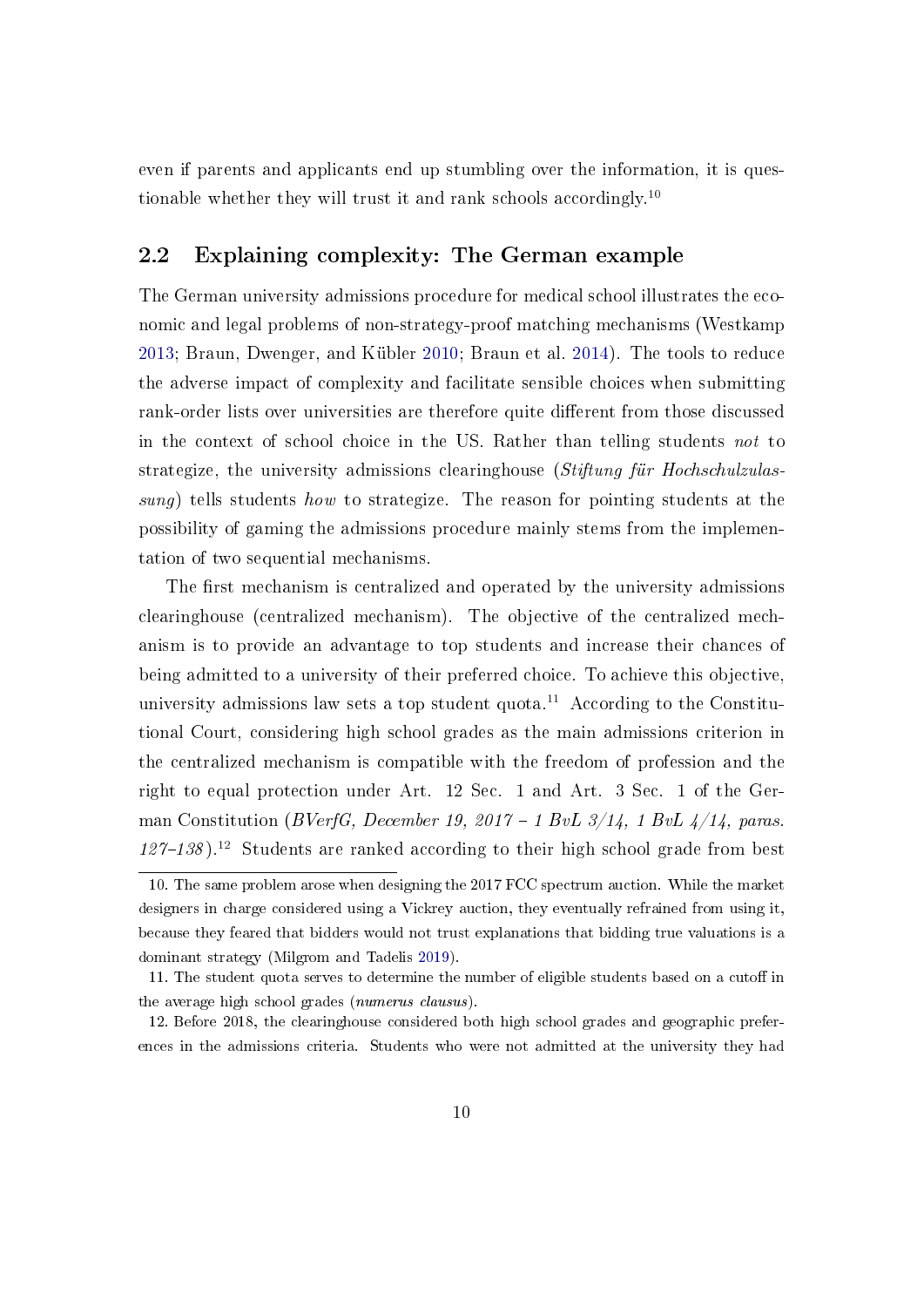even if parents and applicants end up stumbling over the information, it is questionable whether they will trust it and rank schools accordingly.[10]

## 2.2 Explaining complexity: The German example

The German university admissions procedure for medical school illustrates the economic and legal problems of non-strategy-proof matching mechanisms (Westkamp 2013; Braun, Dwenger, and Kübler 2010; Braun et al. 2014). The tools to reduce the adverse impact of complexity and facilitate sensible choices when submitting rank-order lists over universities are therefore quite different from those discussed in the context of school choice in the US. Rather than telling students *not* to strategize, the university admissions clearinghouse (*Stiftung für Hochschulzulassung*) tells students *how* to strategize. The reason for pointing students at the possibility of gaming the admissions procedure mainly stems from the implementation of two sequential mechanisms.

The first mechanism is centralized and operated by the university admissions clearinghouse (centralized mechanism). The objective of the centralized mechanism is to provide an advantage to top students and increase their chances of being admitted to a university of their preferred choice. To achieve this objective, university admissions law sets a top student quota.[11] According to the Constitutional Court, considering high school grades as the main admissions criterion in the centralized mechanism is compatible with the freedom of profession and the right to equal protection under Art. 12 Sec. 1 and Art. 3 Sec. 1 of the German Constitution (*BVerfG, December 19, 2017 – 1 BvL 3/14, 1 BvL 4/14, paras. 127–138*).[12] Students are ranked according to their high school grade from best

10. The same problem arose when designing the 2017 FCC spectrum auction. While the market designers in charge considered using a Vickrey auction, they eventually refrained from using it, because they feared that bidders would not trust explanations that bidding true valuations is a dominant strategy (Milgrom and Tadelis 2019).

11. The student quota serves to determine the number of eligible students based on a cutoff in the average high school grades (*numerus clausus*).

12. Before 2018, the clearinghouse considered both high school grades and geographic preferences in the admissions criteria. Students who were not admitted at the university they had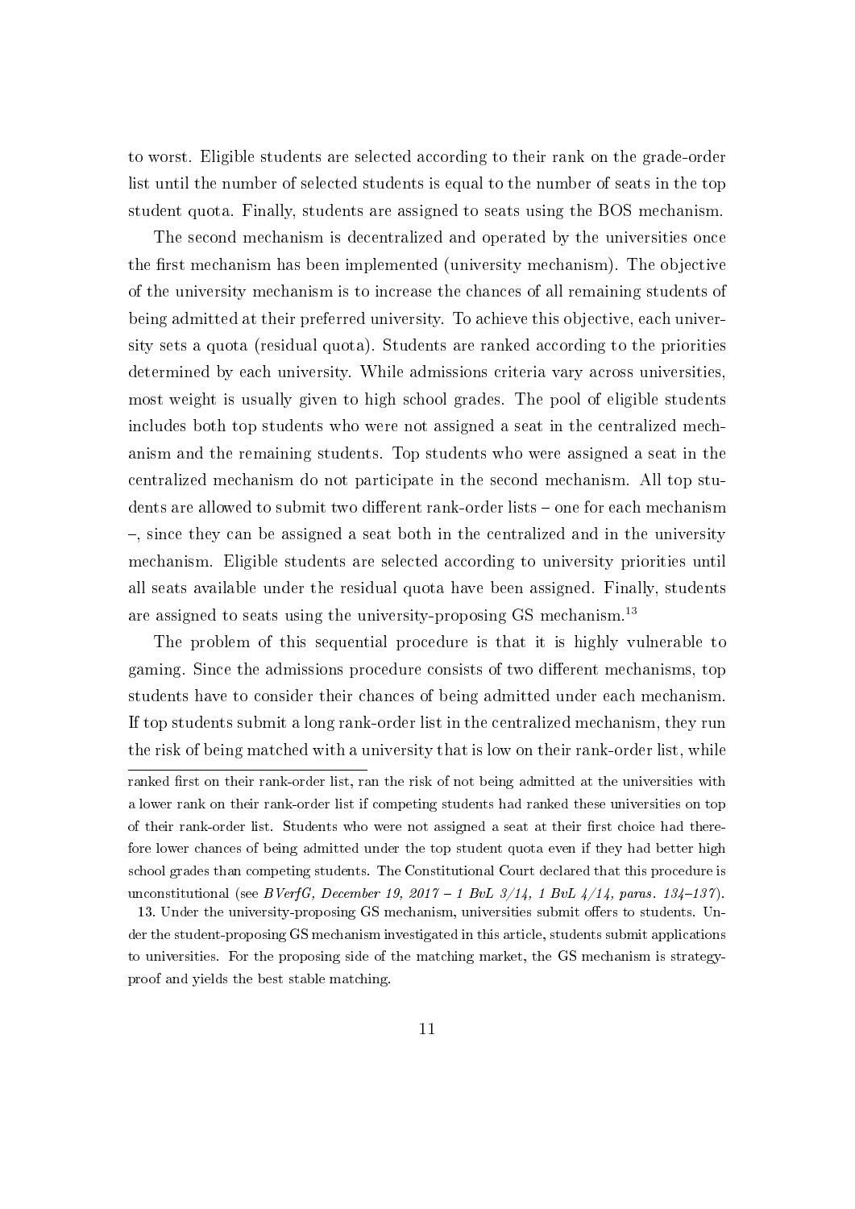to worst. Eligible students are selected according to their rank on the grade-order list until the number of selected students is equal to the number of seats in the top student quota. Finally, students are assigned to seats using the BOS mechanism.

The second mechanism is decentralized and operated by the universities once the first mechanism has been implemented (university mechanism). The objective of the university mechanism is to increase the chances of all remaining students of being admitted at their preferred university. To achieve this objective, each university sets a quota (residual quota). Students are ranked according to the priorities determined by each university. While admissions criteria vary across universities, most weight is usually given to high school grades. The pool of eligible students includes both top students who were not assigned a seat in the centralized mechanism and the remaining students. Top students who were assigned a seat in the centralized mechanism do not participate in the second mechanism. All top students are allowed to submit two different rank-order lists – one for each mechanism –, since they can be assigned a seat both in the centralized and in the university mechanism. Eligible students are selected according to university priorities until all seats available under the residual quota have been assigned. Finally, students are assigned to seats using the university-proposing GS mechanism.[13]

The problem of this sequential procedure is that it is highly vulnerable to gaming. Since the admissions procedure consists of two different mechanisms, top students have to consider their chances of being admitted under each mechanism. If top students submit a long rank-order list in the centralized mechanism, they run the risk of being matched with a university that is low on their rank-order list, while

ranked first on their rank-order list, ran the risk of not being admitted at the universities with a lower rank on their rank-order list if competing students had ranked these universities on top of their rank-order list. Students who were not assigned a seat at their first choice had therefore lower chances of being admitted under the top student quota even if they had better high school grades than competing students. The Constitutional Court declared that this procedure is unconstitutional (see *BVerfG, December 19, 2017 – 1 BvL 3/14, 1 BvL 4/14, paras. 134–137*).

13. Under the university-proposing GS mechanism, universities submit offers to students. Under the student-proposing GS mechanism investigated in this article, students submit applications to universities. For the proposing side of the matching market, the GS mechanism is strategy-proof and yields the best stable matching.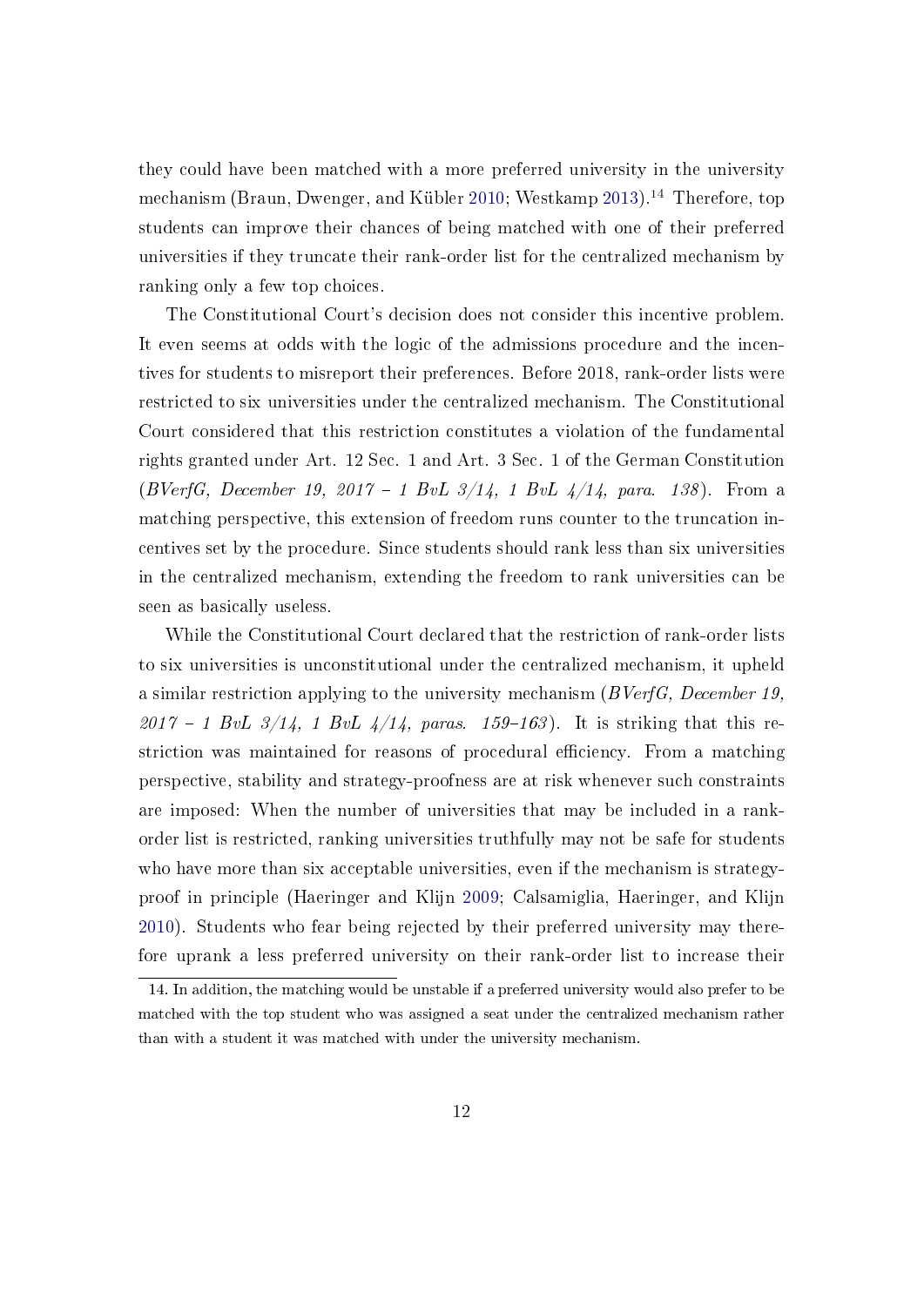they could have been matched with a more preferred university in the university mechanism (Braun, Dwenger, and Kübler 2010; Westkamp 2013).[14] Therefore, top students can improve their chances of being matched with one of their preferred universities if they truncate their rank-order list for the centralized mechanism by ranking only a few top choices.

The Constitutional Court's decision does not consider this incentive problem. It even seems at odds with the logic of the admissions procedure and the incentives for students to misreport their preferences. Before 2018, rank-order lists were restricted to six universities under the centralized mechanism. The Constitutional Court considered that this restriction constitutes a violation of the fundamental rights granted under Art. 12 Sec. 1 and Art. 3 Sec. 1 of the German Constitution (*BVerfG, December 19, 2017 – 1 BvL 3/14, 1 BvL 4/14, para. 138*). From a matching perspective, this extension of freedom runs counter to the truncation incentives set by the procedure. Since students should rank less than six universities in the centralized mechanism, extending the freedom to rank universities can be seen as basically useless.

While the Constitutional Court declared that the restriction of rank-order lists to six universities is unconstitutional under the centralized mechanism, it upheld a similar restriction applying to the university mechanism (*BVerfG, December 19, 2017 – 1 BvL 3/14, 1 BvL 4/14, paras. 159–163*). It is striking that this restriction was maintained for reasons of procedural efficiency. From a matching perspective, stability and strategy-proofness are at risk whenever such constraints are imposed: When the number of universities that may be included in a rank-order list is restricted, ranking universities truthfully may not be safe for students who have more than six acceptable universities, even if the mechanism is strategy-proof in principle (Haeringer and Klijn 2009; Calsamiglia, Haeringer, and Klijn 2010). Students who fear being rejected by their preferred university may therefore uprank a less preferred university on their rank-order list to increase their

[14] In addition, the matching would be unstable if a preferred university would also prefer to be matched with the top student who was assigned a seat under the centralized mechanism rather than with a student it was matched with under the university mechanism.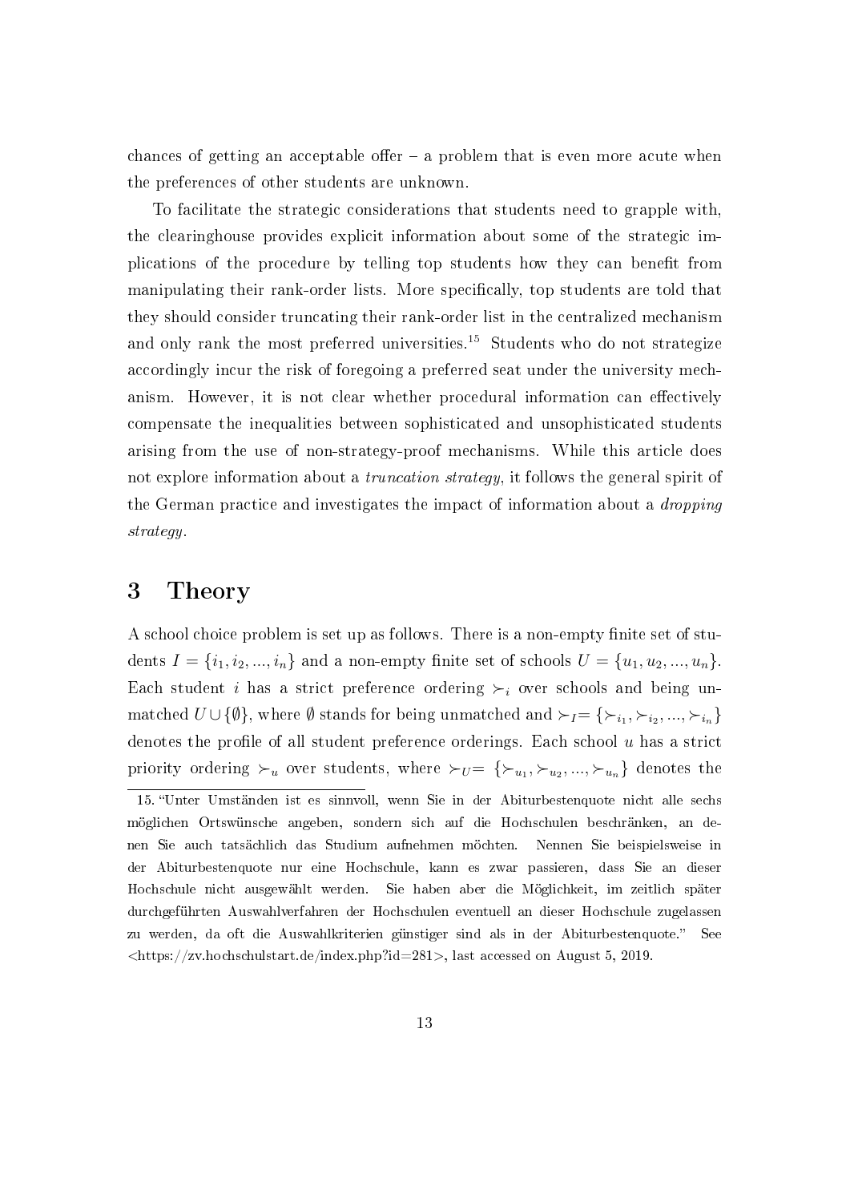chances of getting an acceptable offer – a problem that is even more acute when the preferences of other students are unknown.

To facilitate the strategic considerations that students need to grapple with, the clearinghouse provides explicit information about some of the strategic implications of the procedure by telling top students how they can benefit from manipulating their rank-order lists. More specifically, top students are told that they should consider truncating their rank-order list in the centralized mechanism and only rank the most preferred universities.[15] Students who do not strategize accordingly incur the risk of foregoing a preferred seat under the university mechanism. However, it is not clear whether procedural information can effectively compensate the inequalities between sophisticated and unsophisticated students arising from the use of non-strategy-proof mechanisms. While this article does not explore information about a *truncation strategy*, it follows the general spirit of the German practice and investigates the impact of information about a *dropping strategy*.

# 3 Theory

A school choice problem is set up as follows. There is a non-empty finite set of students $I = \{i_1, i_2, ..., i_n\}$ and a non-empty finite set of schools $U = \{u_1, u_2, ..., u_n\}$. Each student $i$ has a strict preference ordering $\succ_i$ over schools and being unmatched $U \cup \{\emptyset\}$, where $\emptyset$ stands for being unmatched and $\succ_I = \{\succ_{i_1}, \succ_{i_2}, ..., \succ_{i_n}\}$ denotes the profile of all student preference orderings. Each school $u$ has a strict priority ordering $\succ_u$ over students, where $\succ_U = \{\succ_{u_1}, \succ_{u_2}, ..., \succ_{u_n}\}$ denotes the

15. "Unter Umständen ist es sinnvoll, wenn Sie in der Abiturbestenquote nicht alle sechs möglichen Ortswünsche angeben, sondern sich auf die Hochschulen beschränken, an denen Sie auch tatsächlich das Studium aufnehmen möchten. Nennen Sie beispielsweise in der Abiturbestenquote nur eine Hochschule, kann es zwar passieren, dass Sie an dieser Hochschule nicht ausgewählt werden. Sie haben aber die Möglichkeit, im zeitlich später durchgeführten Auswahlverfahren der Hochschulen eventuell an dieser Hochschule zugelassen zu werden, da oft die Auswahlkriterien günstiger sind als in der Abiturbestenquote." See <https://zv.hochschulstart.de/index.php?id=281>, last accessed on August 5, 2019.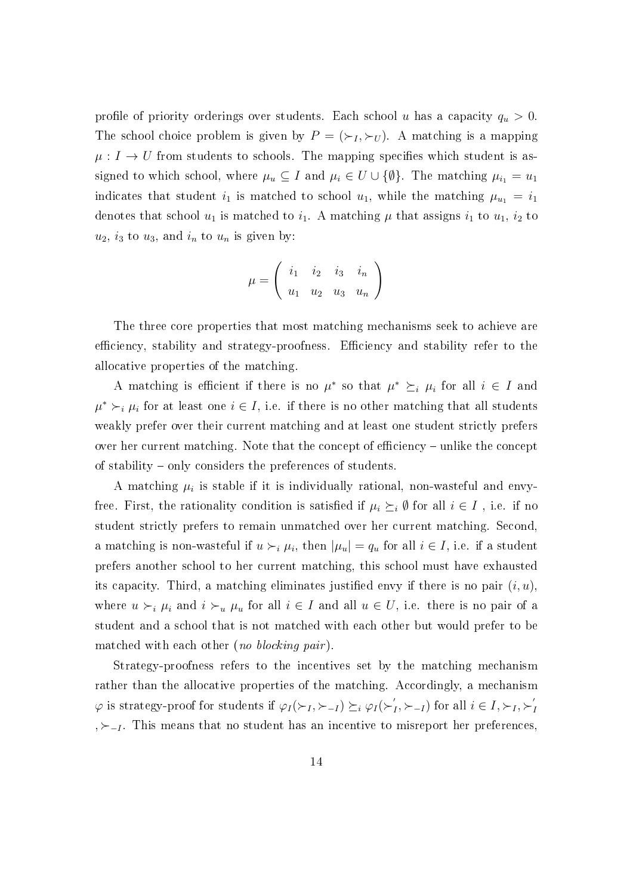profile of priority orderings over students. Each school $u$ has a capacity $q_u > 0$. The school choice problem is given by $P = (\succ_I, \succ_U)$. A matching is a mapping $\mu : I \rightarrow U$ from students to schools. The mapping specifies which student is assigned to which school, where $\mu_u \subseteq I$ and $\mu_i \in U \cup \{\emptyset\}$. The matching $\mu_{i_1} = u_1$ indicates that student $i_1$ is matched to school $u_1$, while the matching $\mu_{u_1} = i_1$ denotes that school $u_1$ is matched to $i_1$. A matching $\mu$ that assigns $i_1$ to $u_1$, $i_2$ to $u_2$, $i_3$ to $u_3$, and $i_n$ to $u_n$ is given by:

$$\mu = \begin{pmatrix} i_1 & i_2 & i_3 & i_n \\ u_1 & u_2 & u_3 & u_n \end{pmatrix}$$

The three core properties that most matching mechanisms seek to achieve are efficiency, stability and strategy-proofness. Efficiency and stability refer to the allocative properties of the matching.

A matching is efficient if there is no $\mu^*$ so that $\mu^* \succeq_i \mu_i$ for all $i \in I$ and $\mu^* \succ_i \mu_i$ for at least one $i \in I$, i.e. if there is no other matching that all students weakly prefer over their current matching and at least one student strictly prefers over her current matching. Note that the concept of efficiency – unlike the concept of stability – only considers the preferences of students.

A matching $\mu_i$ is stable if it is individually rational, non-wasteful and envy-free. First, the rationality condition is satisfied if $\mu_i \succeq_i \emptyset$ for all $i \in I$ , i.e. if no student strictly prefers to remain unmatched over her current matching. Second, a matching is non-wasteful if $u \succ_i \mu_i$, then $|\mu_u| = q_u$ for all $i \in I$, i.e. if a student prefers another school to her current matching, this school must have exhausted its capacity. Third, a matching eliminates justified envy if there is no pair $(i, u)$, where $u \succ_i \mu_i$ and $i \succ_u \mu_u$ for all $i \in I$ and all $u \in U$, i.e. there is no pair of a student and a school that is not matched with each other but would prefer to be matched with each other (*no blocking pair*).

Strategy-proofness refers to the incentives set by the matching mechanism rather than the allocative properties of the matching. Accordingly, a mechanism $\varphi$ is strategy-proof for students if $\varphi_I(\succ_I, \succ_{-I}) \succeq_i \varphi_I(\succ_I^{'}, \succ_{-I})$ for all $i \in I, \succ_I, \succ_I^{'}$ $, \succ_{-I}$. This means that no student has an incentive to misreport her preferences,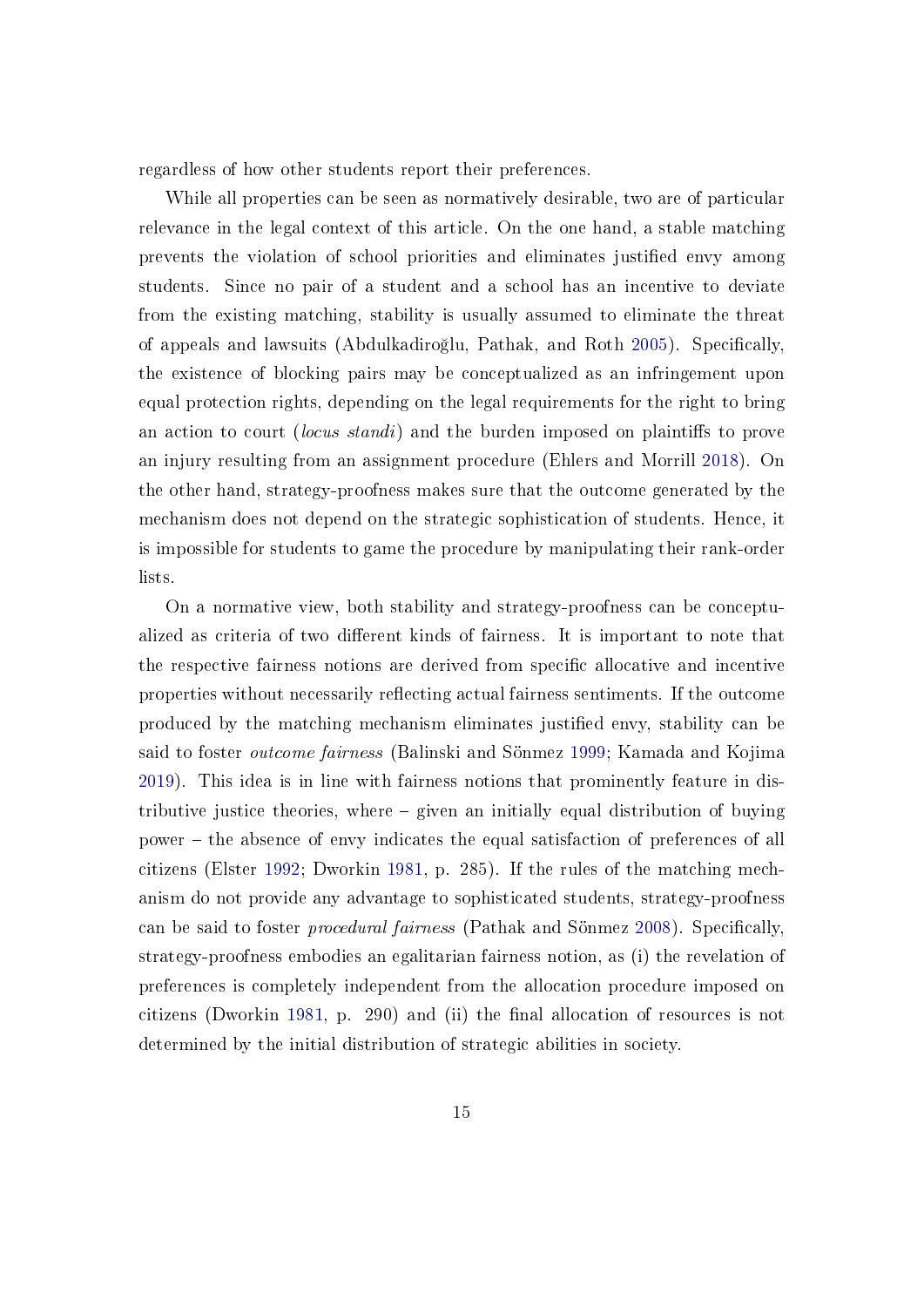regardless of how other students report their preferences.

While all properties can be seen as normatively desirable, two are of particular relevance in the legal context of this article. On the one hand, a stable matching prevents the violation of school priorities and eliminates justified envy among students. Since no pair of a student and a school has an incentive to deviate from the existing matching, stability is usually assumed to eliminate the threat of appeals and lawsuits (Abdulkadiroğlu, Pathak, and Roth 2005). Specifically, the existence of blocking pairs may be conceptualized as an infringement upon equal protection rights, depending on the legal requirements for the right to bring an action to court (*locus standi*) and the burden imposed on plaintiffs to prove an injury resulting from an assignment procedure (Ehlers and Morrill 2018). On the other hand, strategy-proofness makes sure that the outcome generated by the mechanism does not depend on the strategic sophistication of students. Hence, it is impossible for students to game the procedure by manipulating their rank-order lists.

On a normative view, both stability and strategy-proofness can be conceptualized as criteria of two different kinds of fairness. It is important to note that the respective fairness notions are derived from specific allocative and incentive properties without necessarily reflecting actual fairness sentiments. If the outcome produced by the matching mechanism eliminates justified envy, stability can be said to foster *outcome fairness* (Balinski and Sönmez 1999; Kamada and Kojima 2019). This idea is in line with fairness notions that prominently feature in distributive justice theories, where – given an initially equal distribution of buying power – the absence of envy indicates the equal satisfaction of preferences of all citizens (Elster 1992; Dworkin 1981, p. 285). If the rules of the matching mechanism do not provide any advantage to sophisticated students, strategy-proofness can be said to foster *procedural fairness* (Pathak and Sönmez 2008). Specifically, strategy-proofness embodies an egalitarian fairness notion, as (i) the revelation of preferences is completely independent from the allocation procedure imposed on citizens (Dworkin 1981, p. 290) and (ii) the final allocation of resources is not determined by the initial distribution of strategic abilities in society.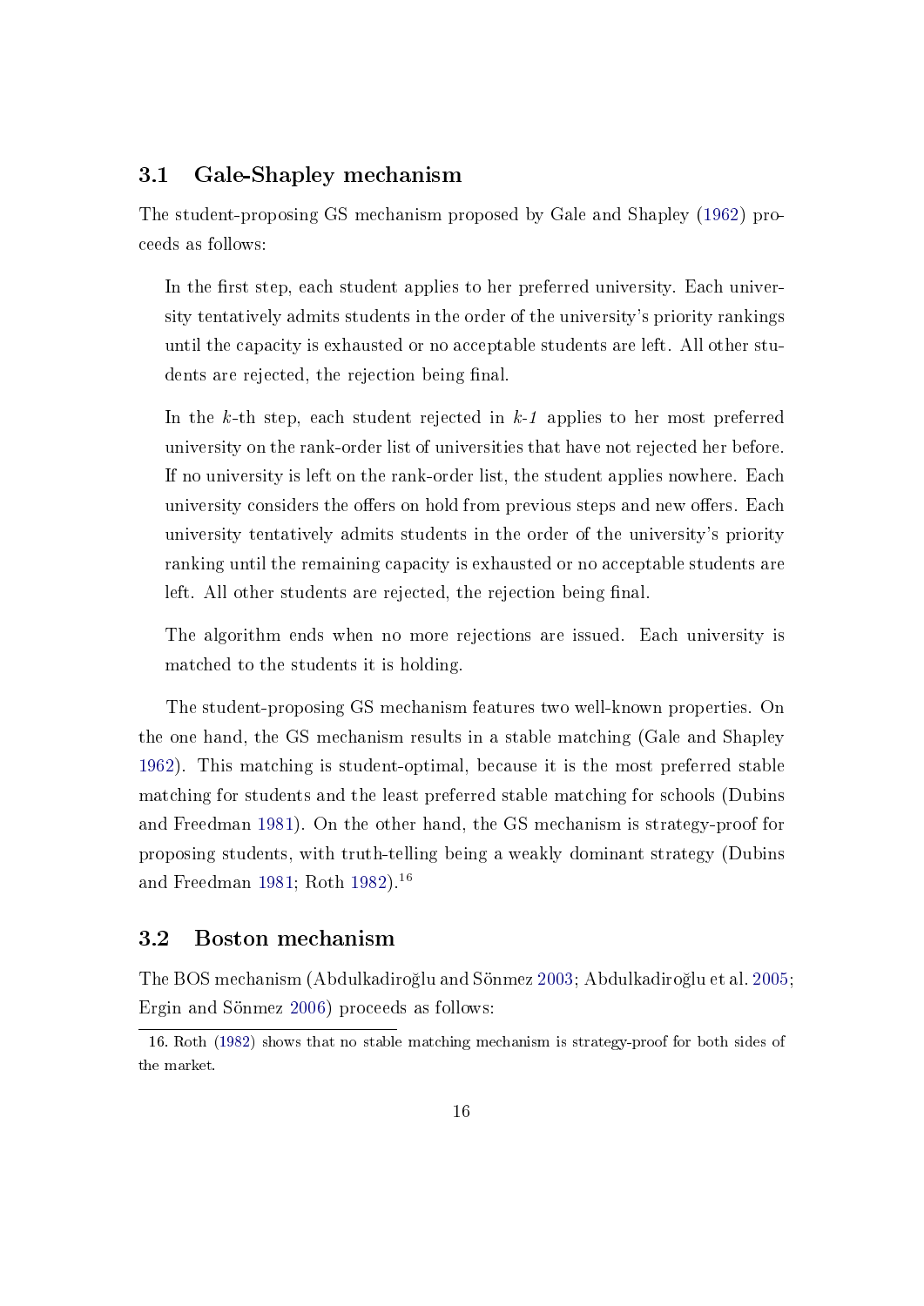## 3.1 Gale-Shapley mechanism

The student-proposing GS mechanism proposed by Gale and Shapley (1962) proceeds as follows:

> In the first step, each student applies to her preferred university. Each university tentatively admits students in the order of the university's priority rankings until the capacity is exhausted or no acceptable students are left. All other students are rejected, the rejection being final.
>
> In the *k*-th step, each student rejected in *k-1* applies to her most preferred university on the rank-order list of universities that have not rejected her before. If no university is left on the rank-order list, the student applies nowhere. Each university considers the offers on hold from previous steps and new offers. Each university tentatively admits students in the order of the university's priority ranking until the remaining capacity is exhausted or no acceptable students are left. All other students are rejected, the rejection being final.
>
> The algorithm ends when no more rejections are issued. Each university is matched to the students it is holding.

The student-proposing GS mechanism features two well-known properties. On the one hand, the GS mechanism results in a stable matching (Gale and Shapley 1962). This matching is student-optimal, because it is the most preferred stable matching for students and the least preferred stable matching for schools (Dubins and Freedman 1981). On the other hand, the GS mechanism is strategy-proof for proposing students, with truth-telling being a weakly dominant strategy (Dubins and Freedman 1981; Roth 1982).[16]

## 3.2 Boston mechanism

The BOS mechanism (Abdulkadiroğlu and Sönmez 2003; Abdulkadiroğlu et al. 2005; Ergin and Sönmez 2006) proceeds as follows:

16. Roth (1982) shows that no stable matching mechanism is strategy-proof for both sides of the market.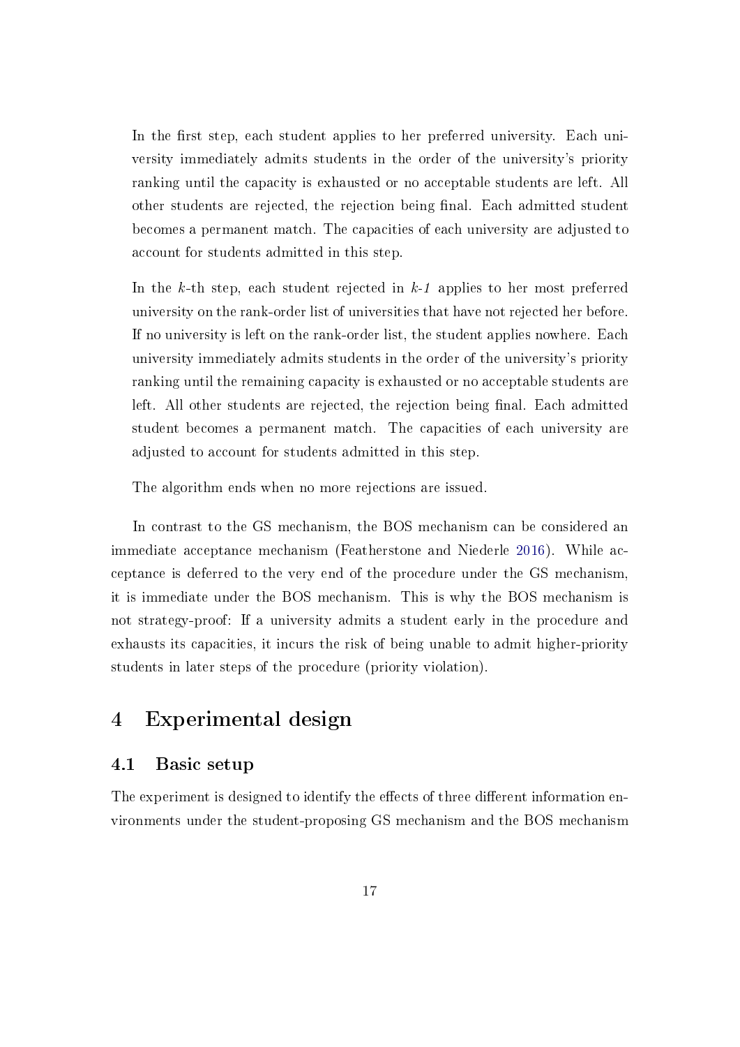In the first step, each student applies to her preferred university. Each university immediately admits students in the order of the university's priority ranking until the capacity is exhausted or no acceptable students are left. All other students are rejected, the rejection being final. Each admitted student becomes a permanent match. The capacities of each university are adjusted to account for students admitted in this step.

In the *k*-th step, each student rejected in *k-1* applies to her most preferred university on the rank-order list of universities that have not rejected her before. If no university is left on the rank-order list, the student applies nowhere. Each university immediately admits students in the order of the university's priority ranking until the remaining capacity is exhausted or no acceptable students are left. All other students are rejected, the rejection being final. Each admitted student becomes a permanent match. The capacities of each university are adjusted to account for students admitted in this step.

The algorithm ends when no more rejections are issued.

In contrast to the GS mechanism, the BOS mechanism can be considered an immediate acceptance mechanism (Featherstone and Niederle 2016). While acceptance is deferred to the very end of the procedure under the GS mechanism, it is immediate under the BOS mechanism. This is why the BOS mechanism is not strategy-proof: If a university admits a student early in the procedure and exhausts its capacities, it incurs the risk of being unable to admit higher-priority students in later steps of the procedure (priority violation).

# 4 Experimental design

## 4.1 Basic setup

The experiment is designed to identify the effects of three different information environments under the student-proposing GS mechanism and the BOS mechanism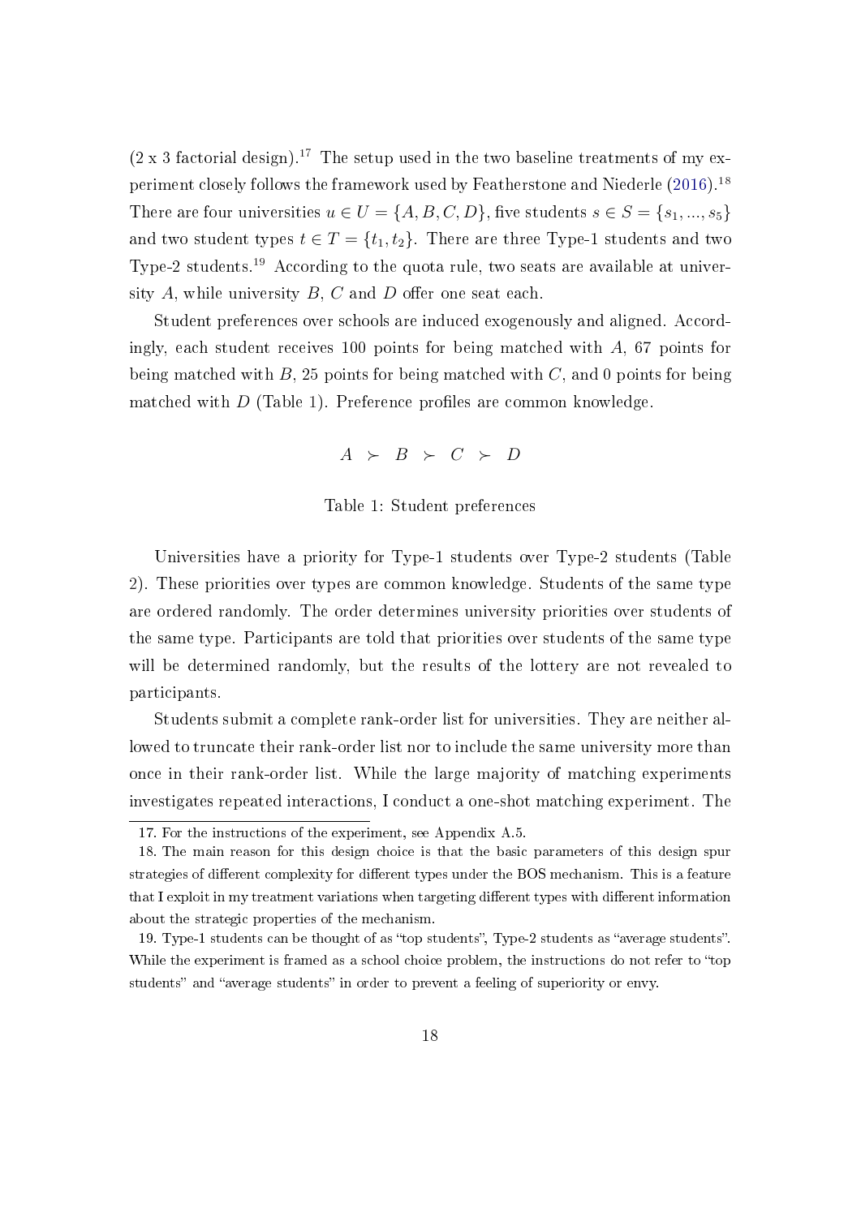(2 x 3 factorial design).[17] The setup used in the two baseline treatments of my experiment closely follows the framework used by Featherstone and Niederle (2016).[18] There are four universities $u \in U = \{A, B, C, D\}$, five students $s \in S = \{s_1, ..., s_5\}$ and two student types $t \in T = \{t_1, t_2\}$. There are three Type-1 students and two Type-2 students.[19] According to the quota rule, two seats are available at university $A$, while university $B$, $C$ and $D$ offer one seat each.

Student preferences over schools are induced exogenously and aligned. Accordingly, each student receives 100 points for being matched with $A$, 67 points for being matched with $B$, 25 points for being matched with $C$, and 0 points for being matched with $D$ (Table 1). Preference profiles are common knowledge.

$$A \succ B \succ C \succ D$$

Table 1: Student preferences

Universities have a priority for Type-1 students over Type-2 students (Table 2). These priorities over types are common knowledge. Students of the same type are ordered randomly. The order determines university priorities over students of the same type. Participants are told that priorities over students of the same type will be determined randomly, but the results of the lottery are not revealed to participants.

Students submit a complete rank-order list for universities. They are neither allowed to truncate their rank-order list nor to include the same university more than once in their rank-order list. While the large majority of matching experiments investigates repeated interactions, I conduct a one-shot matching experiment. The

---

17. For the instructions of the experiment, see Appendix A.5.

18. The main reason for this design choice is that the basic parameters of this design spur strategies of different complexity for different types under the BOS mechanism. This is a feature that I exploit in my treatment variations when targeting different types with different information about the strategic properties of the mechanism.

19. Type-1 students can be thought of as "top students", Type-2 students as "average students". While the experiment is framed as a school choice problem, the instructions do not refer to "top students" and "average students" in order to prevent a feeling of superiority or envy.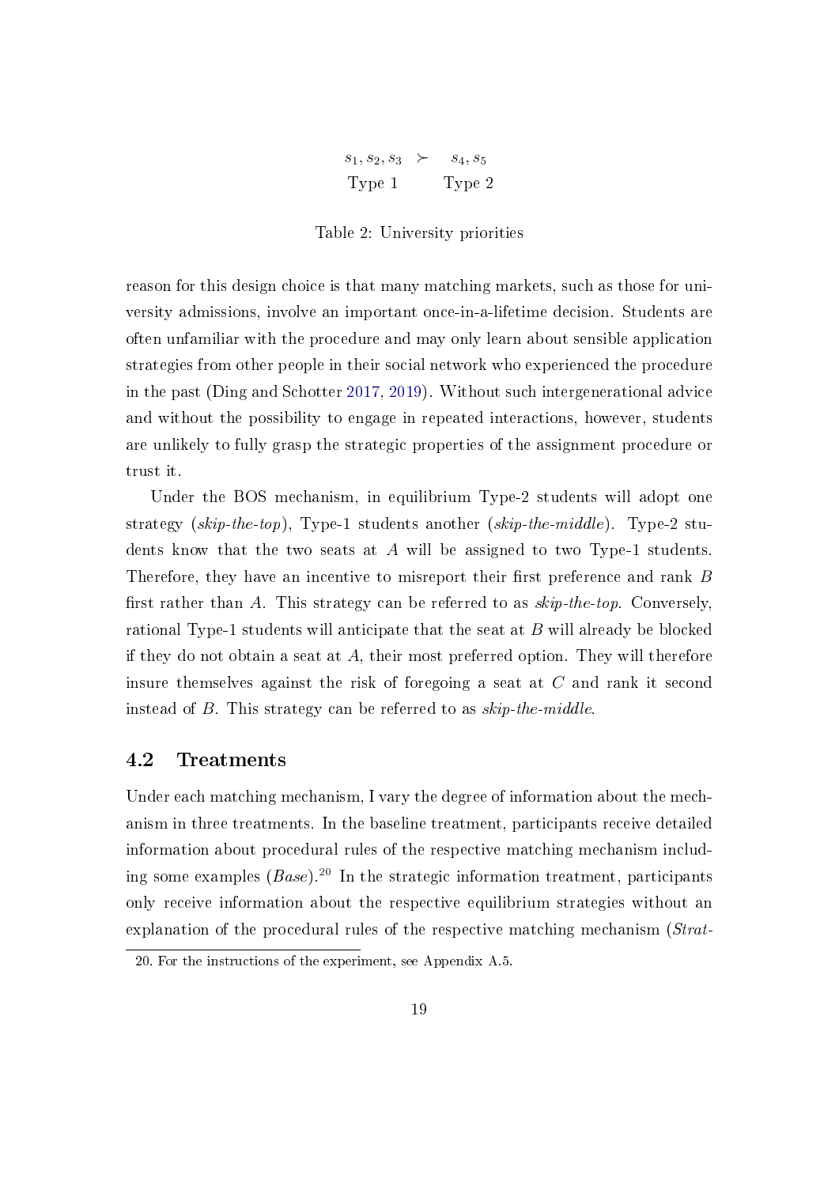| $s_1, s_2, s_3$ | $\succ$ | $s_4, s_5$ |
|---|---|---|
| Type 1 | | Type 2 |

Table 2: University priorities

reason for this design choice is that many matching markets, such as those for university admissions, involve an important once-in-a-lifetime decision. Students are often unfamiliar with the procedure and may only learn about sensible application strategies from other people in their social network who experienced the procedure in the past (Ding and Schotter 2017, 2019). Without such intergenerational advice and without the possibility to engage in repeated interactions, however, students are unlikely to fully grasp the strategic properties of the assignment procedure or trust it.

Under the BOS mechanism, in equilibrium Type-2 students will adopt one strategy (*skip-the-top*), Type-1 students another (*skip-the-middle*). Type-2 students know that the two seats at $A$ will be assigned to two Type-1 students. Therefore, they have an incentive to misreport their first preference and rank $B$ first rather than $A$. This strategy can be referred to as *skip-the-top*. Conversely, rational Type-1 students will anticipate that the seat at $B$ will already be blocked if they do not obtain a seat at $A$, their most preferred option. They will therefore insure themselves against the risk of foregoing a seat at $C$ and rank it second instead of $B$. This strategy can be referred to as *skip-the-middle*.

## 4.2 Treatments

Under each matching mechanism, I vary the degree of information about the mechanism in three treatments. In the baseline treatment, participants receive detailed information about procedural rules of the respective matching mechanism including some examples (*Base*).[20] In the strategic information treatment, participants only receive information about the respective equilibrium strategies without an explanation of the procedural rules of the respective matching mechanism (*Strat-*

20. For the instructions of the experiment, see Appendix A.5.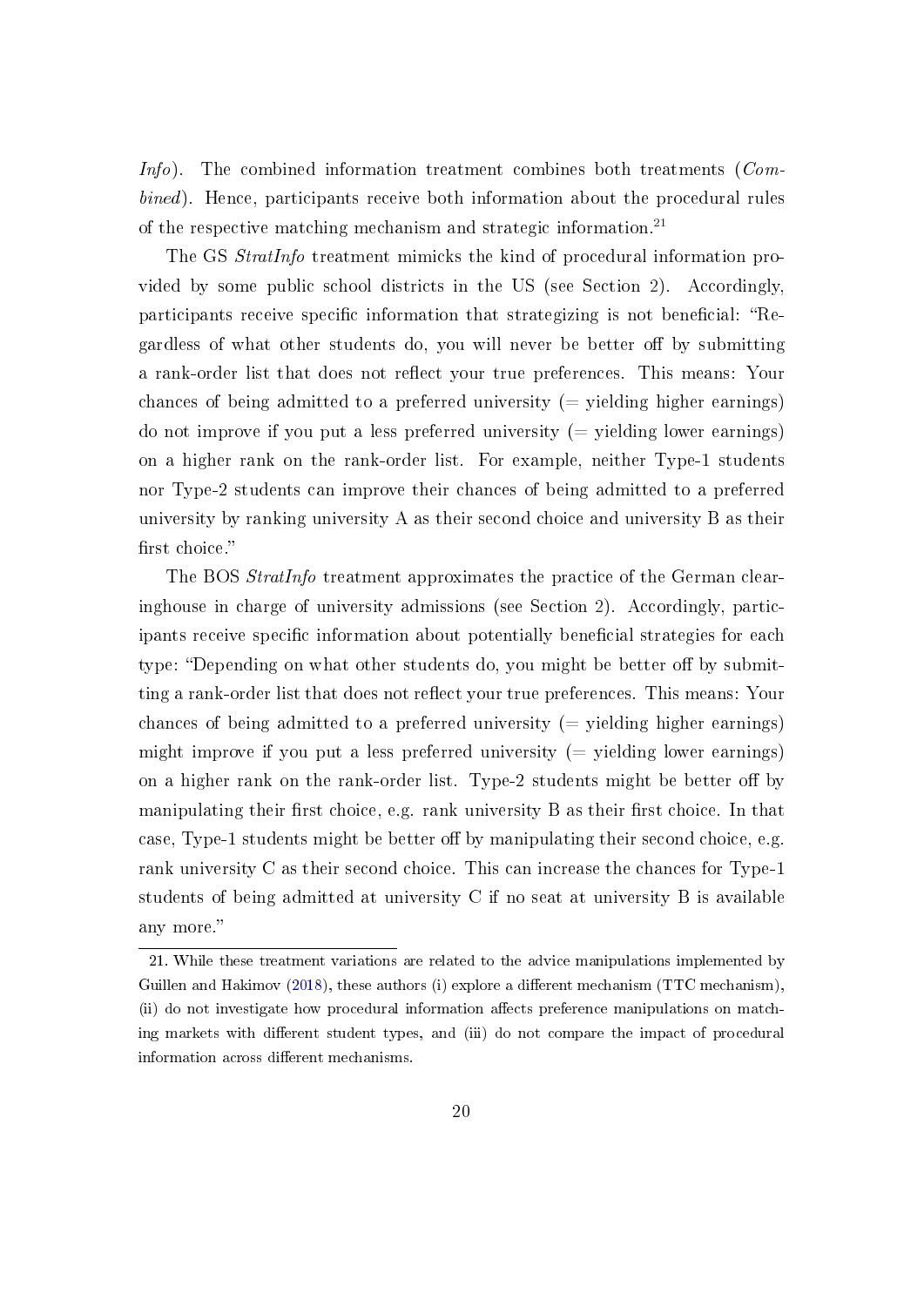*Info*). The combined information treatment combines both treatments (*Combined*). Hence, participants receive both information about the procedural rules of the respective matching mechanism and strategic information.[21]

The GS *StratInfo* treatment mimicks the kind of procedural information provided by some public school districts in the US (see Section 2). Accordingly, participants receive specific information that strategizing is not beneficial: "Regardless of what other students do, you will never be better off by submitting a rank-order list that does not reflect your true preferences. This means: Your chances of being admitted to a preferred university (= yielding higher earnings) do not improve if you put a less preferred university (= yielding lower earnings) on a higher rank on the rank-order list. For example, neither Type-1 students nor Type-2 students can improve their chances of being admitted to a preferred university by ranking university A as their second choice and university B as their first choice."

The BOS *StratInfo* treatment approximates the practice of the German clearinghouse in charge of university admissions (see Section 2). Accordingly, participants receive specific information about potentially beneficial strategies for each type: "Depending on what other students do, you might be better off by submitting a rank-order list that does not reflect your true preferences. This means: Your chances of being admitted to a preferred university (= yielding higher earnings) might improve if you put a less preferred university (= yielding lower earnings) on a higher rank on the rank-order list. Type-2 students might be better off by manipulating their first choice, e.g. rank university B as their first choice. In that case, Type-1 students might be better off by manipulating their second choice, e.g. rank university C as their second choice. This can increase the chances for Type-1 students of being admitted at university C if no seat at university B is available any more."

[21] While these treatment variations are related to the advice manipulations implemented by Guillen and Hakimov (2018), these authors (i) explore a different mechanism (TTC mechanism), (ii) do not investigate how procedural information affects preference manipulations on matching markets with different student types, and (iii) do not compare the impact of procedural information across different mechanisms.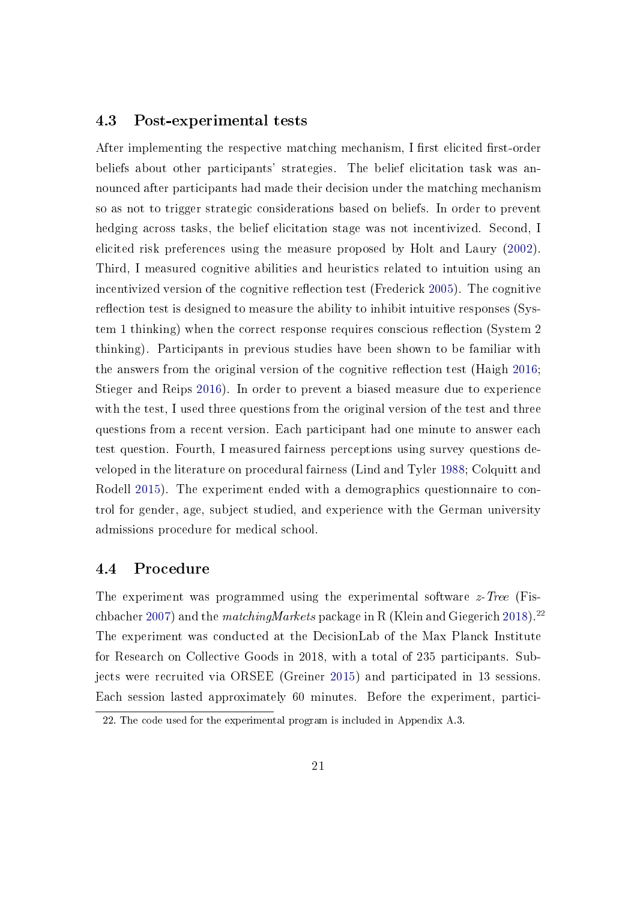## 4.3 Post-experimental tests

After implementing the respective matching mechanism, I first elicited first-order beliefs about other participants' strategies. The belief elicitation task was announced after participants had made their decision under the matching mechanism so as not to trigger strategic considerations based on beliefs. In order to prevent hedging across tasks, the belief elicitation stage was not incentivized. Second, I elicited risk preferences using the measure proposed by Holt and Laury (2002). Third, I measured cognitive abilities and heuristics related to intuition using an incentivized version of the cognitive reflection test (Frederick 2005). The cognitive reflection test is designed to measure the ability to inhibit intuitive responses (System 1 thinking) when the correct response requires conscious reflection (System 2 thinking). Participants in previous studies have been shown to be familiar with the answers from the original version of the cognitive reflection test (Haigh 2016; Stieger and Reips 2016). In order to prevent a biased measure due to experience with the test, I used three questions from the original version of the test and three questions from a recent version. Each participant had one minute to answer each test question. Fourth, I measured fairness perceptions using survey questions developed in the literature on procedural fairness (Lind and Tyler 1988; Colquitt and Rodell 2015). The experiment ended with a demographics questionnaire to control for gender, age, subject studied, and experience with the German university admissions procedure for medical school.

## 4.4 Procedure

The experiment was programmed using the experimental software *z-Tree* (Fischbacher 2007) and the *matchingMarkets* package in R (Klein and Giegerich 2018).[22] The experiment was conducted at the DecisionLab of the Max Planck Institute for Research on Collective Goods in 2018, with a total of 235 participants. Subjects were recruited via ORSEE (Greiner 2015) and participated in 13 sessions. Each session lasted approximately 60 minutes. Before the experiment, partici-

22. The code used for the experimental program is included in Appendix A.3.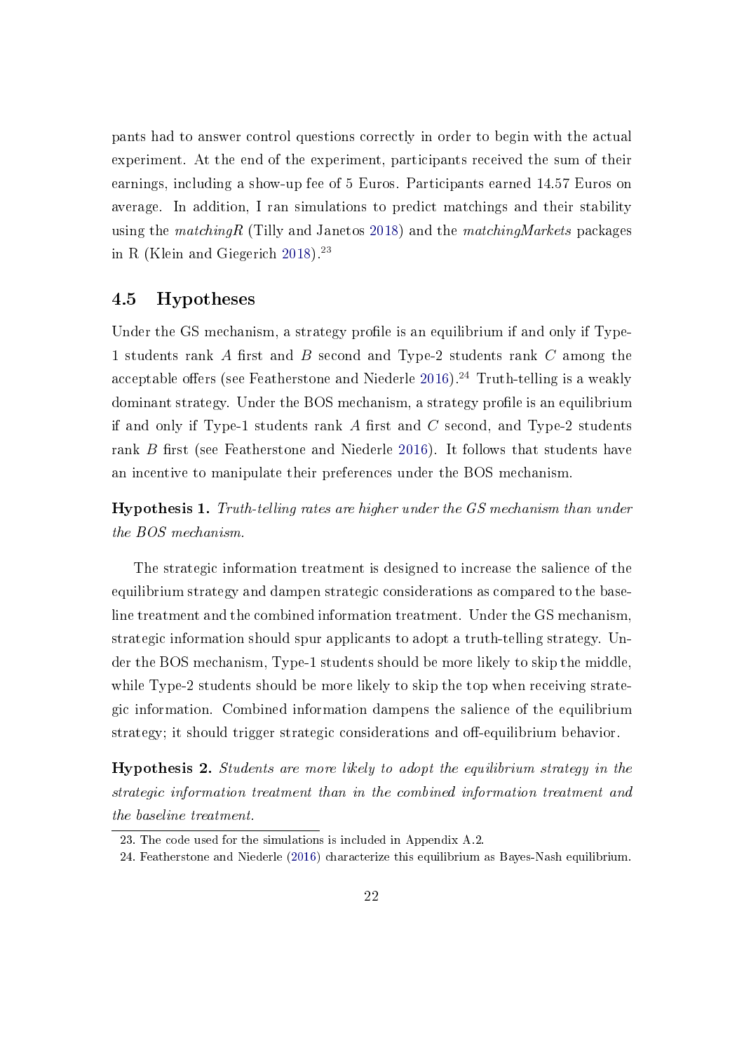pants had to answer control questions correctly in order to begin with the actual experiment. At the end of the experiment, participants received the sum of their earnings, including a show-up fee of 5 Euros. Participants earned 14.57 Euros on average. In addition, I ran simulations to predict matchings and their stability using the *matchingR* (Tilly and Janetos 2018) and the *matchingMarkets* packages in R (Klein and Giegerich 2018).[23]

## 4.5 Hypotheses

Under the GS mechanism, a strategy profile is an equilibrium if and only if Type-1 students rank $A$ first and $B$ second and Type-2 students rank $C$ among the acceptable offers (see Featherstone and Niederle 2016).[24] Truth-telling is a weakly dominant strategy. Under the BOS mechanism, a strategy profile is an equilibrium if and only if Type-1 students rank $A$ first and $C$ second, and Type-2 students rank $B$ first (see Featherstone and Niederle 2016). It follows that students have an incentive to manipulate their preferences under the BOS mechanism.

**Hypothesis 1.** *Truth-telling rates are higher under the GS mechanism than under the BOS mechanism.*

The strategic information treatment is designed to increase the salience of the equilibrium strategy and dampen strategic considerations as compared to the baseline treatment and the combined information treatment. Under the GS mechanism, strategic information should spur applicants to adopt a truth-telling strategy. Under the BOS mechanism, Type-1 students should be more likely to skip the middle, while Type-2 students should be more likely to skip the top when receiving strategic information. Combined information dampens the salience of the equilibrium strategy; it should trigger strategic considerations and off-equilibrium behavior.

**Hypothesis 2.** *Students are more likely to adopt the equilibrium strategy in the strategic information treatment than in the combined information treatment and the baseline treatment.*

23. The code used for the simulations is included in Appendix A.2.

24. Featherstone and Niederle (2016) characterize this equilibrium as Bayes-Nash equilibrium.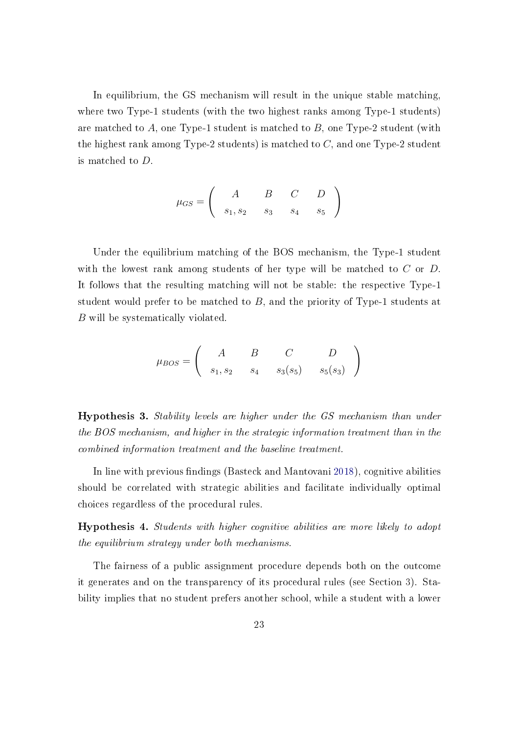In equilibrium, the GS mechanism will result in the unique stable matching, where two Type-1 students (with the two highest ranks among Type-1 students) are matched to $A$, one Type-1 student is matched to $B$, one Type-2 student (with the highest rank among Type-2 students) is matched to $C$, and one Type-2 student is matched to $D$.

$$\mu_{GS} = \begin{pmatrix} A & B & C & D \\ s_1, s_2 & s_3 & s_4 & s_5 \end{pmatrix}$$

Under the equilibrium matching of the BOS mechanism, the Type-1 student with the lowest rank among students of her type will be matched to $C$ or $D$. It follows that the resulting matching will not be stable: the respective Type-1 student would prefer to be matched to $B$, and the priority of Type-1 students at $B$ will be systematically violated.

$$\mu_{BOS} = \begin{pmatrix} A & B & C & D \\ s_1, s_2 & s_4 & s_3(s_5) & s_5(s_3) \end{pmatrix}$$

**Hypothesis 3.** *Stability levels are higher under the GS mechanism than under the BOS mechanism, and higher in the strategic information treatment than in the combined information treatment and the baseline treatment.*

In line with previous findings (Basteck and Mantovani 2018), cognitive abilities should be correlated with strategic abilities and facilitate individually optimal choices regardless of the procedural rules.

**Hypothesis 4.** *Students with higher cognitive abilities are more likely to adopt the equilibrium strategy under both mechanisms.*

The fairness of a public assignment procedure depends both on the outcome it generates and on the transparency of its procedural rules (see Section 3). Stability implies that no student prefers another school, while a student with a lower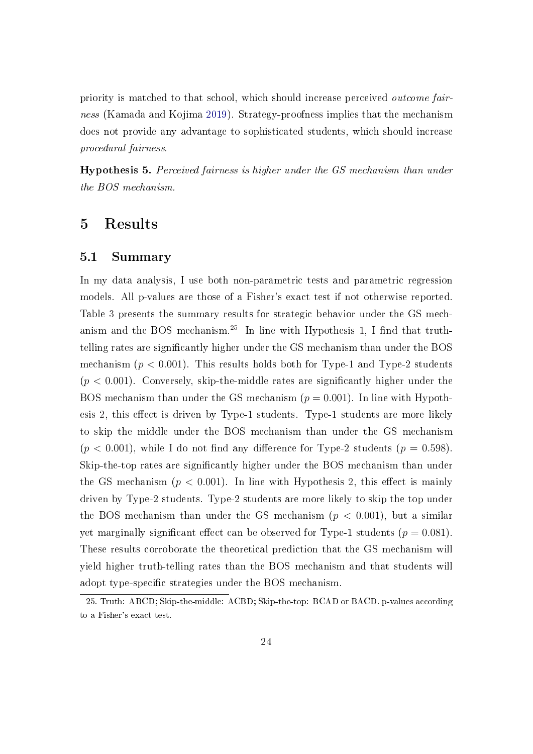priority is matched to that school, which should increase perceived *outcome fairness* (Kamada and Kojima 2019). Strategy-proofness implies that the mechanism does not provide any advantage to sophisticated students, which should increase *procedural fairness*.

**Hypothesis 5.** *Perceived fairness is higher under the GS mechanism than under the BOS mechanism.*

# 5 Results

## 5.1 Summary

In my data analysis, I use both non-parametric tests and parametric regression models. All p-values are those of a Fisher's exact test if not otherwise reported. Table 3 presents the summary results for strategic behavior under the GS mechanism and the BOS mechanism.[25] In line with Hypothesis 1, I find that truth-telling rates are significantly higher under the GS mechanism than under the BOS mechanism ($p < 0.001$). This results holds both for Type-1 and Type-2 students ($p < 0.001$). Conversely, skip-the-middle rates are significantly higher under the BOS mechanism than under the GS mechanism ($p = 0.001$). In line with Hypothesis 2, this effect is driven by Type-1 students. Type-1 students are more likely to skip the middle under the BOS mechanism than under the GS mechanism ($p < 0.001$), while I do not find any difference for Type-2 students ($p = 0.598$). Skip-the-top rates are significantly higher under the BOS mechanism than under the GS mechanism ($p < 0.001$). In line with Hypothesis 2, this effect is mainly driven by Type-2 students. Type-2 students are more likely to skip the top under the BOS mechanism than under the GS mechanism ($p < 0.001$), but a similar yet marginally significant effect can be observed for Type-1 students ($p = 0.081$). These results corroborate the theoretical prediction that the GS mechanism will yield higher truth-telling rates than the BOS mechanism and that students will adopt type-specific strategies under the BOS mechanism.

25. Truth: ABCD; Skip-the-middle: ACBD; Skip-the-top: BCAD or BACD. p-values according to a Fisher's exact test.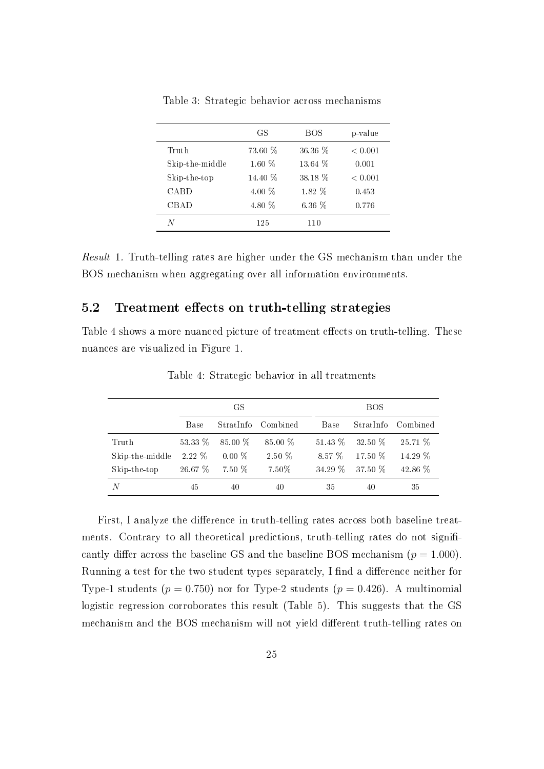Table 3: Strategic behavior across mechanisms

| | GS | BOS | p-value |
|---|---|---|---|
| Truth | 73.60 % | 36.36 % | $< 0.001$ |
| Skip-the-middle | 1.60 % | 13.64 % | 0.001 |
| Skip-the-top | 14.40 % | 38.18 % | $< 0.001$ |
| CABD | 4.00 % | 1.82 % | 0.453 |
| CBAD | 4.80 % | 6.36 % | 0.776 |
| $N$ | 125 | 110 | |

*Result* 1. Truth-telling rates are higher under the GS mechanism than under the BOS mechanism when aggregating over all information environments.

## 5.2 Treatment effects on truth-telling strategies

Table 4 shows a more nuanced picture of treatment effects on truth-telling. These nuances are visualized in Figure 1.

Table 4: Strategic behavior in all treatments

| | GS | | | BOS | | |
|---|---|---|---|---|---|---|
| | Base | StratInfo | Combined | Base | StratInfo | Combined |
| Truth | 53.33 % | 85.00 % | 85.00 % | 51.43 % | 32.50 % | 25.71 % |
| Skip-the-middle | 2.22 % | 0.00 % | 2.50 % | 8.57 % | 17.50 % | 14.29 % |
| Skip-the-top | 26.67 % | 7.50 % | 7.50% | 34.29 % | 37.50 % | 42.86 % |
| $N$ | 45 | 40 | 40 | 35 | 40 | 35 |

First, I analyze the difference in truth-telling rates across both baseline treatments. Contrary to all theoretical predictions, truth-telling rates do not significantly differ across the baseline GS and the baseline BOS mechanism ($p = 1.000$). Running a test for the two student types separately, I find a difference neither for Type-1 students ($p = 0.750$) nor for Type-2 students ($p = 0.426$). A multinomial logistic regression corroborates this result (Table 5). This suggests that the GS mechanism and the BOS mechanism will not yield different truth-telling rates on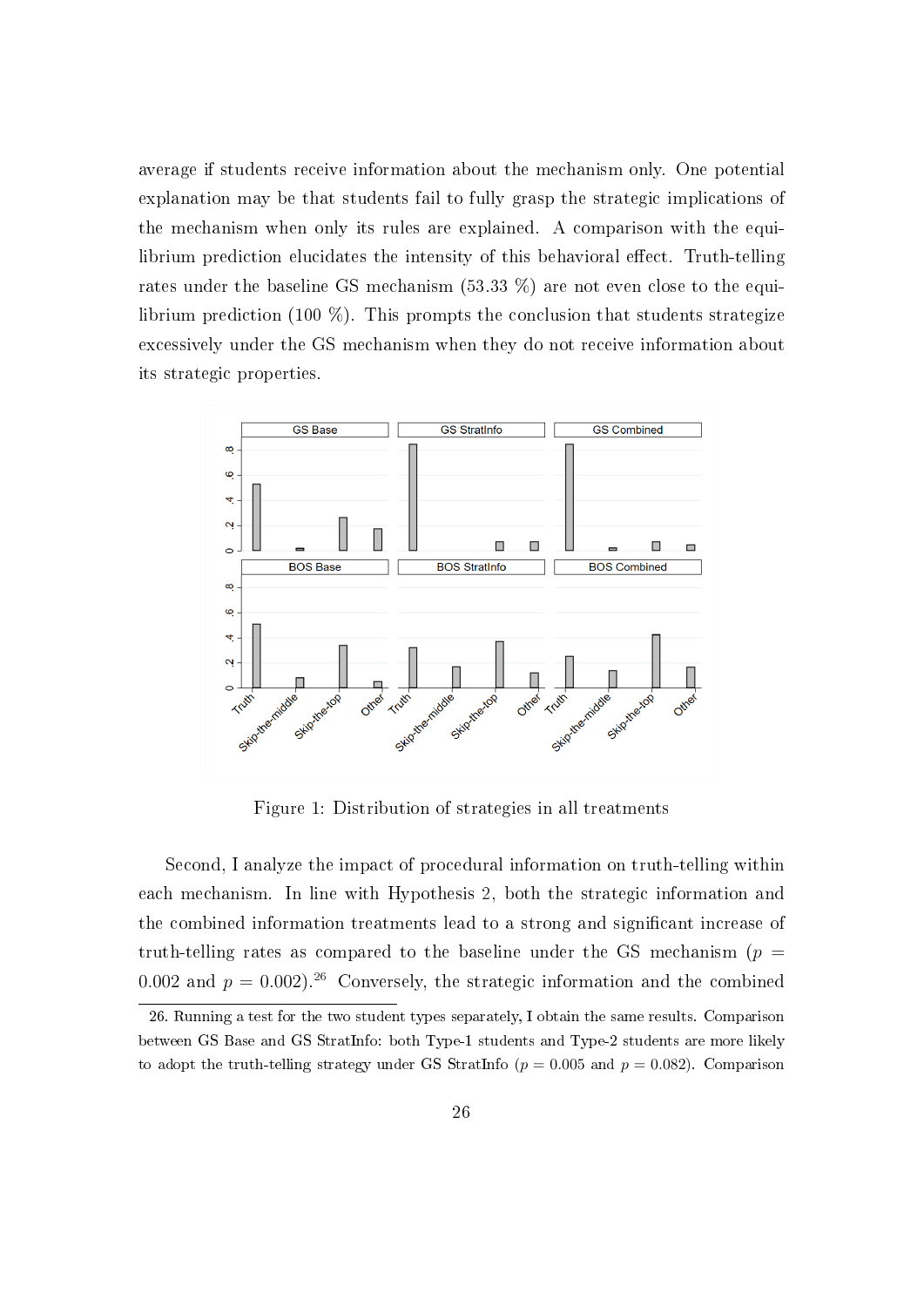average if students receive information about the mechanism only. One potential explanation may be that students fail to fully grasp the strategic implications of the mechanism when only its rules are explained. A comparison with the equilibrium prediction elucidates the intensity of this behavioral effect. Truth-telling rates under the baseline GS mechanism (53.33 %) are not even close to the equilibrium prediction (100 %). This prompts the conclusion that students strategize excessively under the GS mechanism when they do not receive information about its strategic properties.

Figure 1: Distribution of strategies in all treatments

Second, I analyze the impact of procedural information on truth-telling within each mechanism. In line with Hypothesis 2, both the strategic information and the combined information treatments lead to a strong and significant increase of truth-telling rates as compared to the baseline under the GS mechanism ($p = 0.002$ and $p = 0.002$).[26] Conversely, the strategic information and the combined

26. Running a test for the two student types separately, I obtain the same results. Comparison between GS Base and GS StratInfo: both Type-1 students and Type-2 students are more likely to adopt the truth-telling strategy under GS StratInfo ($p = 0.005$ and $p = 0.082$). Comparison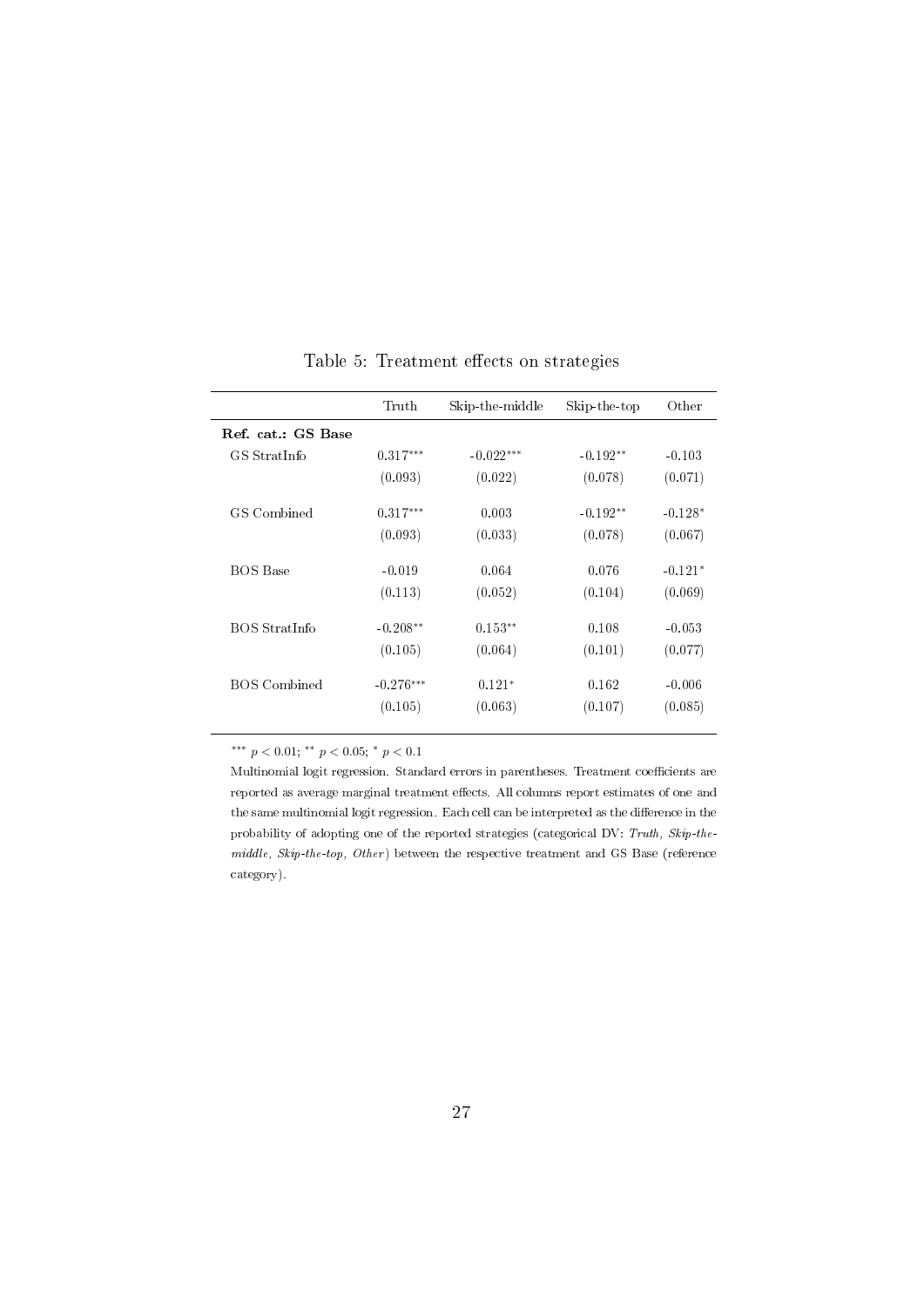Table 5: Treatment effects on strategies

| | Truth | Skip-the-middle | Skip-the-top | Other |
|---|---|---|---|---|
| **Ref. cat.: GS Base** | | | | |
| GS StratInfo | $0.317^{***}$ | $-0.022^{***}$ | $-0.192^{**}$ | $-0.103$ |
| | (0.093) | (0.022) | (0.078) | (0.071) |
| GS Combined | $0.317^{***}$ | 0.003 | $-0.192^{**}$ | $-0.128^{*}$ |
| | (0.093) | (0.033) | (0.078) | (0.067) |
| BOS Base | $-0.019$ | 0.064 | 0.076 | $-0.121^{*}$ |
| | (0.113) | (0.052) | (0.104) | (0.069) |
| BOS StratInfo | $-0.208^{**}$ | $0.153^{**}$ | 0.108 | $-0.053$ |
| | (0.105) | (0.064) | (0.101) | (0.077) |
| BOS Combined | $-0.276^{***}$ | $0.121^{*}$ | 0.162 | $-0.006$ |
| | (0.105) | (0.063) | (0.107) | (0.085) |

$^{***}$ $p < 0.01$; $^{**}$ $p < 0.05$; $^{*}$ $p < 0.1$

Multinomial logit regression. Standard errors in parentheses. Treatment coefficients are reported as average marginal treatment effects. All columns report estimates of one and the same multinomial logit regression. Each cell can be interpreted as the difference in the probability of adopting one of the reported strategies (categorical DV: *Truth, Skip-the-middle, Skip-the-top, Other*) between the respective treatment and GS Base (reference category).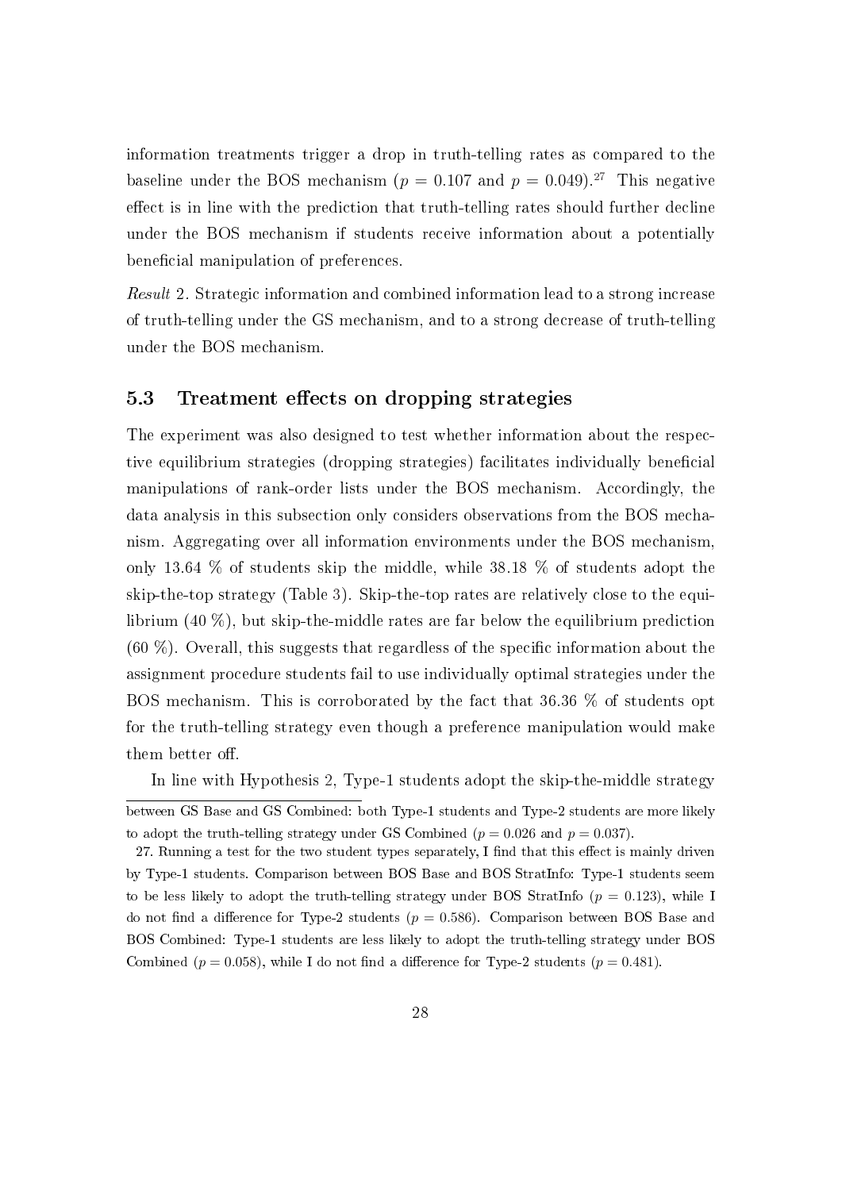information treatments trigger a drop in truth-telling rates as compared to the baseline under the BOS mechanism ($p = 0.107$ and $p = 0.049$).[27] This negative effect is in line with the prediction that truth-telling rates should further decline under the BOS mechanism if students receive information about a potentially beneficial manipulation of preferences.

*Result* 2. Strategic information and combined information lead to a strong increase of truth-telling under the GS mechanism, and to a strong decrease of truth-telling under the BOS mechanism.

### 5.3 Treatment effects on dropping strategies

The experiment was also designed to test whether information about the respective equilibrium strategies (dropping strategies) facilitates individually beneficial manipulations of rank-order lists under the BOS mechanism. Accordingly, the data analysis in this subsection only considers observations from the BOS mechanism. Aggregating over all information environments under the BOS mechanism, only 13.64 % of students skip the middle, while 38.18 % of students adopt the skip-the-top strategy (Table 3). Skip-the-top rates are relatively close to the equilibrium (40 %), but skip-the-middle rates are far below the equilibrium prediction (60 %). Overall, this suggests that regardless of the specific information about the assignment procedure students fail to use individually optimal strategies under the BOS mechanism. This is corroborated by the fact that 36.36 % of students opt for the truth-telling strategy even though a preference manipulation would make them better off.

In line with Hypothesis 2, Type-1 students adopt the skip-the-middle strategy

---

between GS Base and GS Combined: both Type-1 students and Type-2 students are more likely to adopt the truth-telling strategy under GS Combined ($p = 0.026$ and $p = 0.037$).

27. Running a test for the two student types separately, I find that this effect is mainly driven by Type-1 students. Comparison between BOS Base and BOS StratInfo: Type-1 students seem to be less likely to adopt the truth-telling strategy under BOS StratInfo ($p = 0.123$), while I do not find a difference for Type-2 students ($p = 0.586$). Comparison between BOS Base and BOS Combined: Type-1 students are less likely to adopt the truth-telling strategy under BOS Combined ($p = 0.058$), while I do not find a difference for Type-2 students ($p = 0.481$).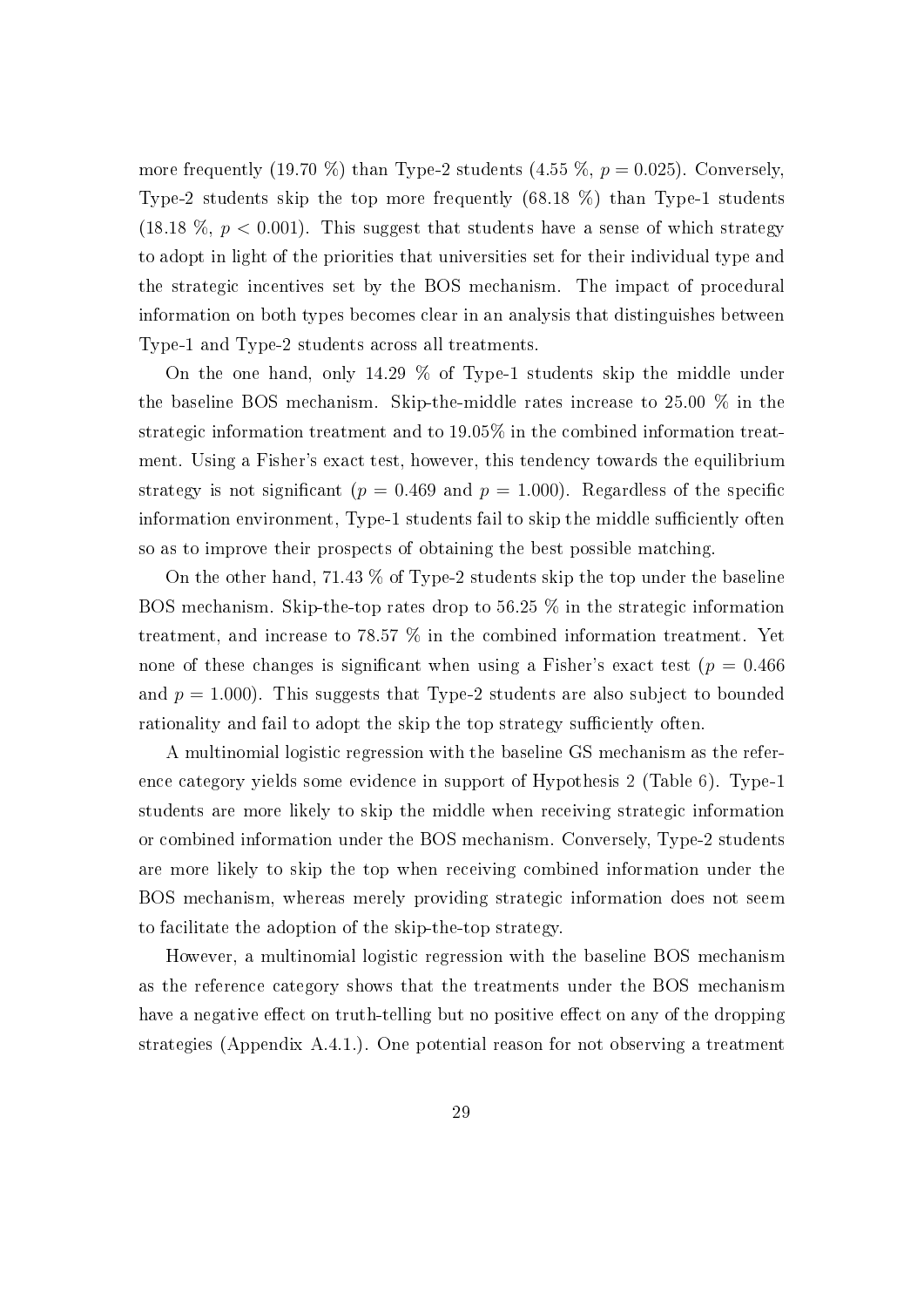more frequently (19.70 %) than Type-2 students (4.55 %, $p = 0.025$). Conversely, Type-2 students skip the top more frequently (68.18 %) than Type-1 students (18.18 %, $p < 0.001$). This suggest that students have a sense of which strategy to adopt in light of the priorities that universities set for their individual type and the strategic incentives set by the BOS mechanism. The impact of procedural information on both types becomes clear in an analysis that distinguishes between Type-1 and Type-2 students across all treatments.

On the one hand, only 14.29 % of Type-1 students skip the middle under the baseline BOS mechanism. Skip-the-middle rates increase to 25.00 % in the strategic information treatment and to 19.05% in the combined information treatment. Using a Fisher's exact test, however, this tendency towards the equilibrium strategy is not significant ($p = 0.469$ and $p = 1.000$). Regardless of the specific information environment, Type-1 students fail to skip the middle sufficiently often so as to improve their prospects of obtaining the best possible matching.

On the other hand, 71.43 % of Type-2 students skip the top under the baseline BOS mechanism. Skip-the-top rates drop to 56.25 % in the strategic information treatment, and increase to 78.57 % in the combined information treatment. Yet none of these changes is significant when using a Fisher's exact test ($p = 0.466$ and $p = 1.000$). This suggests that Type-2 students are also subject to bounded rationality and fail to adopt the skip the top strategy sufficiently often.

A multinomial logistic regression with the baseline GS mechanism as the reference category yields some evidence in support of Hypothesis 2 (Table 6). Type-1 students are more likely to skip the middle when receiving strategic information or combined information under the BOS mechanism. Conversely, Type-2 students are more likely to skip the top when receiving combined information under the BOS mechanism, whereas merely providing strategic information does not seem to facilitate the adoption of the skip-the-top strategy.

However, a multinomial logistic regression with the baseline BOS mechanism as the reference category shows that the treatments under the BOS mechanism have a negative effect on truth-telling but no positive effect on any of the dropping strategies (Appendix A.4.1.). One potential reason for not observing a treatment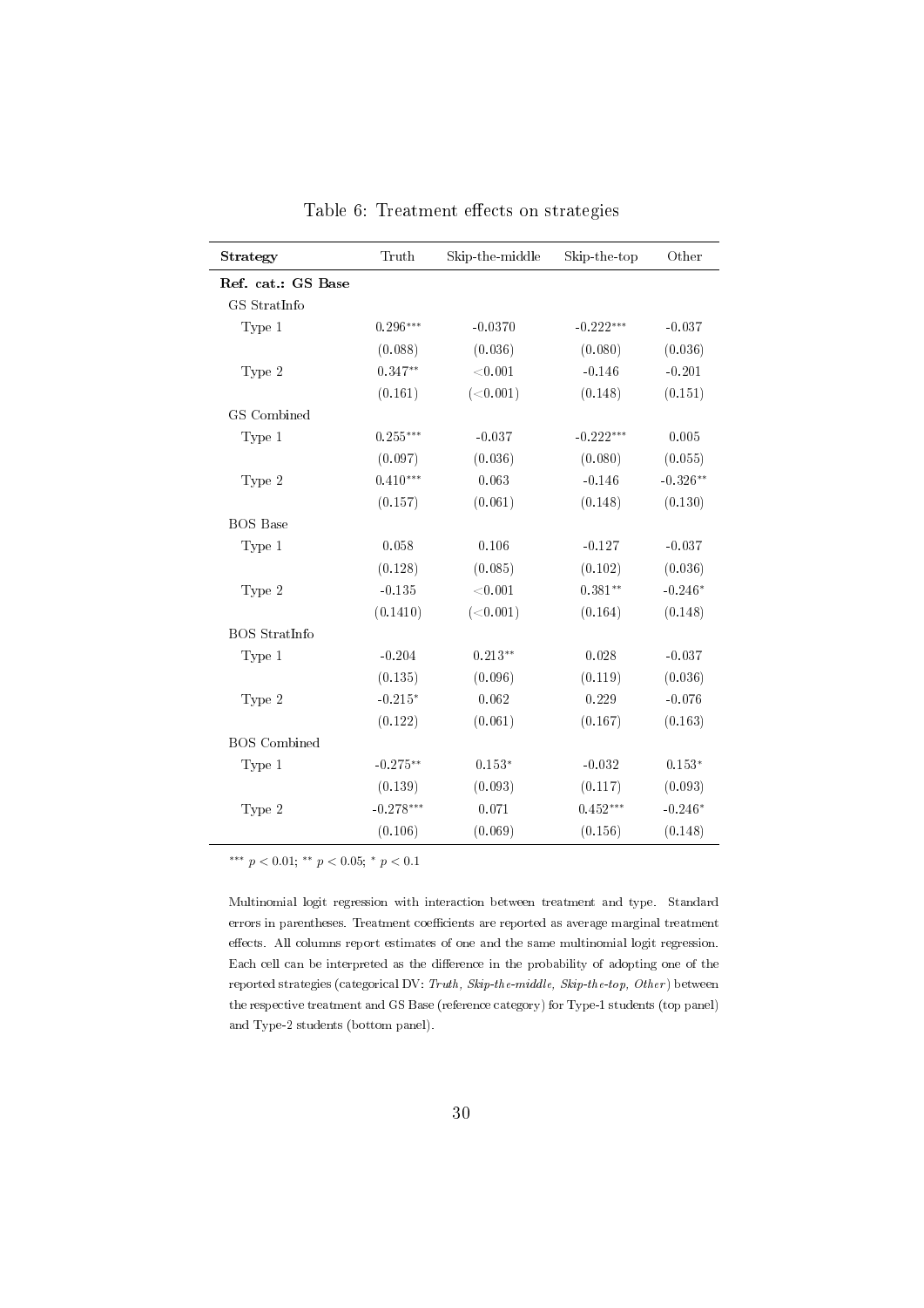Table 6: Treatment effects on strategies

| **Strategy** | Truth | Skip-the-middle | Skip-the-top | Other |
|---|---|---|---|---|
| **Ref. cat.: GS Base** | | | | |
| GS StratInfo | | | | |
| Type 1 | 0.296$^{***}$ | -0.0370 | -0.222$^{***}$ | -0.037 |
| | (0.088) | (0.036) | (0.080) | (0.036) |
| Type 2 | 0.347$^{**}$ | <0.001 | -0.146 | -0.201 |
| | (0.161) | (<0.001) | (0.148) | (0.151) |
| GS Combined | | | | |
| Type 1 | 0.255$^{***}$ | -0.037 | -0.222$^{***}$ | 0.005 |
| | (0.097) | (0.036) | (0.080) | (0.055) |
| Type 2 | 0.410$^{***}$ | 0.063 | -0.146 | -0.326$^{**}$ |
| | (0.157) | (0.061) | (0.148) | (0.130) |
| BOS Base | | | | |
| Type 1 | 0.058 | 0.106 | -0.127 | -0.037 |
| | (0.128) | (0.085) | (0.102) | (0.036) |
| Type 2 | -0.135 | <0.001 | 0.381$^{**}$ | -0.246$^{*}$ |
| | (0.1410) | (<0.001) | (0.164) | (0.148) |
| BOS StratInfo | | | | |
| Type 1 | -0.204 | 0.213$^{**}$ | 0.028 | -0.037 |
| | (0.135) | (0.096) | (0.119) | (0.036) |
| Type 2 | -0.215$^{*}$ | 0.062 | 0.229 | -0.076 |
| | (0.122) | (0.061) | (0.167) | (0.163) |
| BOS Combined | | | | |
| Type 1 | -0.275$^{**}$ | 0.153$^{*}$ | -0.032 | 0.153$^{*}$ |
| | (0.139) | (0.093) | (0.117) | (0.093) |
| Type 2 | -0.278$^{***}$ | 0.071 | 0.452$^{***}$ | -0.246$^{*}$ |
| | (0.106) | (0.069) | (0.156) | (0.148) |

$^{***}$ $p < 0.01$; $^{**}$ $p < 0.05$; $^{*}$ $p < 0.1$

Multinomial logit regression with interaction between treatment and type. Standard errors in parentheses. Treatment coefficients are reported as average marginal treatment effects. All columns report estimates of one and the same multinomial logit regression. Each cell can be interpreted as the difference in the probability of adopting one of the reported strategies (categorical DV: *Truth, Skip-the-middle, Skip-the-top, Other*) between the respective treatment and GS Base (reference category) for Type-1 students (top panel) and Type-2 students (bottom panel).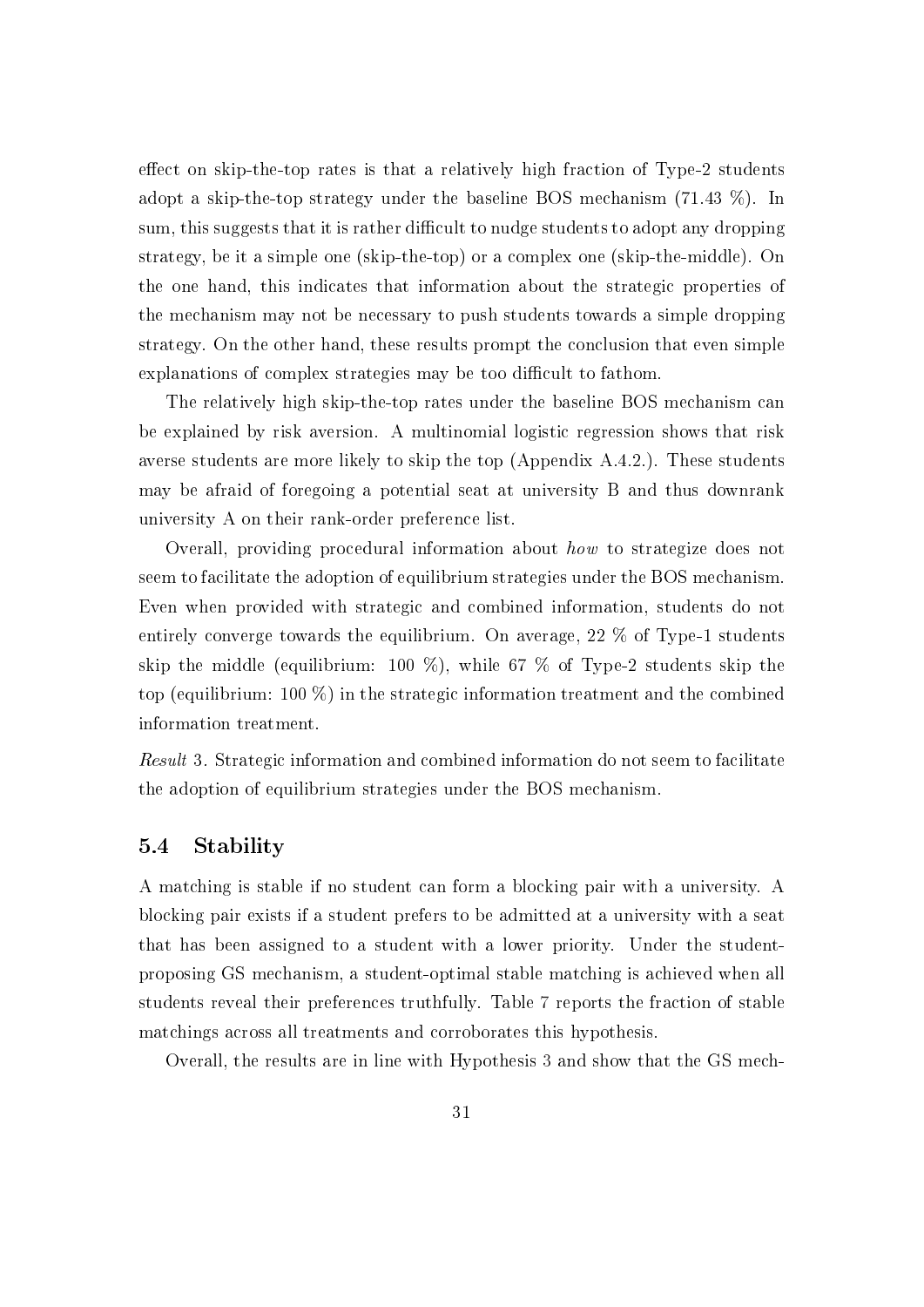effect on skip-the-top rates is that a relatively high fraction of Type-2 students adopt a skip-the-top strategy under the baseline BOS mechanism (71.43 %). In sum, this suggests that it is rather difficult to nudge students to adopt any dropping strategy, be it a simple one (skip-the-top) or a complex one (skip-the-middle). On the one hand, this indicates that information about the strategic properties of the mechanism may not be necessary to push students towards a simple dropping strategy. On the other hand, these results prompt the conclusion that even simple explanations of complex strategies may be too difficult to fathom.

The relatively high skip-the-top rates under the baseline BOS mechanism can be explained by risk aversion. A multinomial logistic regression shows that risk averse students are more likely to skip the top (Appendix A.4.2.). These students may be afraid of foregoing a potential seat at university B and thus downrank university A on their rank-order preference list.

Overall, providing procedural information about *how* to strategize does not seem to facilitate the adoption of equilibrium strategies under the BOS mechanism. Even when provided with strategic and combined information, students do not entirely converge towards the equilibrium. On average, 22 % of Type-1 students skip the middle (equilibrium: 100 %), while 67 % of Type-2 students skip the top (equilibrium: 100 %) in the strategic information treatment and the combined information treatment.

*Result* 3. Strategic information and combined information do not seem to facilitate the adoption of equilibrium strategies under the BOS mechanism.

## 5.4 Stability

A matching is stable if no student can form a blocking pair with a university. A blocking pair exists if a student prefers to be admitted at a university with a seat that has been assigned to a student with a lower priority. Under the student-proposing GS mechanism, a student-optimal stable matching is achieved when all students reveal their preferences truthfully. Table 7 reports the fraction of stable matchings across all treatments and corroborates this hypothesis.

Overall, the results are in line with Hypothesis 3 and show that the GS mech-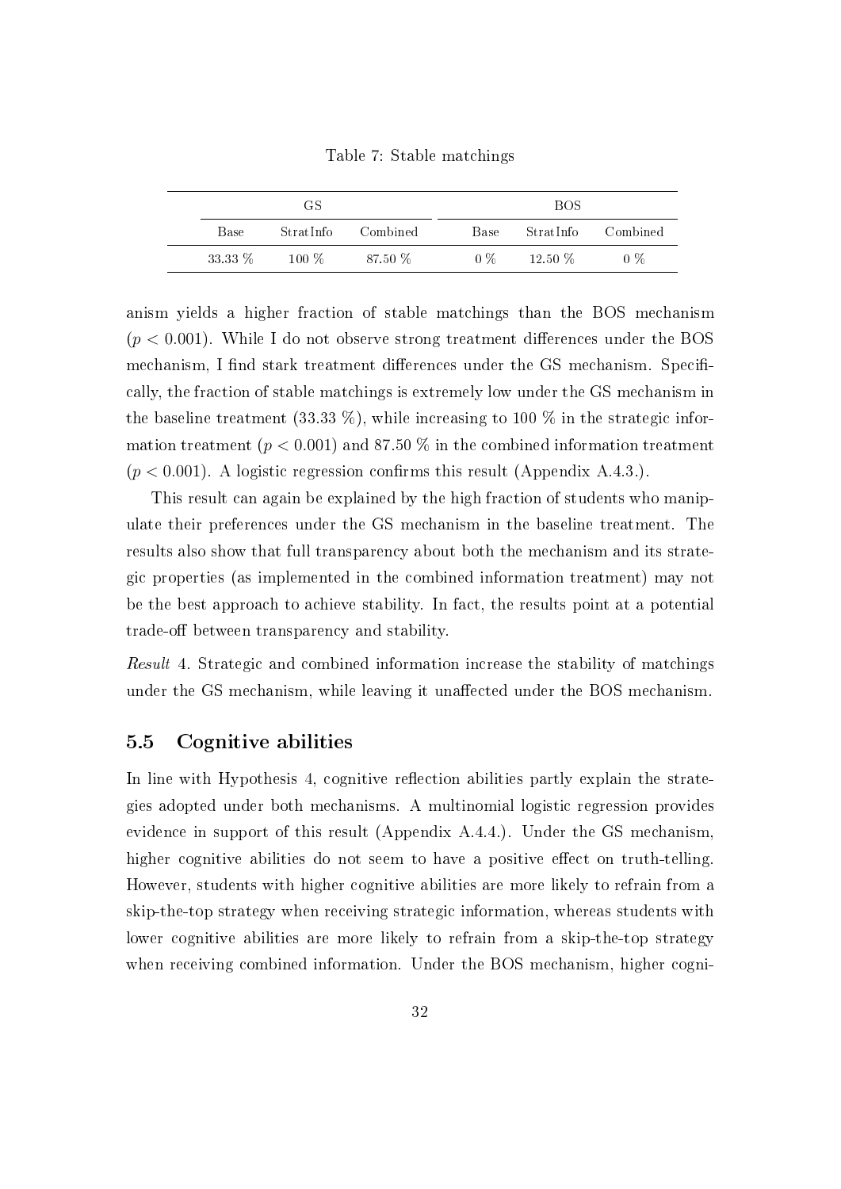Table 7: Stable matchings

| GS | | | BOS | | |
|---|---|---|---|---|---|
| Base | StratInfo | Combined | Base | StratInfo | Combined |
| 33.33 % | 100 % | 87.50 % | 0 % | 12.50 % | 0 % |

anism yields a higher fraction of stable matchings than the BOS mechanism ($p < 0.001$). While I do not observe strong treatment differences under the BOS mechanism, I find stark treatment differences under the GS mechanism. Specifically, the fraction of stable matchings is extremely low under the GS mechanism in the baseline treatment (33.33 %), while increasing to 100 % in the strategic information treatment ($p < 0.001$) and 87.50 % in the combined information treatment ($p < 0.001$). A logistic regression confirms this result (Appendix A.4.3.).

This result can again be explained by the high fraction of students who manipulate their preferences under the GS mechanism in the baseline treatment. The results also show that full transparency about both the mechanism and its strategic properties (as implemented in the combined information treatment) may not be the best approach to achieve stability. In fact, the results point at a potential trade-off between transparency and stability.

*Result* 4. Strategic and combined information increase the stability of matchings under the GS mechanism, while leaving it unaffected under the BOS mechanism.

## 5.5 Cognitive abilities

In line with Hypothesis 4, cognitive reflection abilities partly explain the strategies adopted under both mechanisms. A multinomial logistic regression provides evidence in support of this result (Appendix A.4.4.). Under the GS mechanism, higher cognitive abilities do not seem to have a positive effect on truth-telling. However, students with higher cognitive abilities are more likely to refrain from a skip-the-top strategy when receiving strategic information, whereas students with lower cognitive abilities are more likely to refrain from a skip-the-top strategy when receiving combined information. Under the BOS mechanism, higher cogni-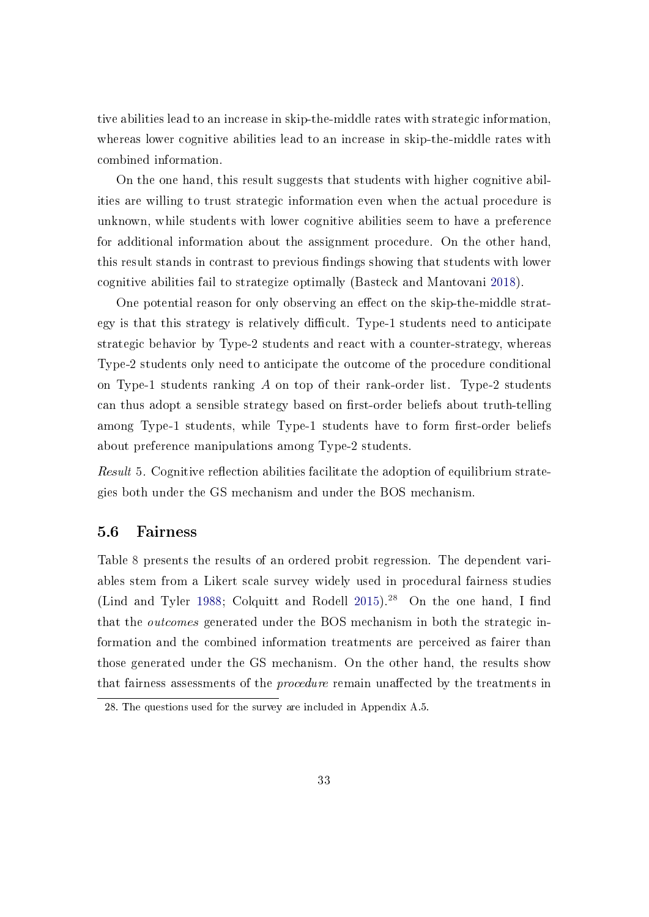tive abilities lead to an increase in skip-the-middle rates with strategic information, whereas lower cognitive abilities lead to an increase in skip-the-middle rates with combined information.

On the one hand, this result suggests that students with higher cognitive abilities are willing to trust strategic information even when the actual procedure is unknown, while students with lower cognitive abilities seem to have a preference for additional information about the assignment procedure. On the other hand, this result stands in contrast to previous findings showing that students with lower cognitive abilities fail to strategize optimally (Basteck and Mantovani 2018).

One potential reason for only observing an effect on the skip-the-middle strategy is that this strategy is relatively difficult. Type-1 students need to anticipate strategic behavior by Type-2 students and react with a counter-strategy, whereas Type-2 students only need to anticipate the outcome of the procedure conditional on Type-1 students ranking $A$ on top of their rank-order list. Type-2 students can thus adopt a sensible strategy based on first-order beliefs about truth-telling among Type-1 students, while Type-1 students have to form first-order beliefs about preference manipulations among Type-2 students.

*Result* 5. Cognitive reflection abilities facilitate the adoption of equilibrium strategies both under the GS mechanism and under the BOS mechanism.

## 5.6 Fairness

Table 8 presents the results of an ordered probit regression. The dependent variables stem from a Likert scale survey widely used in procedural fairness studies (Lind and Tyler 1988; Colquitt and Rodell 2015).[28] On the one hand, I find that the *outcomes* generated under the BOS mechanism in both the strategic information and the combined information treatments are perceived as fairer than those generated under the GS mechanism. On the other hand, the results show that fairness assessments of the *procedure* remain unaffected by the treatments in

28. The questions used for the survey are included in Appendix A.5.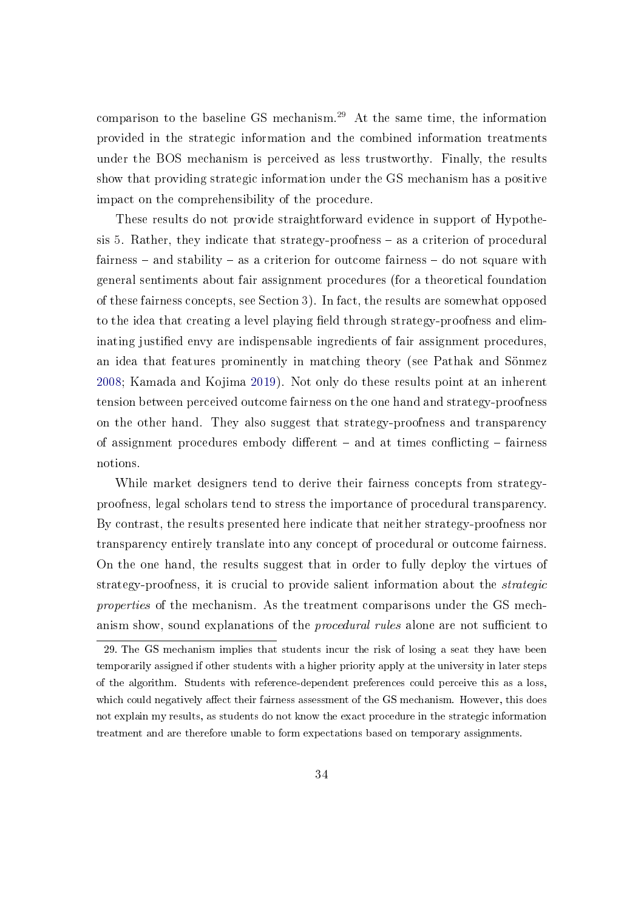comparison to the baseline GS mechanism.[29] At the same time, the information provided in the strategic information and the combined information treatments under the BOS mechanism is perceived as less trustworthy. Finally, the results show that providing strategic information under the GS mechanism has a positive impact on the comprehensibility of the procedure.

These results do not provide straightforward evidence in support of Hypothesis 5. Rather, they indicate that strategy-proofness – as a criterion of procedural fairness – and stability – as a criterion for outcome fairness – do not square with general sentiments about fair assignment procedures (for a theoretical foundation of these fairness concepts, see Section 3). In fact, the results are somewhat opposed to the idea that creating a level playing field through strategy-proofness and eliminating justified envy are indispensable ingredients of fair assignment procedures, an idea that features prominently in matching theory (see Pathak and Sönmez 2008; Kamada and Kojima 2019). Not only do these results point at an inherent tension between perceived outcome fairness on the one hand and strategy-proofness on the other hand. They also suggest that strategy-proofness and transparency of assignment procedures embody different – and at times conflicting – fairness notions.

While market designers tend to derive their fairness concepts from strategy-proofness, legal scholars tend to stress the importance of procedural transparency. By contrast, the results presented here indicate that neither strategy-proofness nor transparency entirely translate into any concept of procedural or outcome fairness. On the one hand, the results suggest that in order to fully deploy the virtues of strategy-proofness, it is crucial to provide salient information about the *strategic properties* of the mechanism. As the treatment comparisons under the GS mechanism show, sound explanations of the *procedural rules* alone are not sufficient to

29. The GS mechanism implies that students incur the risk of losing a seat they have been temporarily assigned if other students with a higher priority apply at the university in later steps of the algorithm. Students with reference-dependent preferences could perceive this as a loss, which could negatively affect their fairness assessment of the GS mechanism. However, this does not explain my results, as students do not know the exact procedure in the strategic information treatment and are therefore unable to form expectations based on temporary assignments.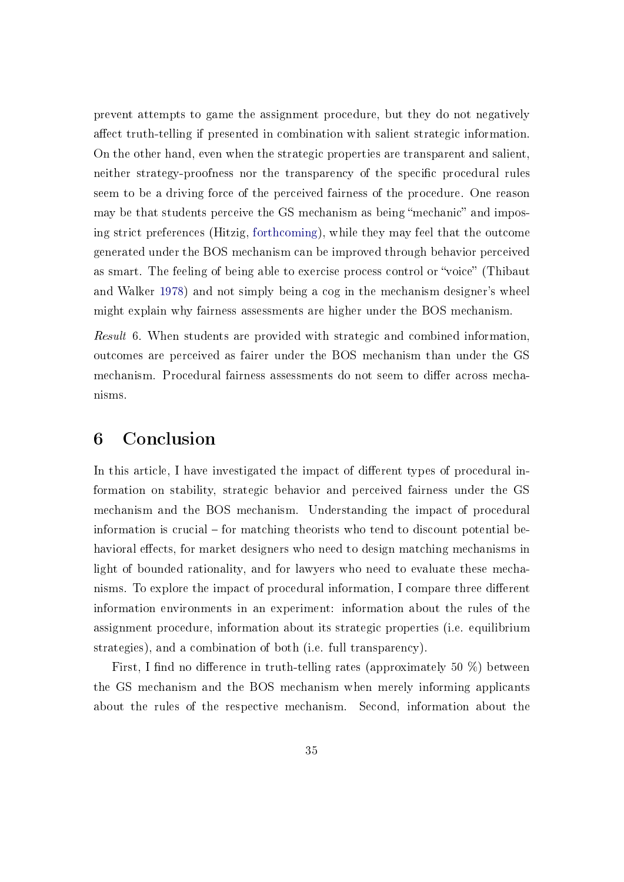prevent attempts to game the assignment procedure, but they do not negatively affect truth-telling if presented in combination with salient strategic information. On the other hand, even when the strategic properties are transparent and salient, neither strategy-proofness nor the transparency of the specific procedural rules seem to be a driving force of the perceived fairness of the procedure. One reason may be that students perceive the GS mechanism as being "mechanic" and imposing strict preferences (Hitzig, forthcoming), while they may feel that the outcome generated under the BOS mechanism can be improved through behavior perceived as smart. The feeling of being able to exercise process control or "voice" (Thibaut and Walker 1978) and not simply being a cog in the mechanism designer's wheel might explain why fairness assessments are higher under the BOS mechanism.

*Result* 6. When students are provided with strategic and combined information, outcomes are perceived as fairer under the BOS mechanism than under the GS mechanism. Procedural fairness assessments do not seem to differ across mechanisms.

# 6 Conclusion

In this article, I have investigated the impact of different types of procedural information on stability, strategic behavior and perceived fairness under the GS mechanism and the BOS mechanism. Understanding the impact of procedural information is crucial – for matching theorists who tend to discount potential behavioral effects, for market designers who need to design matching mechanisms in light of bounded rationality, and for lawyers who need to evaluate these mechanisms. To explore the impact of procedural information, I compare three different information environments in an experiment: information about the rules of the assignment procedure, information about its strategic properties (i.e. equilibrium strategies), and a combination of both (i.e. full transparency).

First, I find no difference in truth-telling rates (approximately 50 %) between the GS mechanism and the BOS mechanism when merely informing applicants about the rules of the respective mechanism. Second, information about the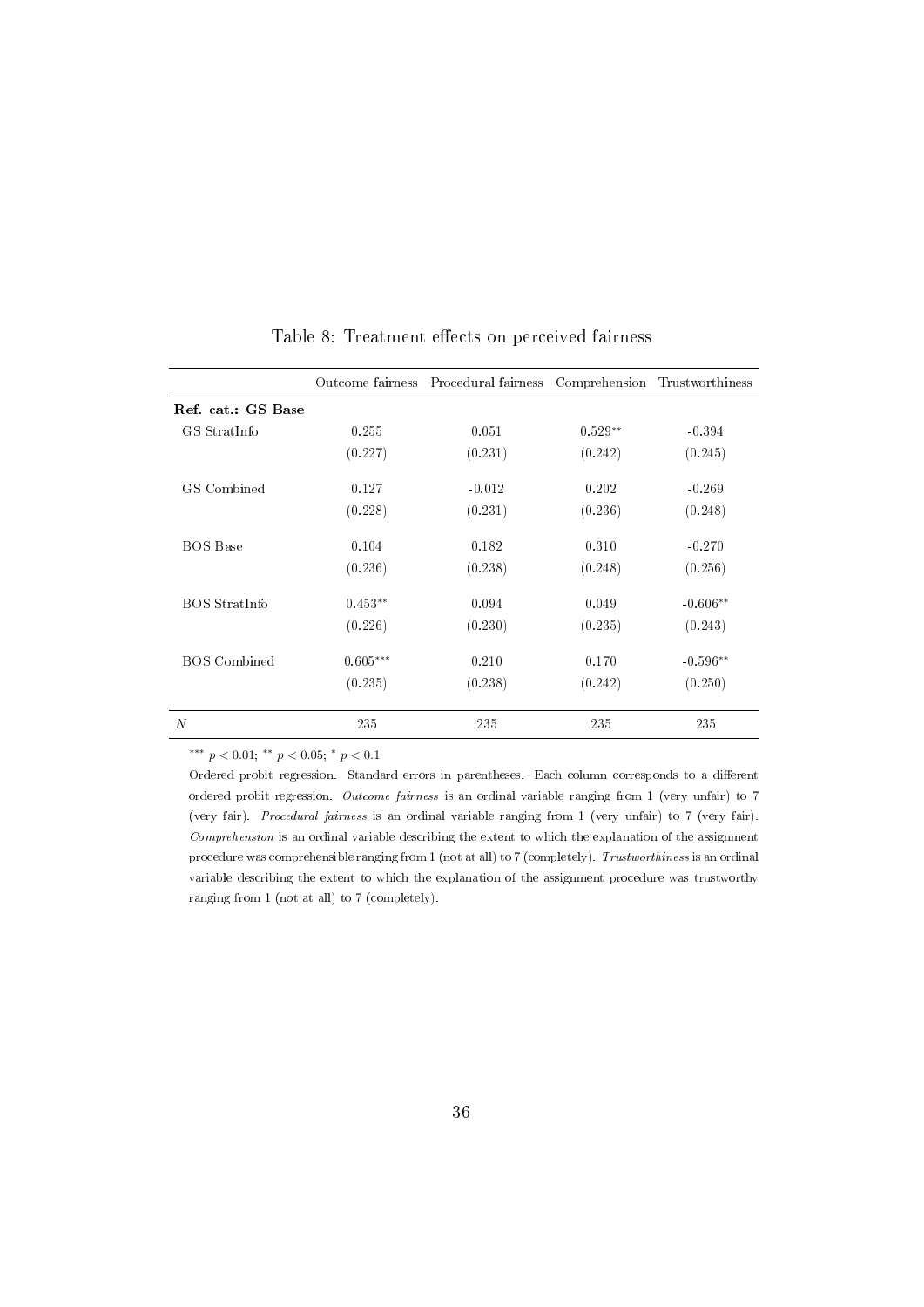Table 8: Treatment effects on perceived fairness

| | Outcome fairness | Procedural fairness | Comprehension | Trustworthiness |
|---|---|---|---|---|
| **Ref. cat.: GS Base** | | | | |
| GS StratInfo | 0.255 | 0.051 | 0.529** | -0.394 |
| | (0.227) | (0.231) | (0.242) | (0.245) |
| GS Combined | 0.127 | -0.012 | 0.202 | -0.269 |
| | (0.228) | (0.231) | (0.236) | (0.248) |
| BOS Base | 0.104 | 0.182 | 0.310 | -0.270 |
| | (0.236) | (0.238) | (0.248) | (0.256) |
| BOS StratInfo | 0.453** | 0.094 | 0.049 | -0.606** |
| | (0.226) | (0.230) | (0.235) | (0.243) |
| BOS Combined | 0.605*** | 0.210 | 0.170 | -0.596** |
| | (0.235) | (0.238) | (0.242) | (0.250) |
| $N$ | 235 | 235 | 235 | 235 |

*** $p < 0.01$; ** $p < 0.05$; * $p < 0.1$

Ordered probit regression. Standard errors in parentheses. Each column corresponds to a different ordered probit regression. *Outcome fairness* is an ordinal variable ranging from 1 (very unfair) to 7 (very fair). *Procedural fairness* is an ordinal variable ranging from 1 (very unfair) to 7 (very fair). *Comprehension* is an ordinal variable describing the extent to which the explanation of the assignment procedure was comprehensible ranging from 1 (not at all) to 7 (completely). *Trustworthiness* is an ordinal variable describing the extent to which the explanation of the assignment procedure was trustworthy ranging from 1 (not at all) to 7 (completely).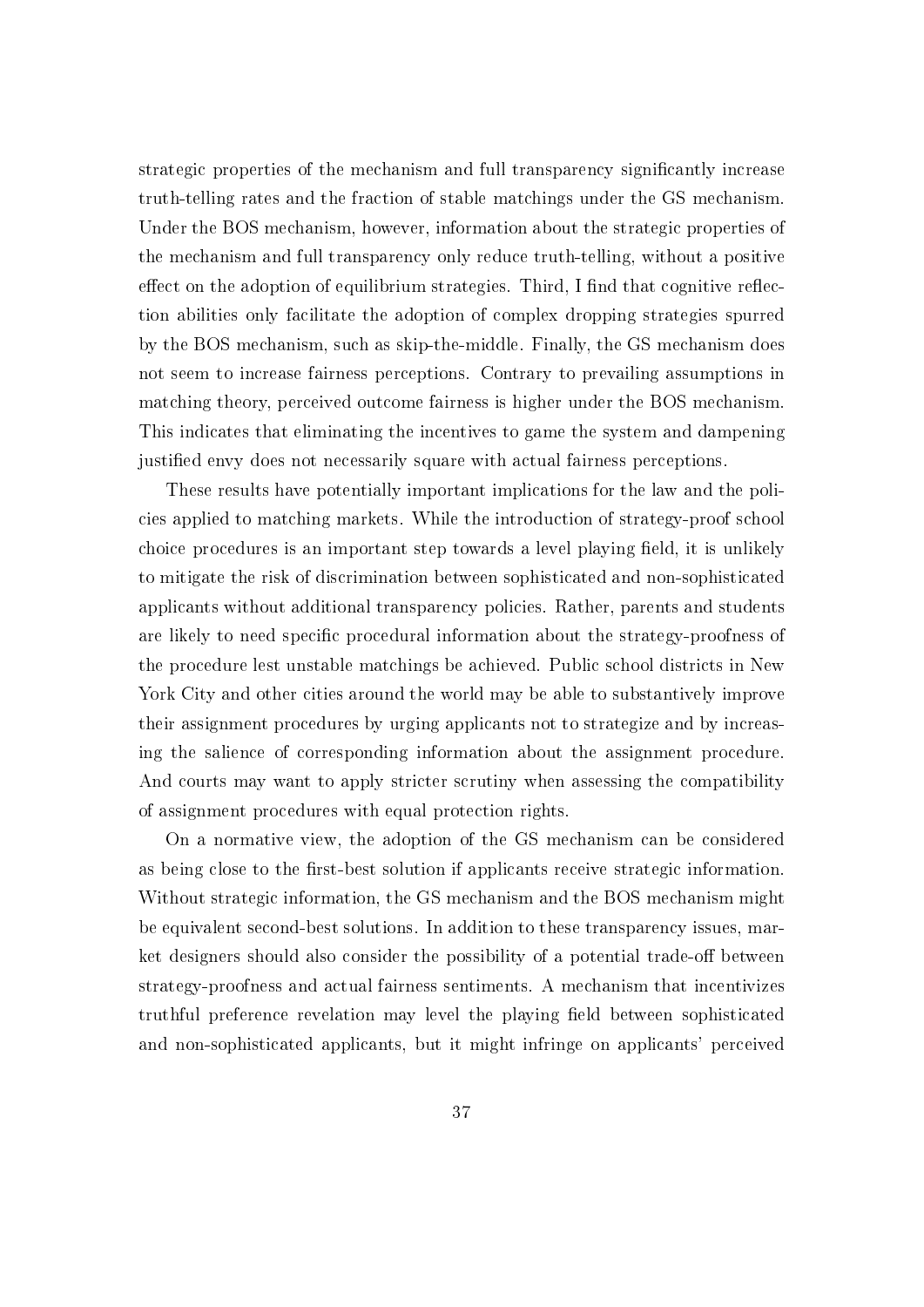strategic properties of the mechanism and full transparency significantly increase truth-telling rates and the fraction of stable matchings under the GS mechanism. Under the BOS mechanism, however, information about the strategic properties of the mechanism and full transparency only reduce truth-telling, without a positive effect on the adoption of equilibrium strategies. Third, I find that cognitive reflection abilities only facilitate the adoption of complex dropping strategies spurred by the BOS mechanism, such as skip-the-middle. Finally, the GS mechanism does not seem to increase fairness perceptions. Contrary to prevailing assumptions in matching theory, perceived outcome fairness is higher under the BOS mechanism. This indicates that eliminating the incentives to game the system and dampening justified envy does not necessarily square with actual fairness perceptions.

These results have potentially important implications for the law and the policies applied to matching markets. While the introduction of strategy-proof school choice procedures is an important step towards a level playing field, it is unlikely to mitigate the risk of discrimination between sophisticated and non-sophisticated applicants without additional transparency policies. Rather, parents and students are likely to need specific procedural information about the strategy-proofness of the procedure lest unstable matchings be achieved. Public school districts in New York City and other cities around the world may be able to substantively improve their assignment procedures by urging applicants not to strategize and by increasing the salience of corresponding information about the assignment procedure. And courts may want to apply stricter scrutiny when assessing the compatibility of assignment procedures with equal protection rights.

On a normative view, the adoption of the GS mechanism can be considered as being close to the first-best solution if applicants receive strategic information. Without strategic information, the GS mechanism and the BOS mechanism might be equivalent second-best solutions. In addition to these transparency issues, market designers should also consider the possibility of a potential trade-off between strategy-proofness and actual fairness sentiments. A mechanism that incentivizes truthful preference revelation may level the playing field between sophisticated and non-sophisticated applicants, but it might infringe on applicants' perceived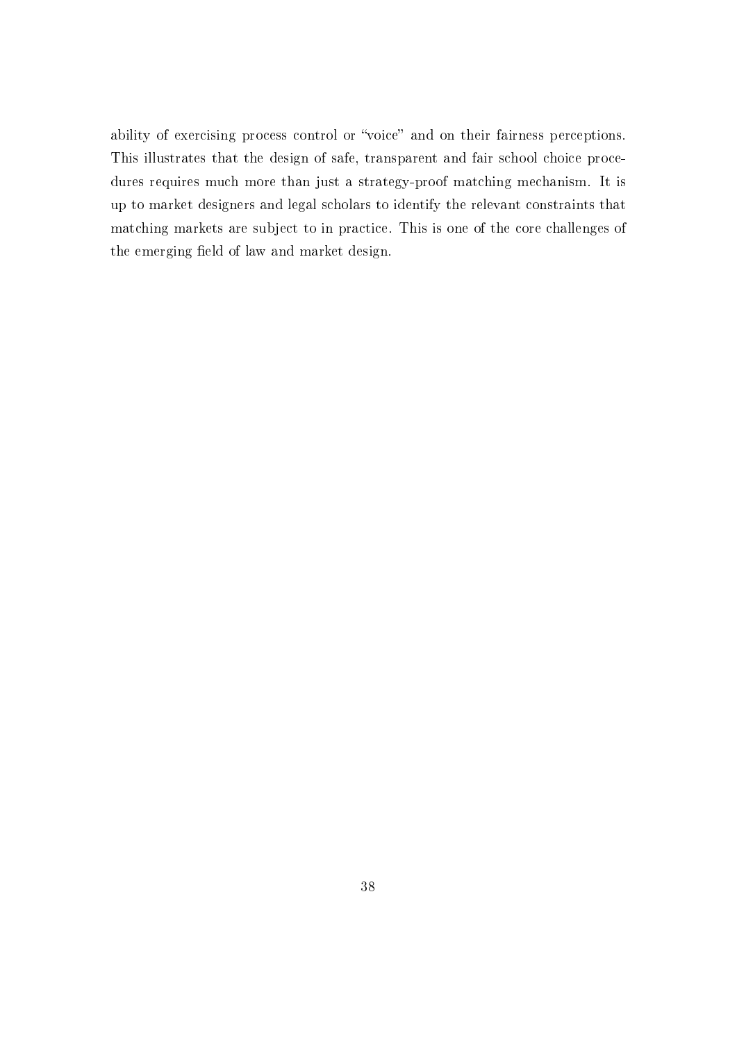ability of exercising process control or "voice" and on their fairness perceptions. This illustrates that the design of safe, transparent and fair school choice procedures requires much more than just a strategy-proof matching mechanism. It is up to market designers and legal scholars to identify the relevant constraints that matching markets are subject to in practice. This is one of the core challenges of the emerging field of law and market design.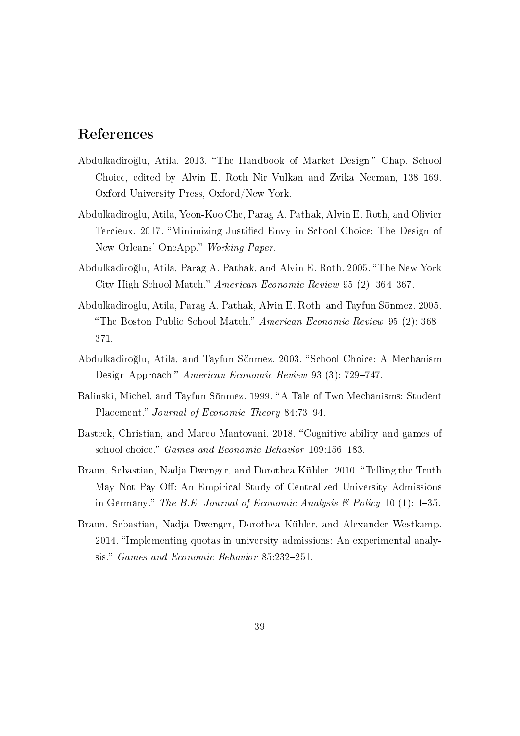## References

Abdulkadiroğlu, Atila. 2013. "The Handbook of Market Design." Chap. School Choice, edited by Alvin E. Roth Nir Vulkan and Zvika Neeman, 138–169. Oxford University Press, Oxford/New York.

Abdulkadiroğlu, Atila, Yeon-Koo Che, Parag A. Pathak, Alvin E. Roth, and Olivier Tercieux. 2017. "Minimizing Justified Envy in School Choice: The Design of New Orleans' OneApp." *Working Paper.*

Abdulkadiroğlu, Atila, Parag A. Pathak, and Alvin E. Roth. 2005. "The New York City High School Match." *American Economic Review* 95 (2): 364–367.

Abdulkadiroğlu, Atila, Parag A. Pathak, Alvin E. Roth, and Tayfun Sönmez. 2005. "The Boston Public School Match." *American Economic Review* 95 (2): 368–371.

Abdulkadiroğlu, Atila, and Tayfun Sönmez. 2003. "School Choice: A Mechanism Design Approach." *American Economic Review* 93 (3): 729–747.

Balinski, Michel, and Tayfun Sönmez. 1999. "A Tale of Two Mechanisms: Student Placement." *Journal of Economic Theory* 84:73–94.

Basteck, Christian, and Marco Mantovani. 2018. "Cognitive ability and games of school choice." *Games and Economic Behavior* 109:156–183.

Braun, Sebastian, Nadja Dwenger, and Dorothea Kübler. 2010. "Telling the Truth May Not Pay Off: An Empirical Study of Centralized University Admissions in Germany." *The B.E. Journal of Economic Analysis & Policy* 10 (1): 1–35.

Braun, Sebastian, Nadja Dwenger, Dorothea Kübler, and Alexander Westkamp. 2014. "Implementing quotas in university admissions: An experimental analysis." *Games and Economic Behavior* 85:232–251.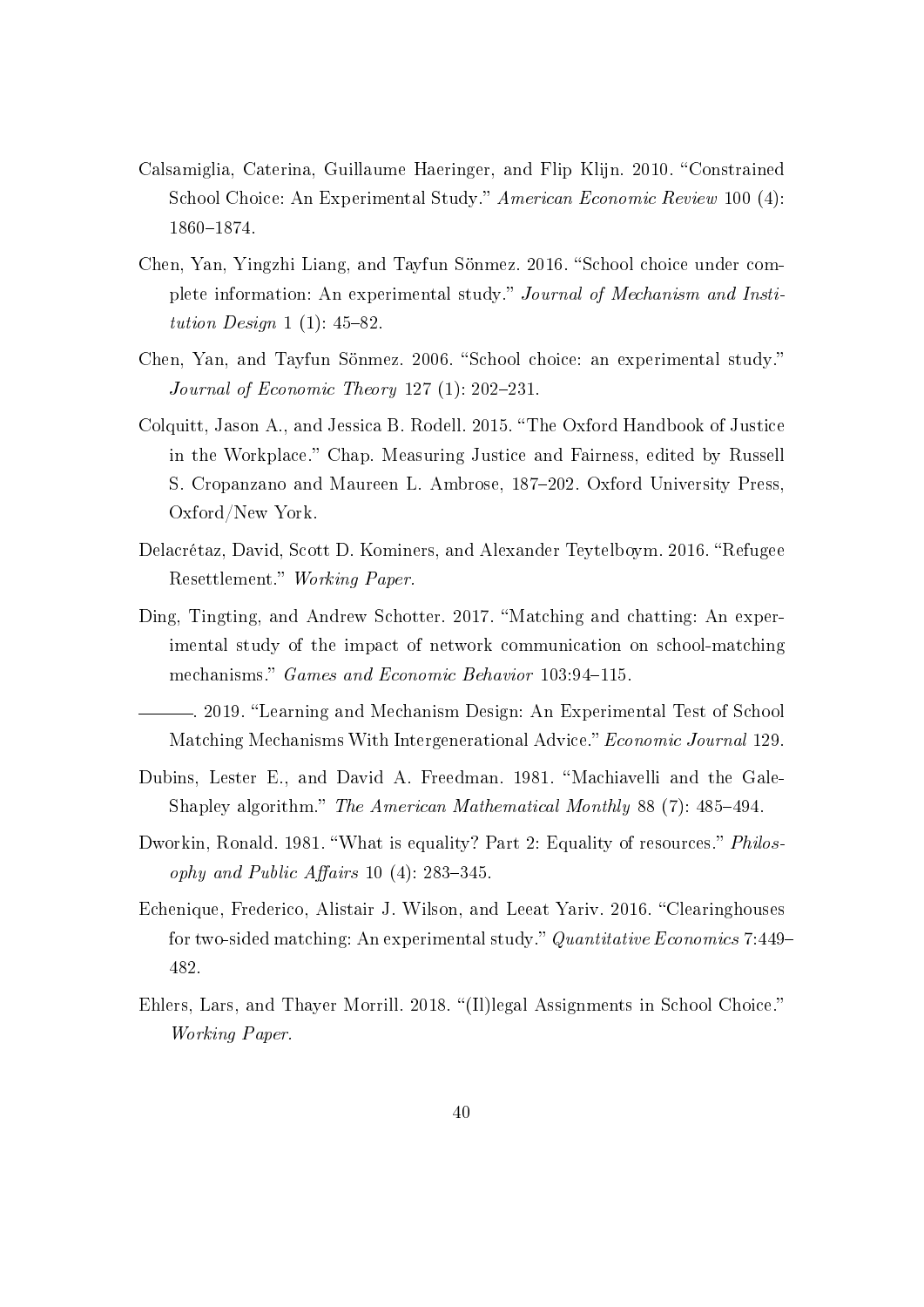Calsamiglia, Caterina, Guillaume Haeringer, and Flip Klijn. 2010. "Constrained School Choice: An Experimental Study." *American Economic Review* 100 (4): 1860–1874.

Chen, Yan, Yingzhi Liang, and Tayfun Sönmez. 2016. "School choice under complete information: An experimental study." *Journal of Mechanism and Institution Design* 1 (1): 45–82.

Chen, Yan, and Tayfun Sönmez. 2006. "School choice: an experimental study." *Journal of Economic Theory* 127 (1): 202–231.

Colquitt, Jason A., and Jessica B. Rodell. 2015. "The Oxford Handbook of Justice in the Workplace." Chap. Measuring Justice and Fairness, edited by Russell S. Cropanzano and Maureen L. Ambrose, 187–202. Oxford University Press, Oxford/New York.

Delacrétaz, David, Scott D. Kominers, and Alexander Teytelboym. 2016. "Refugee Resettlement." *Working Paper.*

Ding, Tingting, and Andrew Schotter. 2017. "Matching and chatting: An experimental study of the impact of network communication on school-matching mechanisms." *Games and Economic Behavior* 103:94–115.

———. 2019. "Learning and Mechanism Design: An Experimental Test of School Matching Mechanisms With Intergenerational Advice." *Economic Journal* 129.

Dubins, Lester E., and David A. Freedman. 1981. "Machiavelli and the Gale-Shapley algorithm." *The American Mathematical Monthly* 88 (7): 485–494.

Dworkin, Ronald. 1981. "What is equality? Part 2: Equality of resources." *Philosophy and Public Affairs* 10 (4): 283–345.

Echenique, Frederico, Alistair J. Wilson, and Leeat Yariv. 2016. "Clearinghouses for two-sided matching: An experimental study." *Quantitative Economics* 7:449–482.

Ehlers, Lars, and Thayer Morrill. 2018. "(Il)legal Assignments in School Choice." *Working Paper.*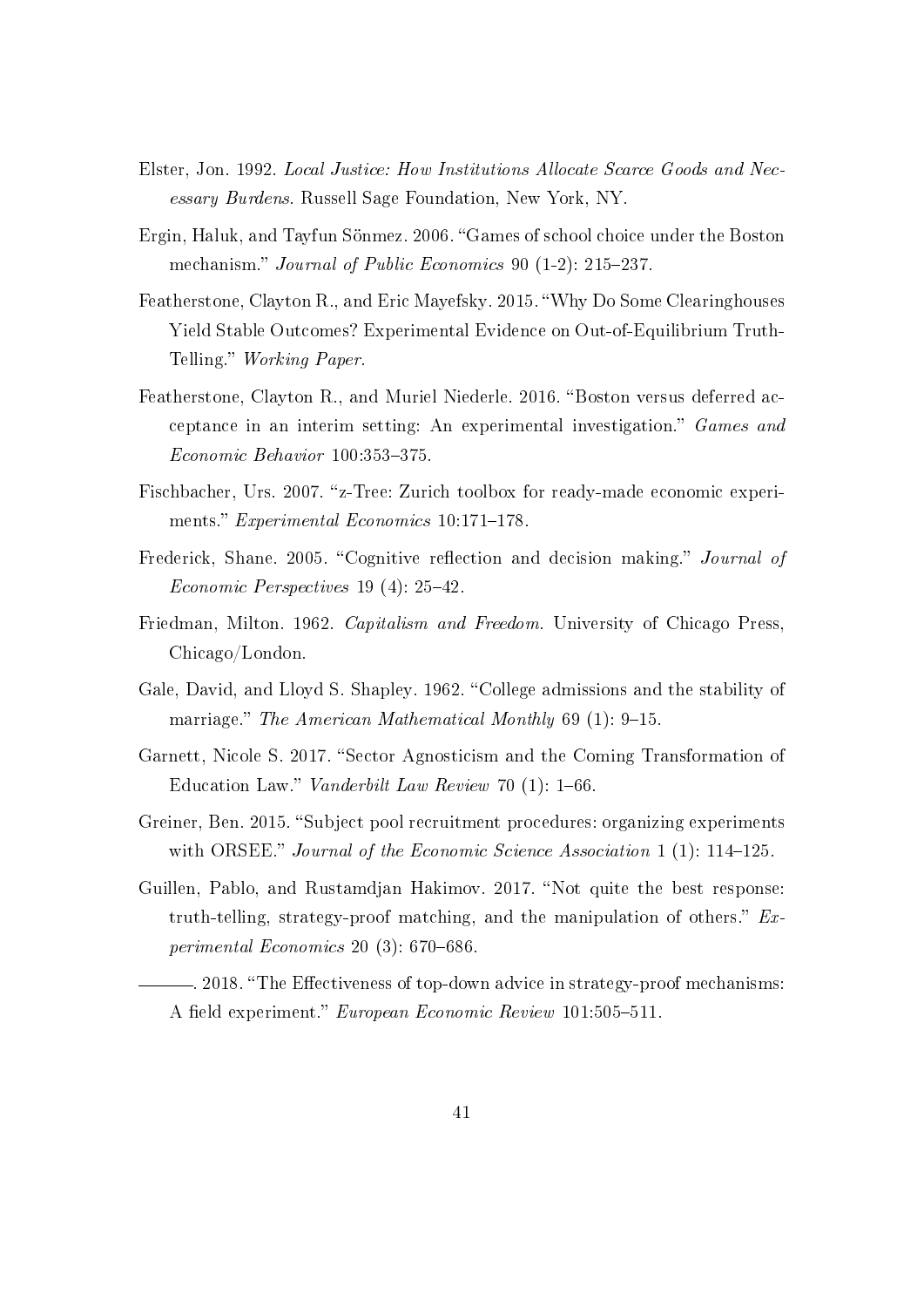Elster, Jon. 1992. *Local Justice: How Institutions Allocate Scarce Goods and Necessary Burdens.* Russell Sage Foundation, New York, NY.

Ergin, Haluk, and Tayfun Sönmez. 2006. "Games of school choice under the Boston mechanism." *Journal of Public Economics* 90 (1-2): 215–237.

Featherstone, Clayton R., and Eric Mayefsky. 2015. "Why Do Some Clearinghouses Yield Stable Outcomes? Experimental Evidence on Out-of-Equilibrium Truth-Telling." *Working Paper.*

Featherstone, Clayton R., and Muriel Niederle. 2016. "Boston versus deferred acceptance in an interim setting: An experimental investigation." *Games and Economic Behavior* 100:353–375.

Fischbacher, Urs. 2007. "z-Tree: Zurich toolbox for ready-made economic experiments." *Experimental Economics* 10:171–178.

Frederick, Shane. 2005. "Cognitive reflection and decision making." *Journal of Economic Perspectives* 19 (4): 25–42.

Friedman, Milton. 1962. *Capitalism and Freedom.* University of Chicago Press, Chicago/London.

Gale, David, and Lloyd S. Shapley. 1962. "College admissions and the stability of marriage." *The American Mathematical Monthly* 69 (1): 9–15.

Garnett, Nicole S. 2017. "Sector Agnosticism and the Coming Transformation of Education Law." *Vanderbilt Law Review* 70 (1): 1–66.

Greiner, Ben. 2015. "Subject pool recruitment procedures: organizing experiments with ORSEE." *Journal of the Economic Science Association* 1 (1): 114–125.

Guillen, Pablo, and Rustamdjan Hakimov. 2017. "Not quite the best response: truth-telling, strategy-proof matching, and the manipulation of others." *Experimental Economics* 20 (3): 670–686.

———. 2018. "The Effectiveness of top-down advice in strategy-proof mechanisms: A field experiment." *European Economic Review* 101:505–511.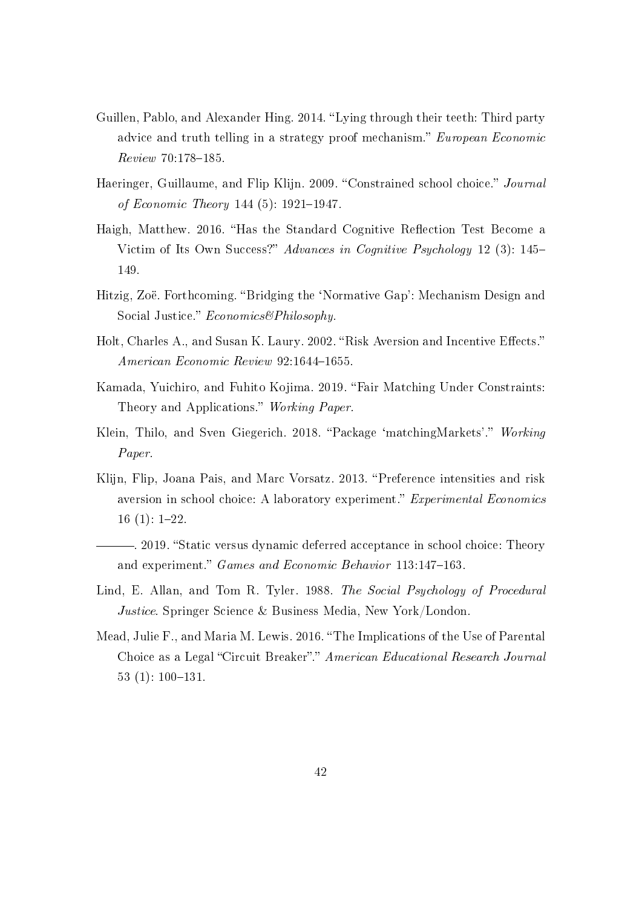Guillen, Pablo, and Alexander Hing. 2014. "Lying through their teeth: Third party advice and truth telling in a strategy proof mechanism." *European Economic Review* 70:178–185.

Haeringer, Guillaume, and Flip Klijn. 2009. "Constrained school choice." *Journal of Economic Theory* 144 (5): 1921–1947.

Haigh, Matthew. 2016. "Has the Standard Cognitive Reflection Test Become a Victim of Its Own Success?" *Advances in Cognitive Psychology* 12 (3): 145–149.

Hitzig, Zoë. Forthcoming. "Bridging the 'Normative Gap': Mechanism Design and Social Justice." *Economics&Philosophy.*

Holt, Charles A., and Susan K. Laury. 2002. "Risk Aversion and Incentive Effects." *American Economic Review* 92:1644–1655.

Kamada, Yuichiro, and Fuhito Kojima. 2019. "Fair Matching Under Constraints: Theory and Applications." *Working Paper.*

Klein, Thilo, and Sven Giegerich. 2018. "Package 'matchingMarkets'." *Working Paper.*

Klijn, Flip, Joana Pais, and Marc Vorsatz. 2013. "Preference intensities and risk aversion in school choice: A laboratory experiment." *Experimental Economics* 16 (1): 1–22.

———. 2019. "Static versus dynamic deferred acceptance in school choice: Theory and experiment." *Games and Economic Behavior* 113:147–163.

Lind, E. Allan, and Tom R. Tyler. 1988. *The Social Psychology of Procedural Justice*. Springer Science & Business Media, New York/London.

Mead, Julie F., and Maria M. Lewis. 2016. "The Implications of the Use of Parental Choice as a Legal "Circuit Breaker"." *American Educational Research Journal* 53 (1): 100–131.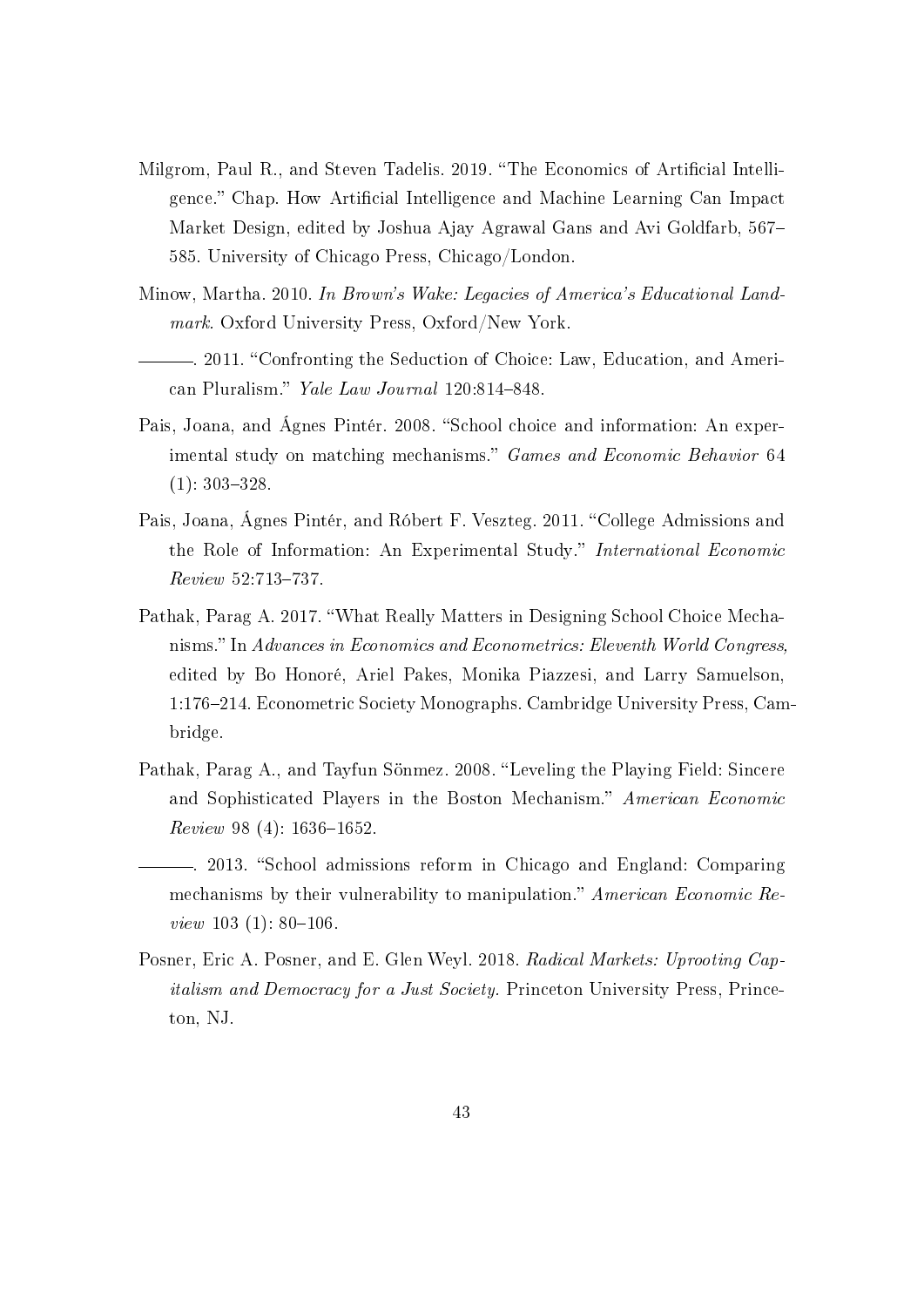Milgrom, Paul R., and Steven Tadelis. 2019. "The Economics of Artificial Intelligence." Chap. How Artificial Intelligence and Machine Learning Can Impact Market Design, edited by Joshua Ajay Agrawal Gans and Avi Goldfarb, 567–585. University of Chicago Press, Chicago/London.

Minow, Martha. 2010. *In Brown's Wake: Legacies of America's Educational Landmark.* Oxford University Press, Oxford/New York.

———. 2011. "Confronting the Seduction of Choice: Law, Education, and American Pluralism." *Yale Law Journal* 120:814–848.

Pais, Joana, and Ágnes Pintér. 2008. "School choice and information: An experimental study on matching mechanisms." *Games and Economic Behavior* 64 (1): 303–328.

Pais, Joana, Ágnes Pintér, and Róbert F. Veszteg. 2011. "College Admissions and the Role of Information: An Experimental Study." *International Economic Review* 52:713–737.

Pathak, Parag A. 2017. "What Really Matters in Designing School Choice Mechanisms." In *Advances in Economics and Econometrics: Eleventh World Congress,* edited by Bo Honoré, Ariel Pakes, Monika Piazzesi, and Larry Samuelson, 1:176–214. Econometric Society Monographs. Cambridge University Press, Cambridge.

Pathak, Parag A., and Tayfun Sönmez. 2008. "Leveling the Playing Field: Sincere and Sophisticated Players in the Boston Mechanism." *American Economic Review* 98 (4): 1636–1652.

———. 2013. "School admissions reform in Chicago and England: Comparing mechanisms by their vulnerability to manipulation." *American Economic Review* 103 (1): 80–106.

Posner, Eric A. Posner, and E. Glen Weyl. 2018. *Radical Markets: Uprooting Capitalism and Democracy for a Just Society.* Princeton University Press, Princeton, NJ.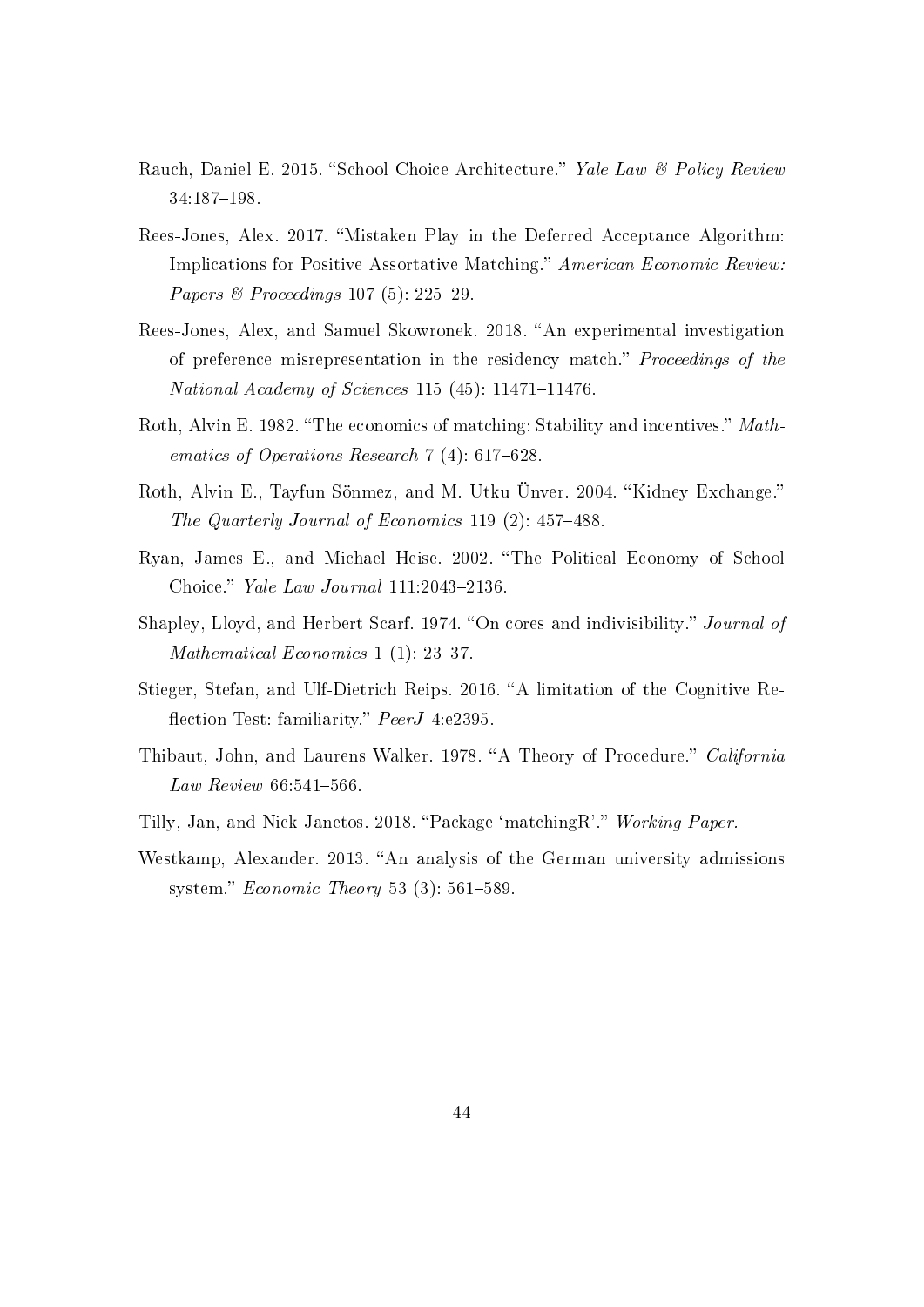Rauch, Daniel E. 2015. "School Choice Architecture." *Yale Law & Policy Review* 34:187–198.

Rees-Jones, Alex. 2017. "Mistaken Play in the Deferred Acceptance Algorithm: Implications for Positive Assortative Matching." *American Economic Review: Papers & Proceedings* 107 (5): 225–29.

Rees-Jones, Alex, and Samuel Skowronek. 2018. "An experimental investigation of preference misrepresentation in the residency match." *Proceedings of the National Academy of Sciences* 115 (45): 11471–11476.

Roth, Alvin E. 1982. "The economics of matching: Stability and incentives." *Mathematics of Operations Research* 7 (4): 617–628.

Roth, Alvin E., Tayfun Sönmez, and M. Utku Ünver. 2004. "Kidney Exchange." *The Quarterly Journal of Economics* 119 (2): 457–488.

Ryan, James E., and Michael Heise. 2002. "The Political Economy of School Choice." *Yale Law Journal* 111:2043–2136.

Shapley, Lloyd, and Herbert Scarf. 1974. "On cores and indivisibility." *Journal of Mathematical Economics* 1 (1): 23–37.

Stieger, Stefan, and Ulf-Dietrich Reips. 2016. "A limitation of the Cognitive Reflection Test: familiarity." *PeerJ* 4:e2395.

Thibaut, John, and Laurens Walker. 1978. "A Theory of Procedure." *California Law Review* 66:541–566.

Tilly, Jan, and Nick Janetos. 2018. "Package 'matchingR'." *Working Paper*.

Westkamp, Alexander. 2013. "An analysis of the German university admissions system." *Economic Theory* 53 (3): 561–589.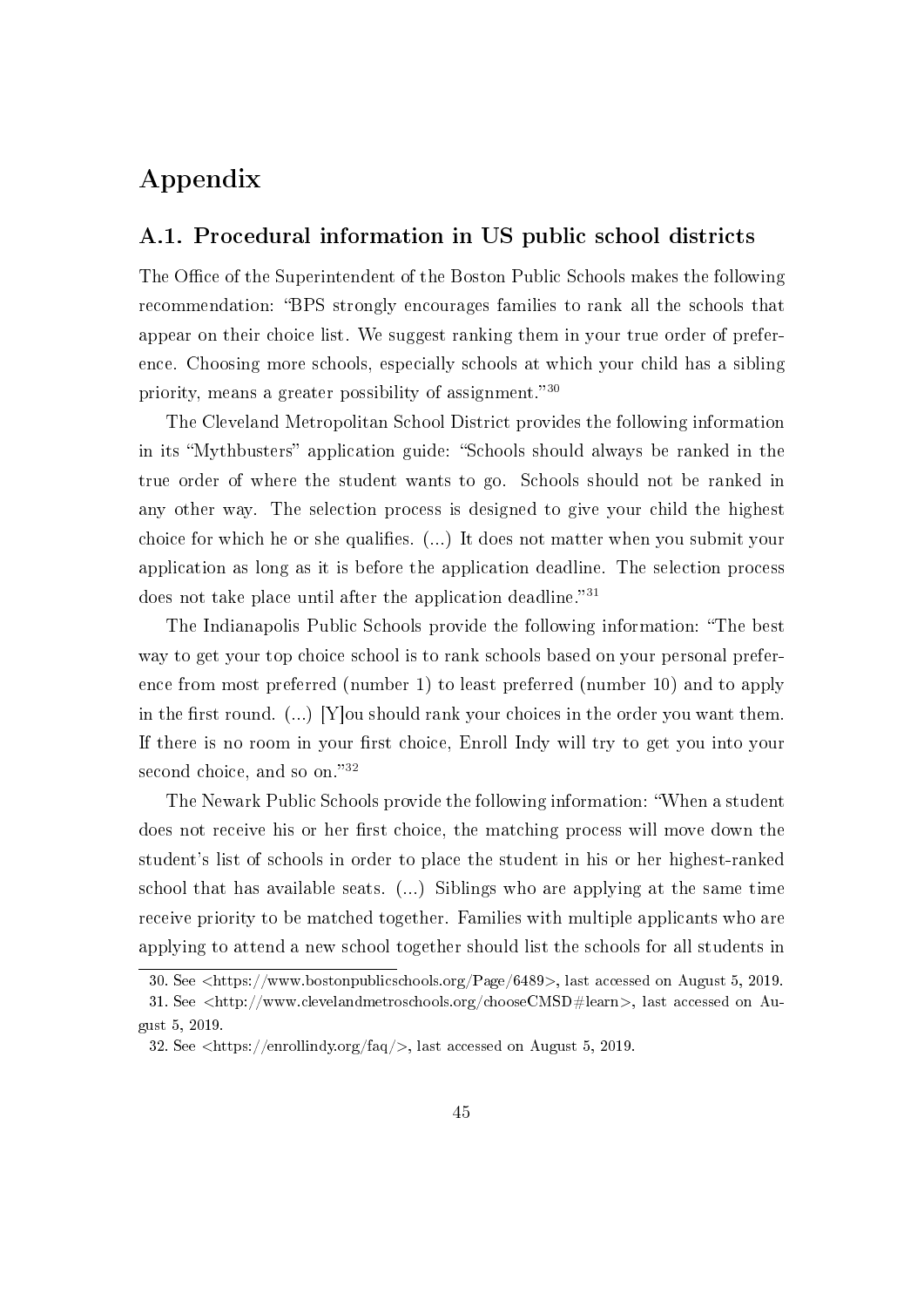# Appendix

## A.1. Procedural information in US public school districts

The Office of the Superintendent of the Boston Public Schools makes the following recommendation: "BPS strongly encourages families to rank all the schools that appear on their choice list. We suggest ranking them in your true order of preference. Choosing more schools, especially schools at which your child has a sibling priority, means a greater possibility of assignment."[30]

The Cleveland Metropolitan School District provides the following information in its "Mythbusters" application guide: "Schools should always be ranked in the true order of where the student wants to go. Schools should not be ranked in any other way. The selection process is designed to give your child the highest choice for which he or she qualifies. (...) It does not matter when you submit your application as long as it is before the application deadline. The selection process does not take place until after the application deadline."[31]

The Indianapolis Public Schools provide the following information: "The best way to get your top choice school is to rank schools based on your personal preference from most preferred (number 1) to least preferred (number 10) and to apply in the first round. (...) [Y]ou should rank your choices in the order you want them. If there is no room in your first choice, Enroll Indy will try to get you into your second choice, and so on."[32]

The Newark Public Schools provide the following information: "When a student does not receive his or her first choice, the matching process will move down the student's list of schools in order to place the student in his or her highest-ranked school that has available seats. (...) Siblings who are applying at the same time receive priority to be matched together. Families with multiple applicants who are applying to attend a new school together should list the schools for all students in

30. See <https://www.bostonpublicschools.org/Page/6489>, last accessed on August 5, 2019.

31. See <http://www.clevelandmetroschools.org/chooseCMSD#learn>, last accessed on August 5, 2019.

32. See <https://enrollindy.org/faq/>, last accessed on August 5, 2019.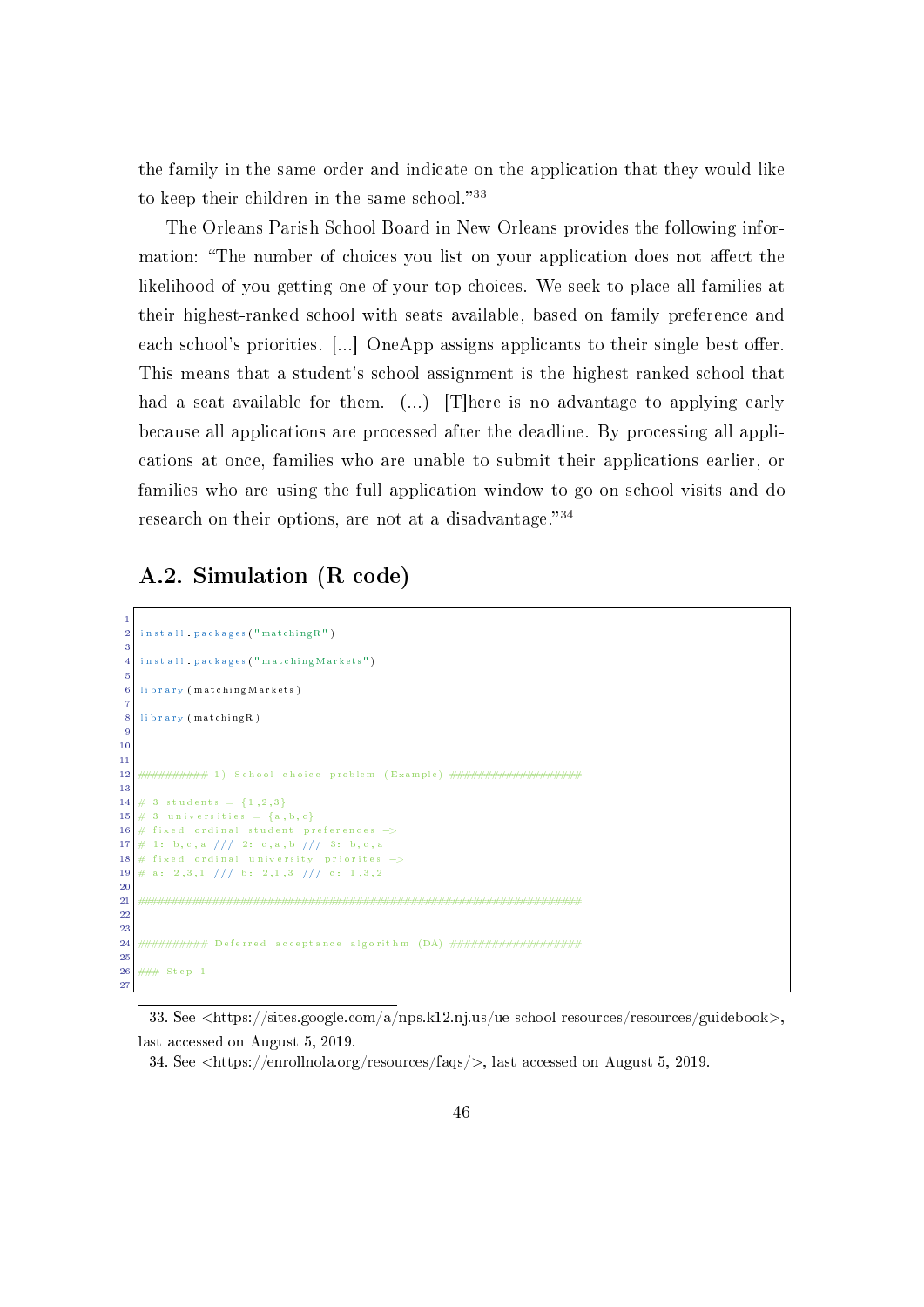the family in the same order and indicate on the application that they would like to keep their children in the same school."[33]

The Orleans Parish School Board in New Orleans provides the following information: "The number of choices you list on your application does not affect the likelihood of you getting one of your top choices. We seek to place all families at their highest-ranked school with seats available, based on family preference and each school's priorities. [...] OneApp assigns applicants to their single best offer. This means that a student's school assignment is the highest ranked school that had a seat available for them. (...) [T]here is no advantage to applying early because all applications are processed after the deadline. By processing all applications at once, families who are unable to submit their applications earlier, or families who are using the full application window to go on school visits and do research on their options, are not at a disadvantage."[34]

## A.2. Simulation (R code)

```

install.packages("matchingR")

install.packages("matchingMarkets")

library(matchingMarkets)

library(matchingR)



########## 1) School choice problem (Example) ###################

# 3 students = {1,2,3}
# 3 universities = {a,b,c}
# fixed ordinal student preferences ->
# 1: b,c,a /// 2: c,a,b /// 3: b,c,a
# fixed ordinal university priorites ->
# a: 2,3,1 /// b: 2,1,3 /// c: 1,3,2

###############################################################


########## Deferred acceptance algorithm (DA) ###################

### Step 1

```

33. See <https://sites.google.com/a/nps.k12.nj.us/ue-school-resources/resources/guidebook>, last accessed on August 5, 2019.

34. See <https://enrollnola.org/resources/faqs/>, last accessed on August 5, 2019.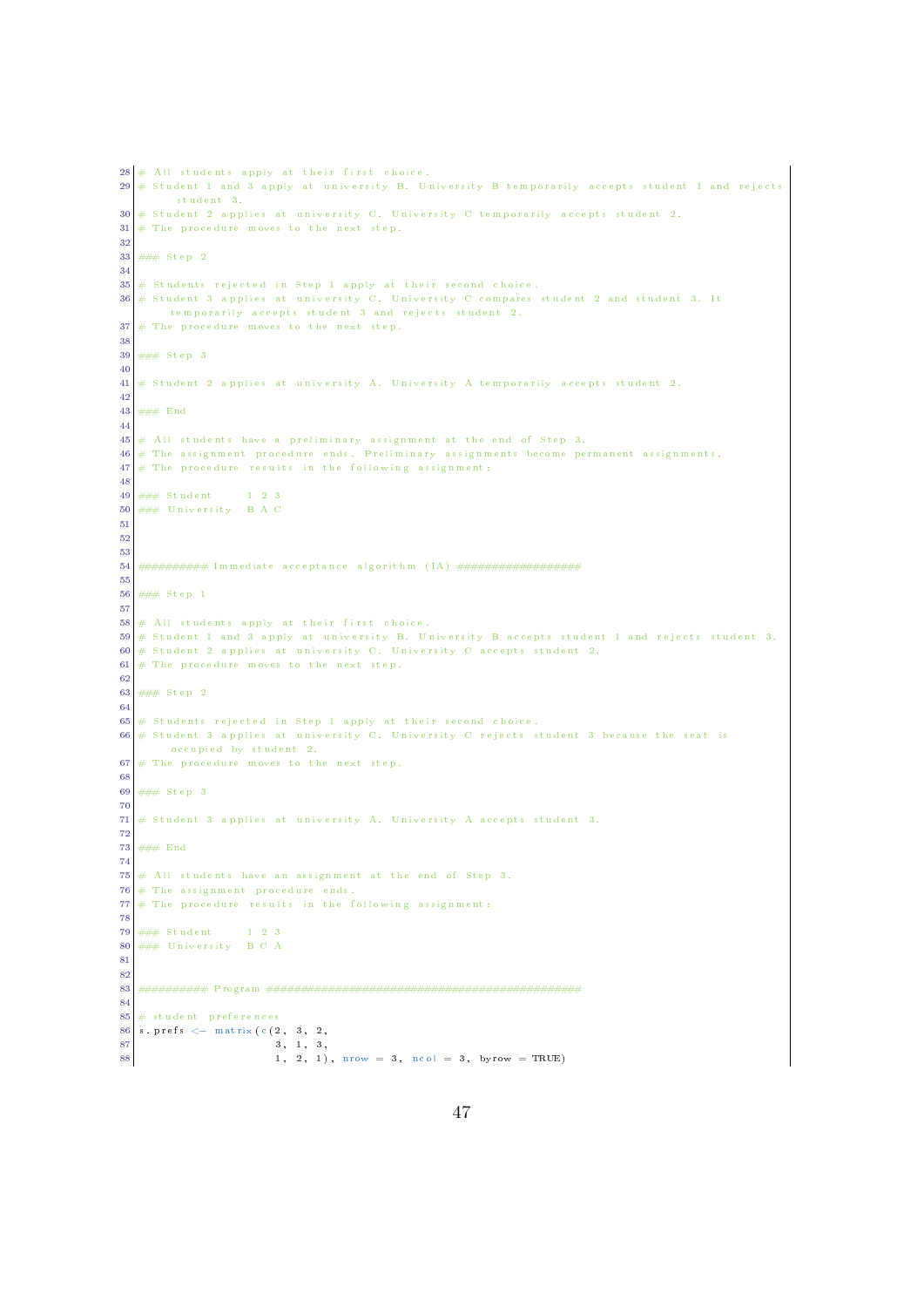```
# All students apply at their first choice.
# Student 1 and 3 apply at university B. University B temporarily accepts student 1 and rejects
    student 3.
# Student 2 applies at university C. University C temporarily accepts student 2.
# The procedure moves to the next step.

### Step 2

# Students rejected in Step 1 apply at their second choice.
# Student 3 applies at university C. University C compares student 2 and student 3. It
    temporarily accepts student 3 and rejects student 2.
# The procedure moves to the next step.

### Step 3

# Student 2 applies at university A. University A temporarily accepts student 2.

### End

# All students have a preliminary assignment at the end of Step 3.
# The assignment procedure ends. Preliminary assignments become permanent assignments.
# The procedure results in the following assignment:

### Student     1 2 3
### University  B A C



########## Immediate acceptance algorithm (IA) ##################

### Step 1

# All students apply at their first choice.
# Student 1 and 3 apply at university B. University B accepts student 1 and rejects student 3.
# Student 2 applies at university C. University C accepts student 2.
# The procedure moves to the next step.

### Step 2

# Students rejected in Step 1 apply at their second choice.
# Student 3 applies at university C. University C rejects student 3 because the seat is
    occupied by student 2.
# The procedure moves to the next step.

### Step 3

# Student 3 applies at university A. University A accepts student 3.

### End

# All students have an assignment at the end of Step 3.
# The assignment procedure ends.
# The procedure results in the following assignment:

### Student     1 2 3
### University  B C A


########## Program ##########################################

# student preferences
s.prefs <- matrix(c(2, 3, 2,
                    3, 1, 3,
                    1, 2, 1), nrow = 3, ncol = 3, byrow = TRUE)
```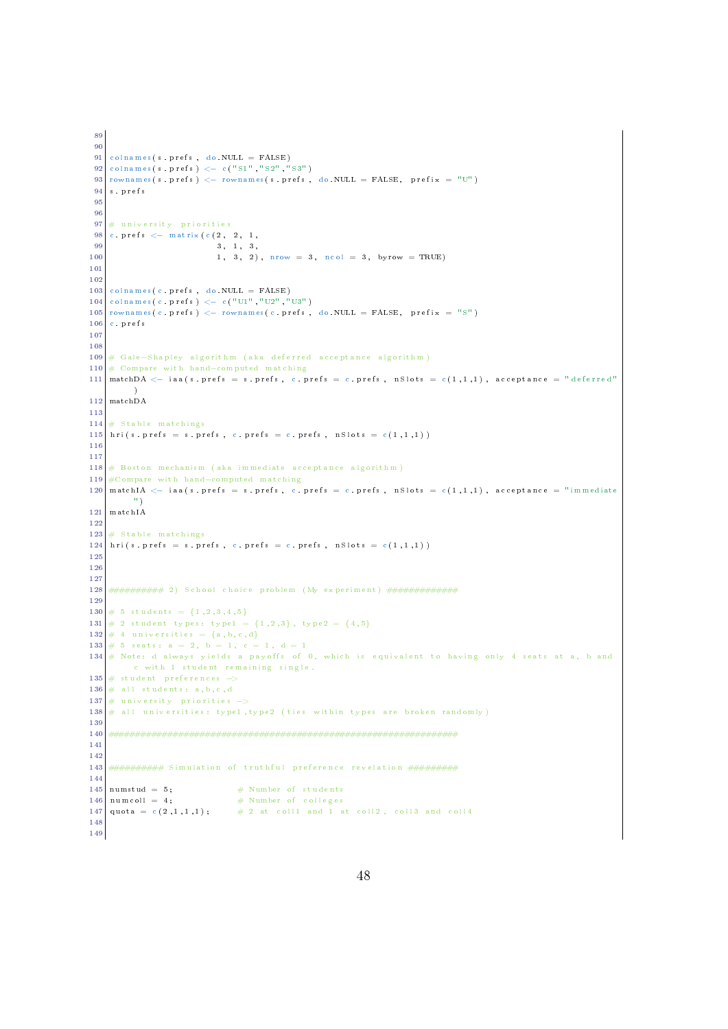```
colnames(s.prefs, do.NULL = FALSE)
colnames(s.prefs) <- c("S1","S2","S3")
rownames(s.prefs) <- rownames(s.prefs, do.NULL = FALSE, prefix = "U")
s.prefs


# university priorities
c.prefs <- matrix(c(2, 2, 1,
                    3, 1, 3,
                    1, 3, 2), nrow = 3, ncol = 3, byrow = TRUE)


colnames(c.prefs, do.NULL = FALSE)
colnames(c.prefs) <- c("U1","U2","U3")
rownames(c.prefs) <- rownames(c.prefs, do.NULL = FALSE, prefix = "S")
c.prefs


# Gale-Shapley algorithm (aka deferred acceptance algorithm)
# Compare with hand-computed matching
matchDA <- iaa(s.prefs = s.prefs, c.prefs = c.prefs, nSlots = c(1,1,1), acceptance = "deferred"
    )
matchDA

# Stable matchings
hri(s.prefs = s.prefs, c.prefs = c.prefs, nSlots = c(1,1,1))


# Boston mechanism (aka immediate acceptance algorithm)
#Compare with hand-computed matching
matchIA <- iaa(s.prefs = s.prefs, c.prefs = c.prefs, nSlots = c(1,1,1), acceptance = "immediate
    ")
matchIA

# Stable matchings
hri(s.prefs = s.prefs, c.prefs = c.prefs, nSlots = c(1,1,1))



########## 2) School choice problem (My experiment) #############

# 5 students = {1,2,3,4,5}
# 2 student types: type1 = {1,2,3}, type2 = {4,5}
# 4 universities = {a,b,c,d}
# 5 seats: a = 2, b = 1, c = 1, d = 1
# Note: d always yields a payoffs of 0, which is equivalent to having only 4 seats at a, b and
    c with 1 student remaining single.
# student preferences ->
# all students: a,b,c,d
# university priorities ->
# all universities: type1,type2 (ties within types are broken randomly)

################################################################


########## Simulation of truthful preference revelation #########

numstud = 5;            # Number of students
numcoll = 4;            # Number of colleges
quota = c(2,1,1,1);     # 2 at coll1 and 1 at coll2, coll3 and coll4

```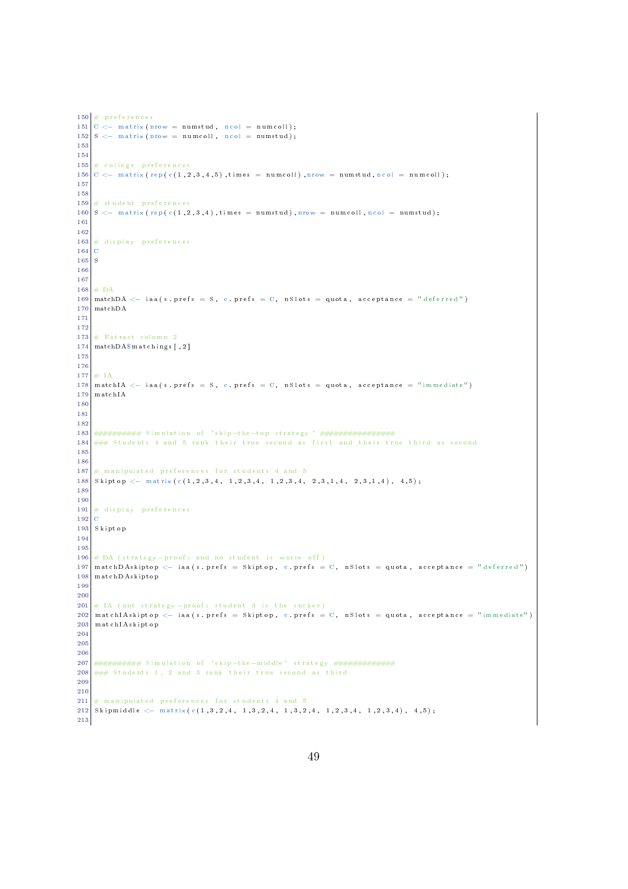```r
# preferences
C <- matrix(nrow = numstud, ncol = numcoll);
S <- matrix(nrow = numcoll, ncol = numstud);


# college preferences
C <- matrix(rep(c(1,2,3,4,5),times = numcoll),nrow = numstud,ncol = numcoll);


# student preferences
S <- matrix(rep(c(1,2,3,4),times = numstud),nrow = numcoll,ncol = numstud);


# display preferences
C
S


# DA
matchDA <- iaa(s.prefs = S, c.prefs = C, nSlots = quota, acceptance = "deferred")
matchDA


# Extract column 2
matchDA$matchings[,2]


# IA
matchIA <- iaa(s.prefs = S, c.prefs = C, nSlots = quota, acceptance = "immediate")
matchIA



########## Simulation of 'skip-the-top strategy' ################
### Students 4 and 5 rank their true second as first and their true third as second


# manipulated preferences for students 4 and 5
Skiptop <- matrix(c(1,2,3,4, 1,2,3,4, 1,2,3,4, 2,3,1,4, 2,3,1,4), 4,5);


# display preferences
C
Skiptop


# DA (strategy-proof: and no student is worse off)
matchDAskiptop <- iaa(s.prefs = Skiptop, c.prefs = C, nSlots = quota, acceptance = "deferred")
matchDAskiptop


# IA (not strategy-proof: student 3 is the sucker)
matchIAskiptop <- iaa(s.prefs = Skiptop, c.prefs = C, nSlots = quota, acceptance = "immediate")
matchIAskiptop



########## Simulation of 'skip-the-middle' strategy #############
### Students 1, 2 and 3 rank their true second as third


# manipulated preferences for students 4 and 5
Skipmiddle <- matrix(c(1,3,2,4, 1,3,2,4, 1,3,2,4, 1,2,3,4, 1,2,3,4), 4,5);
```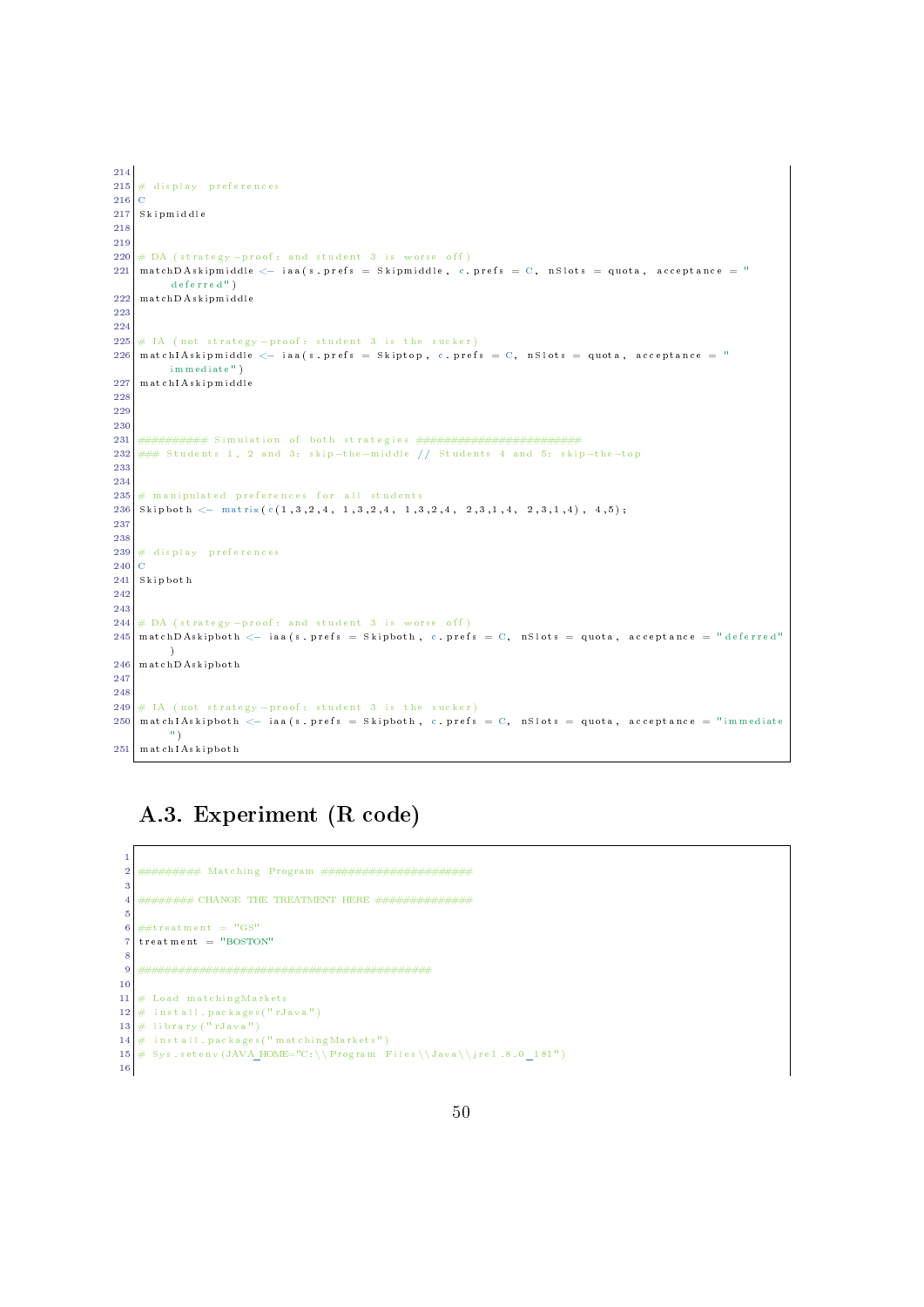```
# display preferences
C
Skipmiddle


# DA (strategy-proof: and student 3 is worse off)
matchDAskipmiddle <- iaa(s.prefs = Skipmiddle, c.prefs = C, nSlots = quota, acceptance = "deferred")
matchDAskipmiddle


# IA (not strategy-proof: student 3 is the sucker)
matchIAskipmiddle <- iaa(s.prefs = Skiptop, c.prefs = C, nSlots = quota, acceptance = "immediate")
matchIAskipmiddle



########## Simulation of both strategies ########################
### Students 1, 2 and 3: skip-the-middle // Students 4 and 5: skip-the-top


# manipulated preferences for all students
Skipboth <- matrix(c(1,3,2,4, 1,3,2,4, 1,3,2,4, 2,3,1,4, 2,3,1,4), 4,5);


# display preferences
C
Skipboth


# DA (strategy-proof: and student 3 is worse off)
matchDAskipboth <- iaa(s.prefs = Skipboth, c.prefs = C, nSlots = quota, acceptance = "deferred"
    )
matchDAskipboth


# IA (not strategy-proof: student 3 is the sucker)
matchIAskipboth <- iaa(s.prefs = Skipboth, c.prefs = C, nSlots = quota, acceptance = "immediate
    ")
matchIAskipboth
```

## A.3. Experiment (R code)

```

######### Matching Program #####################

######## CHANGE THE TREATMENT HERE ##############

##treatment = "GS"
treatment = "BOSTON"

##########################################

# Load matchingMarkets
# install.packages("rJava")
# library("rJava")
# install.packages("matchingMarkets")
# Sys.setenv(JAVA_HOME="C:\\Program Files\\Java\\jre1.8.0_181")

```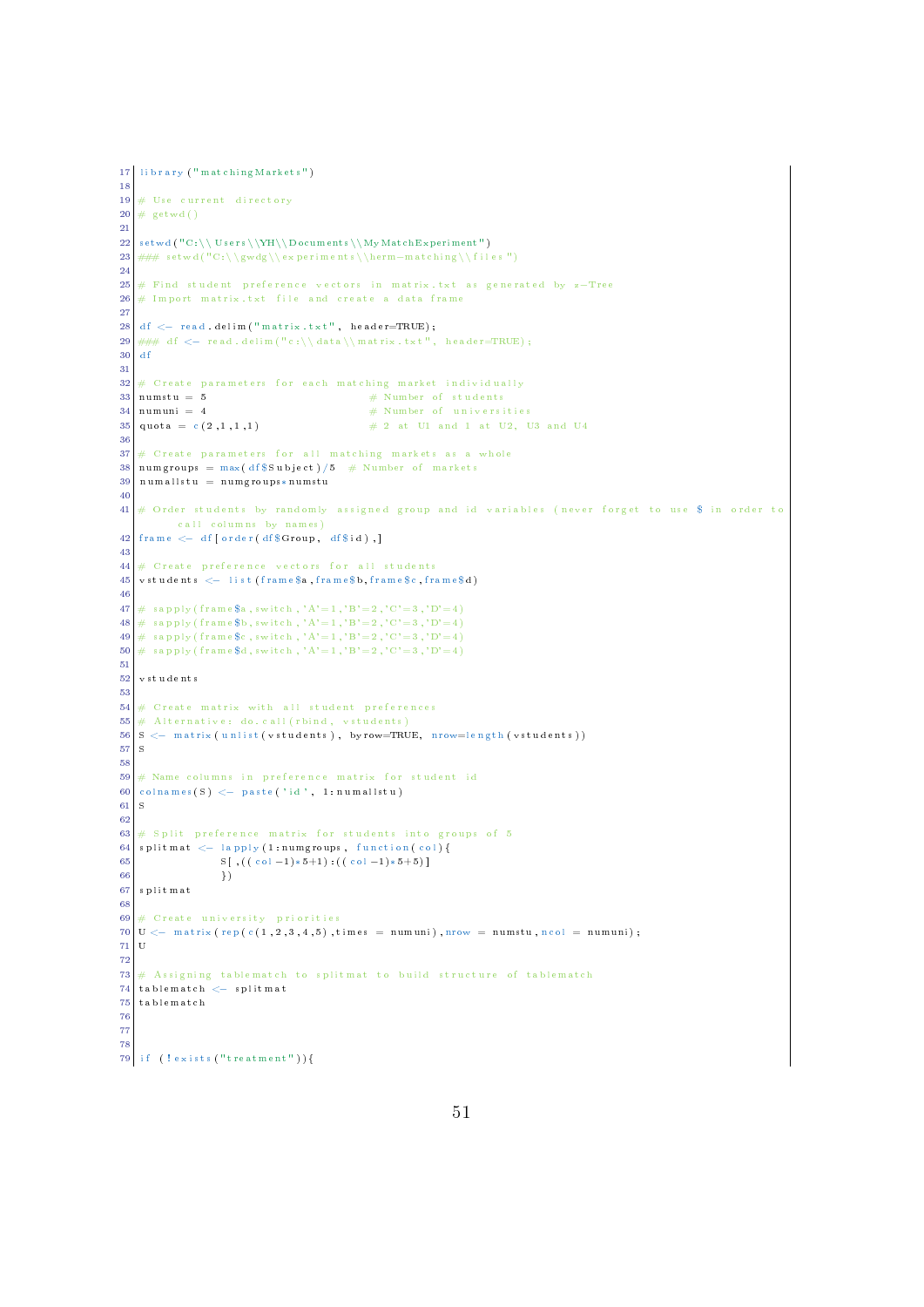```
library("matchingMarkets")

# Use current directory
# getwd()

setwd("C:\\Users\\YH\\Documents\\MyMatchExperiment")
### setwd("C:\\gwdg\\experiments\\herm-matching\\files")

# Find student preference vectors in matrix.txt as generated by z-Tree
# Import matrix.txt file and create a data frame

df <- read.delim("matrix.txt", header=TRUE);
### df <- read.delim("c:\\data\\matrix.txt", header=TRUE);
df

# Create parameters for each matching market individually
numstu = 5                        # Number of students
numuni = 4                        # Number of universities
quota = c(2,1,1,1)                # 2 at U1 and 1 at U2, U3 and U4

# Create parameters for all matching markets as a whole
numgroups = max(df$Subject)/5  # Number of markets
numallstu = numgroups*numstu

# Order students by randomly assigned group and id variables (never forget to use $ in order to
      call columns by names)
frame <- df[order(df$Group, df$id),]

# Create preference vectors for all students
vstudents <- list(frame$a,frame$b,frame$c,frame$d)

# sapply(frame$a,switch,'A'=1,'B'=2,'C'=3,'D'=4)
# sapply(frame$b,switch,'A'=1,'B'=2,'C'=3,'D'=4)
# sapply(frame$c,switch,'A'=1,'B'=2,'C'=3,'D'=4)
# sapply(frame$d,switch,'A'=1,'B'=2,'C'=3,'D'=4)

vstudents

# Create matrix with all student preferences
# Alternative: do.call(rbind, vstudents)
S <- matrix(unlist(vstudents), byrow=TRUE, nrow=length(vstudents))
S

# Name columns in preference matrix for student id
colnames(S) <- paste('id', 1:numallstu)
S

# Split preference matrix for students into groups of 5
splitmat <- lapply(1:numgroups, function(col){
            S[,((col-1)*5+1):((col-1)*5+5)]
            })
splitmat

# Create university priorities
U <- matrix(rep(c(1,2,3,4,5),times = numuni),nrow = numstu,ncol = numuni);
U

# Assigning tablematch to splitmat to build structure of tablematch
tablematch <- splitmat
tablematch



if (!exists("treatment")){
```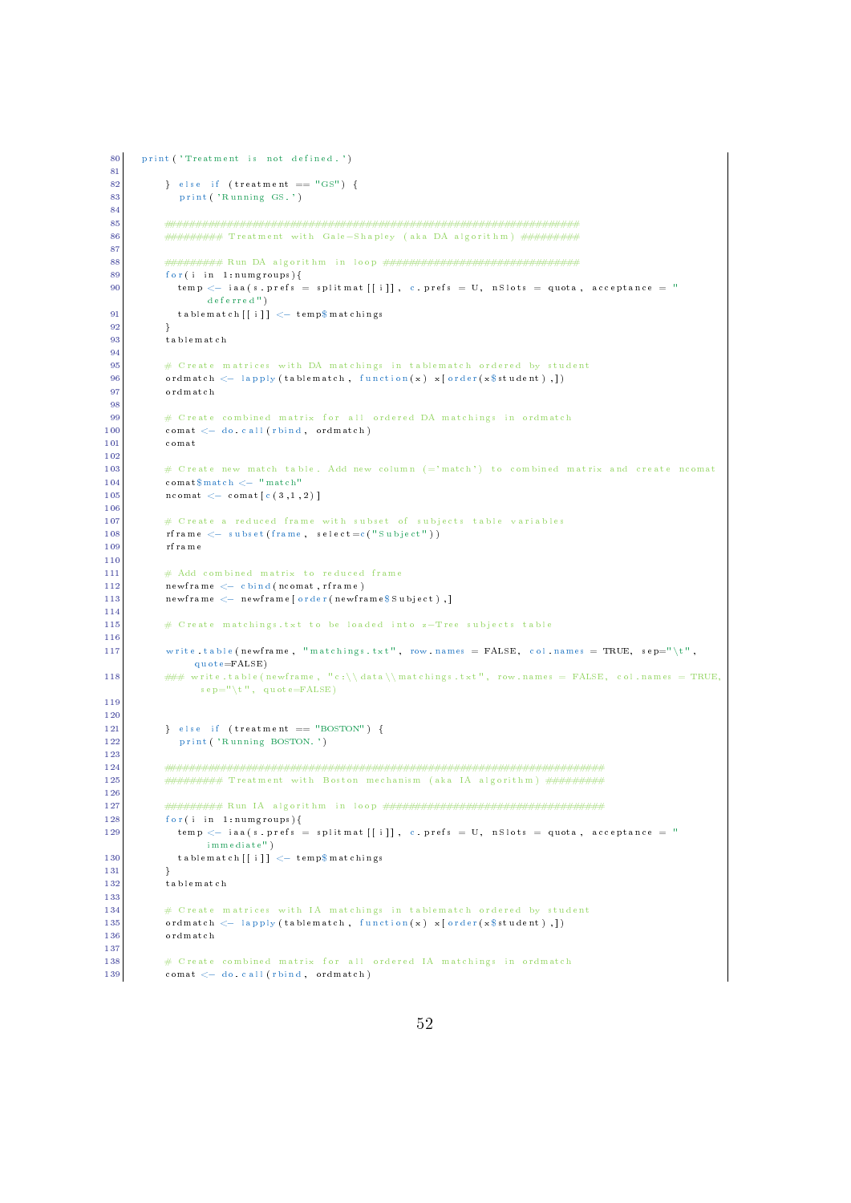```
print('Treatment is not defined.')

    } else if (treatment == "GS") {
       print('Running GS.')

    ################################################################
    ######### Treatment with Gale-Shapley (aka DA algorithm) #########

    ######### Run DA algorithm in loop ##############################
    for(i in 1:numgroups){
      temp <- iaa(s.prefs = splitmat[[i]], c.prefs = U, nSlots = quota, acceptance = "
          deferred")
      tablematch[[i]] <- temp$matchings
    }
    tablematch

    # Create matrices with DA matchings in tablematch ordered by student
    ordmatch <- lapply(tablematch, function(x) x[order(x$student),])
    ordmatch

    # Create combined matrix for all ordered DA matchings in ordmatch
    comat <- do.call(rbind, ordmatch)
    comat

    # Create new match table. Add new column (='match') to combined matrix and create ncomat
    comat$match <- "match"
    ncomat <- comat[c(3,1,2)]

    # Create a reduced frame with subset of subjects table variables
    rframe <- subset(frame, select=c("Subject"))
    rframe

    # Add combined matrix to reduced frame
    newframe <- cbind(ncomat,rframe)
    newframe <- newframe[order(newframe$Subject),]

    # Create matchings.txt to be loaded into z-Tree subjects table

    write.table(newframe, "matchings.txt", row.names = FALSE, col.names = TRUE, sep="\t",
        quote=FALSE)
    ### write.table(newframe, "c:\\data\\matchings.txt", row.names = FALSE, col.names = TRUE,
        sep="\t", quote=FALSE)


    } else if (treatment == "BOSTON") {
       print('Running BOSTON.')

    ####################################################################
    ######### Treatment with Boston mechanism (aka IA algorithm) #########

    ######### Run IA algorithm in loop ##################################
    for(i in 1:numgroups){
      temp <- iaa(s.prefs = splitmat[[i]], c.prefs = U, nSlots = quota, acceptance = "
          immediate")
      tablematch[[i]] <- temp$matchings
    }
    tablematch

    # Create matrices with IA matchings in tablematch ordered by student
    ordmatch <- lapply(tablematch, function(x) x[order(x$student),])
    ordmatch

    # Create combined matrix for all ordered IA matchings in ordmatch
    comat <- do.call(rbind, ordmatch)
```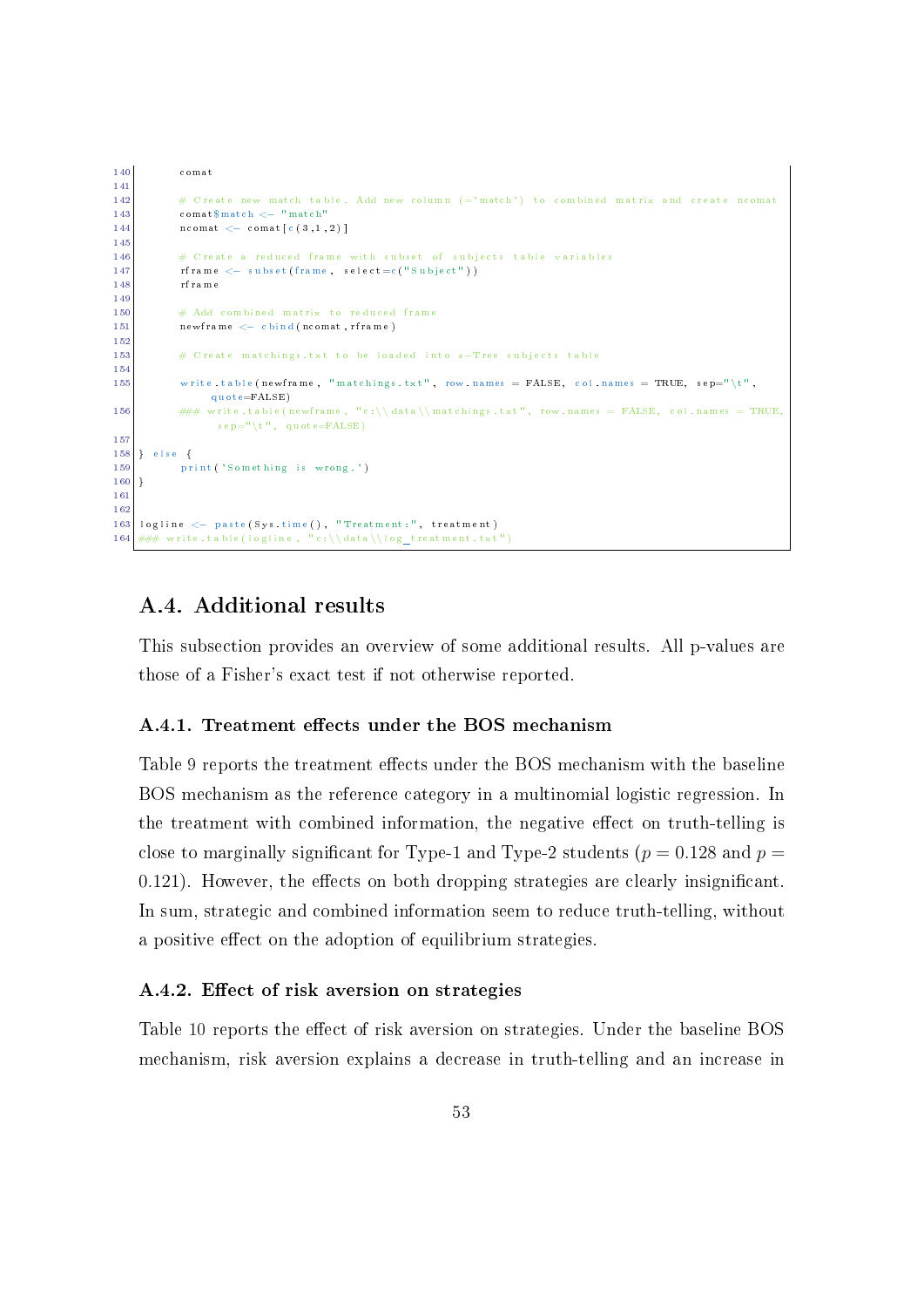```
140        comat
141
142        # Create new match table. Add new column (='match') to combined matrix and create ncomat
143        comat$match <- "match"
144        ncomat <- comat[c(3,1,2)]
145
146        # Create a reduced frame with subset of subjects table variables
147        rframe <- subset(frame, select=c("Subject"))
148        rframe
149
150        # Add combined matrix to reduced frame
151        newframe <- cbind(ncomat, rframe)
152
153        # Create matchings.txt to be loaded into z-Tree subjects table
154
155        write.table(newframe, "matchings.txt", row.names = FALSE, col.names = TRUE, sep="\t",
                quote=FALSE)
156        ### write.table(newframe, "c:\\data\\matchings.txt", row.names = FALSE, col.names = TRUE,
                 sep="\t", quote=FALSE)
157
158 } else {
159        print('Something is wrong.')
160 }
161
162
163 logline <- paste(Sys.time(), "Treatment:", treatment)
164 ### write.table(logline, "c:\\data\\log_treatment.txt")
```

## A.4. Additional results

This subsection provides an overview of some additional results. All p-values are those of a Fisher's exact test if not otherwise reported.

### A.4.1. Treatment effects under the BOS mechanism

Table 9 reports the treatment effects under the BOS mechanism with the baseline BOS mechanism as the reference category in a multinomial logistic regression. In the treatment with combined information, the negative effect on truth-telling is close to marginally significant for Type-1 and Type-2 students ($p = 0.128$ and $p = 0.121$). However, the effects on both dropping strategies are clearly insignificant. In sum, strategic and combined information seem to reduce truth-telling, without a positive effect on the adoption of equilibrium strategies.

### A.4.2. Effect of risk aversion on strategies

Table 10 reports the effect of risk aversion on strategies. Under the baseline BOS mechanism, risk aversion explains a decrease in truth-telling and an increase in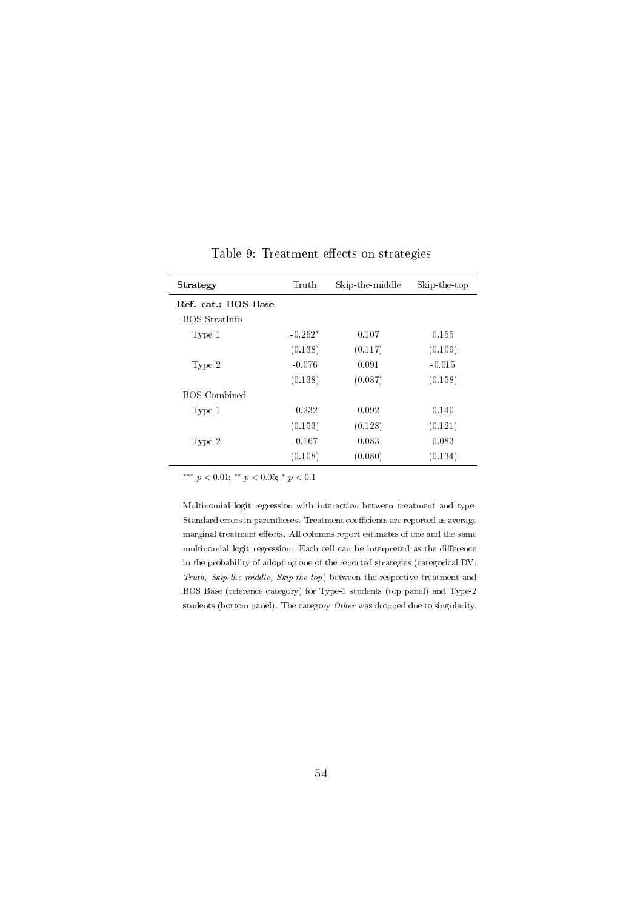Table 9: Treatment effects on strategies

| **Strategy** | Truth | Skip-the-middle | Skip-the-top |
|---|---|---|---|
| **Ref. cat.: BOS Base** | | | |
| BOS StratInfo | | | |
| Type 1 | -0.262* | 0.107 | 0.155 |
| | (0.138) | (0.117) | (0.109) |
| Type 2 | -0.076 | 0.091 | -0.015 |
| | (0.138) | (0.087) | (0.158) |
| BOS Combined | | | |
| Type 1 | -0.232 | 0.092 | 0.140 |
| | (0.153) | (0.128) | (0.121) |
| Type 2 | -0.167 | 0.083 | 0.083 |
| | (0.108) | (0.080) | (0.134) |

*** $p < 0.01$; ** $p < 0.05$; * $p < 0.1$

Multinomial logit regression with interaction between treatment and type. Standard errors in parentheses. Treatment coefficients are reported as average marginal treatment effects. All columns report estimates of one and the same multinomial logit regression. Each cell can be interpreted as the difference in the probability of adopting one of the reported strategies (categorical DV: *Truth, Skip-the-middle, Skip-the-top*) between the respective treatment and BOS Base (reference category) for Type-1 students (top panel) and Type-2 students (bottom panel). The category *Other* was dropped due to singularity.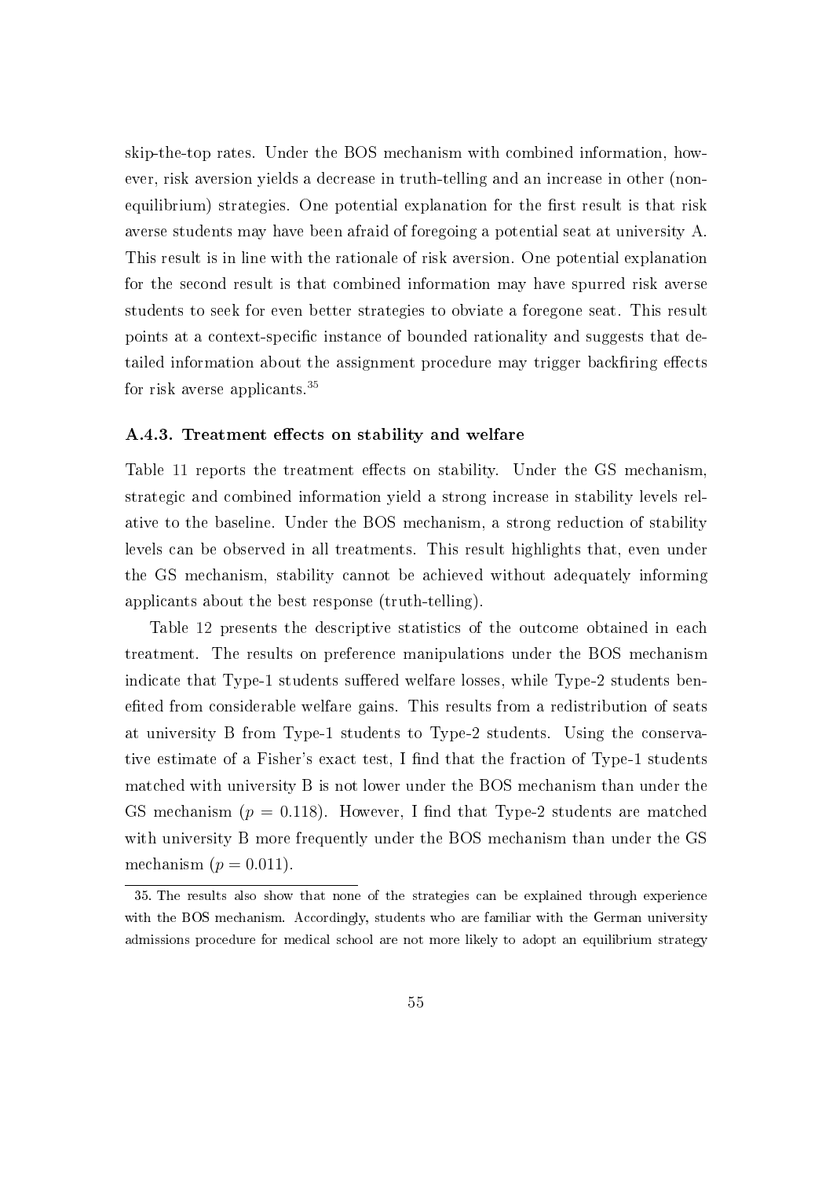skip-the-top rates. Under the BOS mechanism with combined information, however, risk aversion yields a decrease in truth-telling and an increase in other (non-equilibrium) strategies. One potential explanation for the first result is that risk averse students may have been afraid of foregoing a potential seat at university A. This result is in line with the rationale of risk aversion. One potential explanation for the second result is that combined information may have spurred risk averse students to seek for even better strategies to obviate a foregone seat. This result points at a context-specific instance of bounded rationality and suggests that detailed information about the assignment procedure may trigger backfiring effects for risk averse applicants.[35]

### A.4.3. Treatment effects on stability and welfare

Table 11 reports the treatment effects on stability. Under the GS mechanism, strategic and combined information yield a strong increase in stability levels relative to the baseline. Under the BOS mechanism, a strong reduction of stability levels can be observed in all treatments. This result highlights that, even under the GS mechanism, stability cannot be achieved without adequately informing applicants about the best response (truth-telling).

Table 12 presents the descriptive statistics of the outcome obtained in each treatment. The results on preference manipulations under the BOS mechanism indicate that Type-1 students suffered welfare losses, while Type-2 students benefited from considerable welfare gains. This results from a redistribution of seats at university B from Type-1 students to Type-2 students. Using the conservative estimate of a Fisher's exact test, I find that the fraction of Type-1 students matched with university B is not lower under the BOS mechanism than under the GS mechanism ($p = 0.118$). However, I find that Type-2 students are matched with university B more frequently under the BOS mechanism than under the GS mechanism ($p = 0.011$).

[35] The results also show that none of the strategies can be explained through experience with the BOS mechanism. Accordingly, students who are familiar with the German university admissions procedure for medical school are not more likely to adopt an equilibrium strategy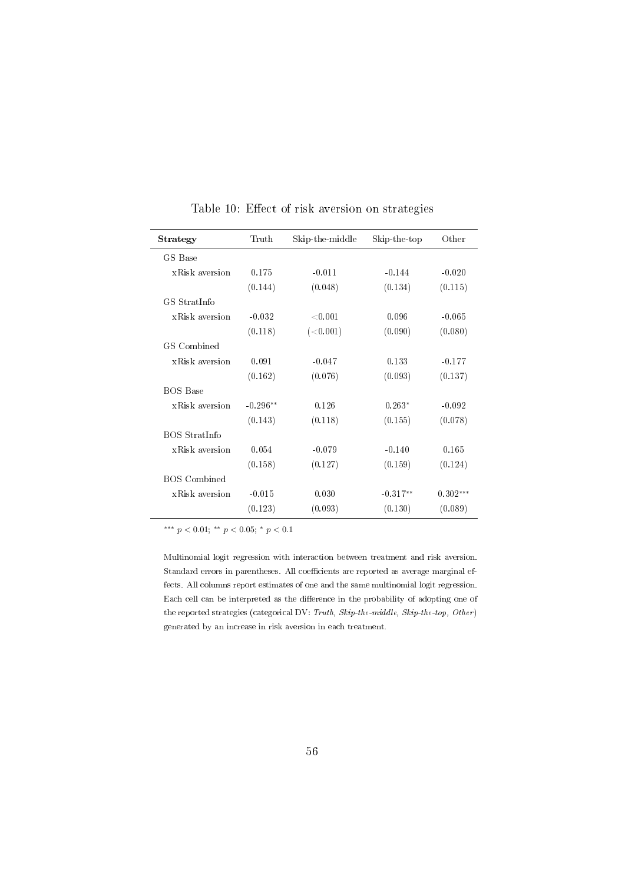Table 10: Effect of risk aversion on strategies

| **Strategy** | Truth | Skip-the-middle | Skip-the-top | Other |
|---|---|---|---|---|
| GS Base | | | | |
| xRisk aversion | 0.175 | -0.011 | -0.144 | -0.020 |
| | (0.144) | (0.048) | (0.134) | (0.115) |
| GS StratInfo | | | | |
| xRisk aversion | -0.032 | $<0.001$ | 0.096 | -0.065 |
| | (0.118) | ($<0.001$) | (0.090) | (0.080) |
| GS Combined | | | | |
| xRisk aversion | 0.091 | -0.047 | 0.133 | -0.177 |
| | (0.162) | (0.076) | (0.093) | (0.137) |
| BOS Base | | | | |
| xRisk aversion | -0.296** | 0.126 | 0.263* | -0.092 |
| | (0.143) | (0.118) | (0.155) | (0.078) |
| BOS StratInfo | | | | |
| xRisk aversion | 0.054 | -0.079 | -0.140 | 0.165 |
| | (0.158) | (0.127) | (0.159) | (0.124) |
| BOS Combined | | | | |
| xRisk aversion | -0.015 | 0.030 | -0.317** | 0.302*** |
| | (0.123) | (0.093) | (0.130) | (0.089) |

*** $p < 0.01$; ** $p < 0.05$; * $p < 0.1$

Multinomial logit regression with interaction between treatment and risk aversion. Standard errors in parentheses. All coefficients are reported as average marginal effects. All columns report estimates of one and the same multinomial logit regression. Each cell can be interpreted as the difference in the probability of adopting one of the reported strategies (categorical DV: *Truth, Skip-the-middle, Skip-the-top, Other*) generated by an increase in risk aversion in each treatment.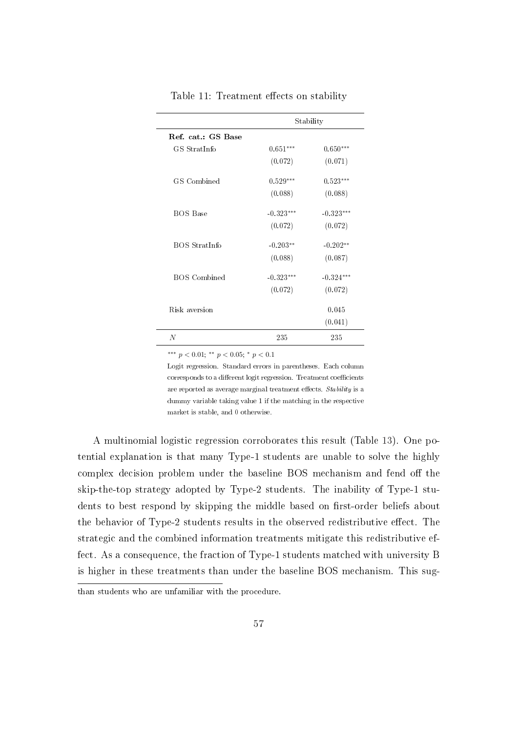Table 11: Treatment effects on stability

| | Stability | |
|---|---|---|
| **Ref. cat.: GS Base** | | |
| GS StratInfo | 0.651*** | 0.650*** |
| | (0.072) | (0.071) |
| GS Combined | 0.529*** | 0.523*** |
| | (0.088) | (0.088) |
| BOS Base | -0.323*** | -0.323*** |
| | (0.072) | (0.072) |
| BOS StratInfo | -0.203** | -0.202** |
| | (0.088) | (0.087) |
| BOS Combined | -0.323*** | -0.324*** |
| | (0.072) | (0.072) |
| Risk aversion | | 0.045 |
| | | (0.041) |
| $N$ | 235 | 235 |

*** $p < 0.01$; ** $p < 0.05$; * $p < 0.1$

Logit regression. Standard errors in parentheses. Each column corresponds to a different logit regression. Treatment coefficients are reported as average marginal treatment effects. *Stability* is a dummy variable taking value 1 if the matching in the respective market is stable, and 0 otherwise.

A multinomial logistic regression corroborates this result (Table 13). One potential explanation is that many Type-1 students are unable to solve the highly complex decision problem under the baseline BOS mechanism and fend off the skip-the-top strategy adopted by Type-2 students. The inability of Type-1 students to best respond by skipping the middle based on first-order beliefs about the behavior of Type-2 students results in the observed redistributive effect. The strategic and the combined information treatments mitigate this redistributive effect. As a consequence, the fraction of Type-1 students matched with university B is higher in these treatments than under the baseline BOS mechanism. This sug-

than students who are unfamiliar with the procedure.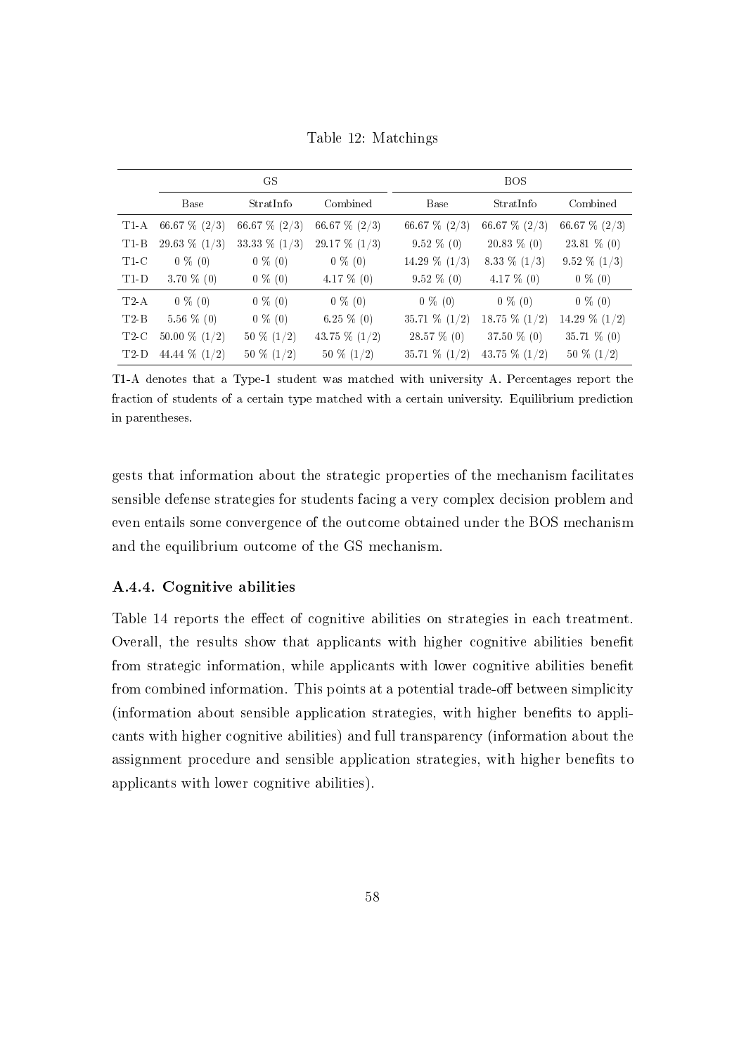Table 12: Matchings

| | GS | | | BOS | | |
|---|---|---|---|---|---|---|
| | Base | StratInfo | Combined | Base | StratInfo | Combined |
| T1-A | 66.67 % (2/3) | 66.67 % (2/3) | 66.67 % (2/3) | 66.67 % (2/3) | 66.67 % (2/3) | 66.67 % (2/3) |
| T1-B | 29.63 % (1/3) | 33.33 % (1/3) | 29.17 % (1/3) | 9.52 % (0) | 20.83 % (0) | 23.81 % (0) |
| T1-C | 0 % (0) | 0 % (0) | 0 % (0) | 14.29 % (1/3) | 8.33 % (1/3) | 9.52 % (1/3) |
| T1-D | 3.70 % (0) | 0 % (0) | 4.17 % (0) | 9.52 % (0) | 4.17 % (0) | 0 % (0) |
| T2-A | 0 % (0) | 0 % (0) | 0 % (0) | 0 % (0) | 0 % (0) | 0 % (0) |
| T2-B | 5.56 % (0) | 0 % (0) | 6.25 % (0) | 35.71 % (1/2) | 18.75 % (1/2) | 14.29 % (1/2) |
| T2-C | 50.00 % (1/2) | 50 % (1/2) | 43.75 % (1/2) | 28.57 % (0) | 37.50 % (0) | 35.71 % (0) |
| T2-D | 44.44 % (1/2) | 50 % (1/2) | 50 % (1/2) | 35.71 % (1/2) | 43.75 % (1/2) | 50 % (1/2) |

T1-A denotes that a Type-1 student was matched with university A. Percentages report the fraction of students of a certain type matched with a certain university. Equilibrium prediction in parentheses.

gests that information about the strategic properties of the mechanism facilitates sensible defense strategies for students facing a very complex decision problem and even entails some convergence of the outcome obtained under the BOS mechanism and the equilibrium outcome of the GS mechanism.

### A.4.4. Cognitive abilities

Table 14 reports the effect of cognitive abilities on strategies in each treatment. Overall, the results show that applicants with higher cognitive abilities benefit from strategic information, while applicants with lower cognitive abilities benefit from combined information. This points at a potential trade-off between simplicity (information about sensible application strategies, with higher benefits to applicants with higher cognitive abilities) and full transparency (information about the assignment procedure and sensible application strategies, with higher benefits to applicants with lower cognitive abilities).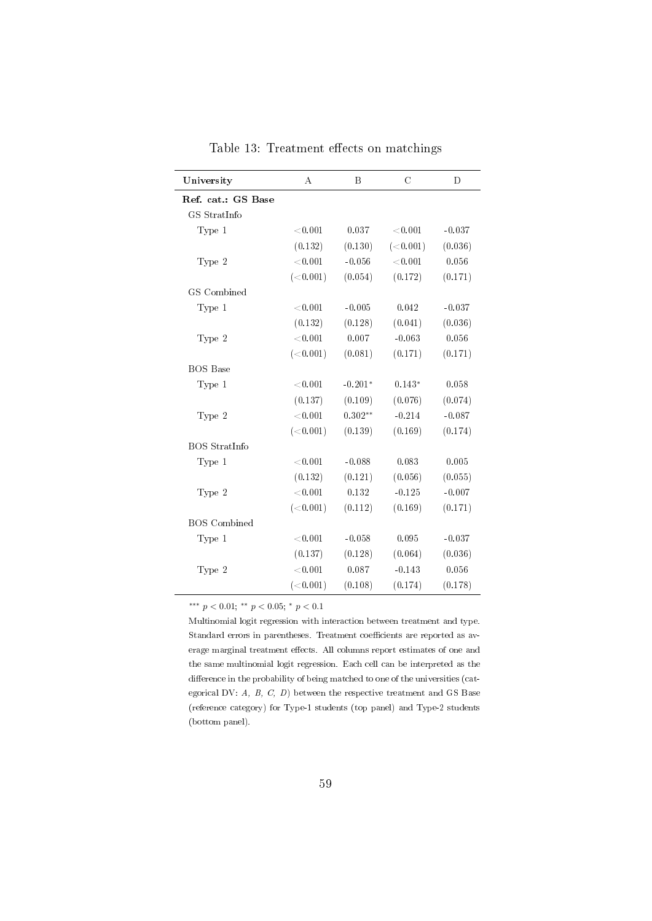Table 13: Treatment effects on matchings

| University | A | B | C | D |
|---|---|---|---|---|
| **Ref. cat.: GS Base** | | | | |
| GS StratInfo | | | | |
| Type 1 | $<0.001$ | 0.037 | $<0.001$ | -0.037 |
| | (0.132) | (0.130) | ($<0.001$) | (0.036) |
| Type 2 | $<0.001$ | -0.056 | $<0.001$ | 0.056 |
| | ($<0.001$) | (0.054) | (0.172) | (0.171) |
| GS Combined | | | | |
| Type 1 | $<0.001$ | -0.005 | 0.042 | -0.037 |
| | (0.132) | (0.128) | (0.041) | (0.036) |
| Type 2 | $<0.001$ | 0.007 | -0.063 | 0.056 |
| | ($<0.001$) | (0.081) | (0.171) | (0.171) |
| BOS Base | | | | |
| Type 1 | $<0.001$ | $-0.201^{*}$ | $0.143^{*}$ | 0.058 |
| | (0.137) | (0.109) | (0.076) | (0.074) |
| Type 2 | $<0.001$ | $0.302^{**}$ | -0.214 | -0.087 |
| | ($<0.001$) | (0.139) | (0.169) | (0.174) |
| BOS StratInfo | | | | |
| Type 1 | $<0.001$ | -0.088 | 0.083 | 0.005 |
| | (0.132) | (0.121) | (0.056) | (0.055) |
| Type 2 | $<0.001$ | 0.132 | -0.125 | -0.007 |
| | ($<0.001$) | (0.112) | (0.169) | (0.171) |
| BOS Combined | | | | |
| Type 1 | $<0.001$ | -0.058 | 0.095 | -0.037 |
| | (0.137) | (0.128) | (0.064) | (0.036) |
| Type 2 | $<0.001$ | 0.087 | -0.143 | 0.056 |
| | ($<0.001$) | (0.108) | (0.174) | (0.178) |

$^{***}$ $p < 0.01$; $^{**}$ $p < 0.05$; $^{*}$ $p < 0.1$

Multinomial logit regression with interaction between treatment and type. Standard errors in parentheses. Treatment coefficients are reported as average marginal treatment effects. All columns report estimates of one and the same multinomial logit regression. Each cell can be interpreted as the difference in the probability of being matched to one of the universities (categorical DV: *A*, *B*, *C*, *D*) between the respective treatment and GS Base (reference category) for Type-1 students (top panel) and Type-2 students (bottom panel).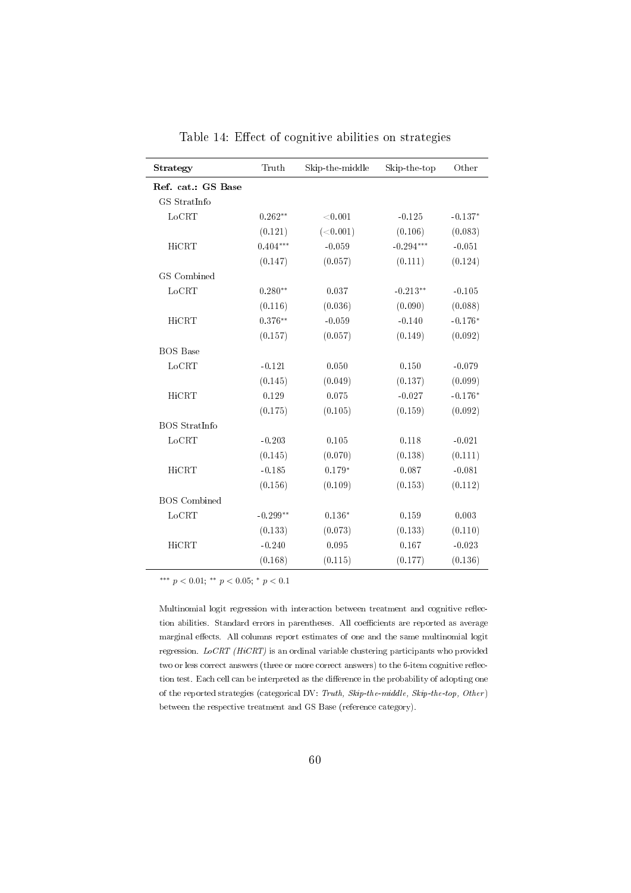Table 14: Effect of cognitive abilities on strategies

| **Strategy** | Truth | Skip-the-middle | Skip-the-top | Other |
|---|---|---|---|---|
| **Ref. cat.: GS Base** | | | | |
| GS StratInfo | | | | |
| LoCRT | 0.262** | <0.001 | -0.125 | -0.137* |
| | (0.121) | (<0.001) | (0.106) | (0.083) |
| HiCRT | 0.404*** | -0.059 | -0.294*** | -0.051 |
| | (0.147) | (0.057) | (0.111) | (0.124) |
| GS Combined | | | | |
| LoCRT | 0.280** | 0.037 | -0.213** | -0.105 |
| | (0.116) | (0.036) | (0.090) | (0.088) |
| HiCRT | 0.376** | -0.059 | -0.140 | -0.176* |
| | (0.157) | (0.057) | (0.149) | (0.092) |
| BOS Base | | | | |
| LoCRT | -0.121 | 0.050 | 0.150 | -0.079 |
| | (0.145) | (0.049) | (0.137) | (0.099) |
| HiCRT | 0.129 | 0.075 | -0.027 | -0.176* |
| | (0.175) | (0.105) | (0.159) | (0.092) |
| BOS StratInfo | | | | |
| LoCRT | -0.203 | 0.105 | 0.118 | -0.021 |
| | (0.145) | (0.070) | (0.138) | (0.111) |
| HiCRT | -0.185 | 0.179* | 0.087 | -0.081 |
| | (0.156) | (0.109) | (0.153) | (0.112) |
| BOS Combined | | | | |
| LoCRT | -0.299** | 0.136* | 0.159 | 0.003 |
| | (0.133) | (0.073) | (0.133) | (0.110) |
| HiCRT | -0.240 | 0.095 | 0.167 | -0.023 |
| | (0.168) | (0.115) | (0.177) | (0.136) |

*** $p < 0.01$; ** $p < 0.05$; * $p < 0.1$

Multinomial logit regression with interaction between treatment and cognitive reflection abilities. Standard errors in parentheses. All coefficients are reported as average marginal effects. All columns report estimates of one and the same multinomial logit regression. *LoCRT (HiCRT)* is an ordinal variable clustering participants who provided two or less correct answers (three or more correct answers) to the 6-item cognitive reflection test. Each cell can be interpreted as the difference in the probability of adopting one of the reported strategies (categorical DV: *Truth, Skip-the-middle, Skip-the-top, Other*) between the respective treatment and GS Base (reference category).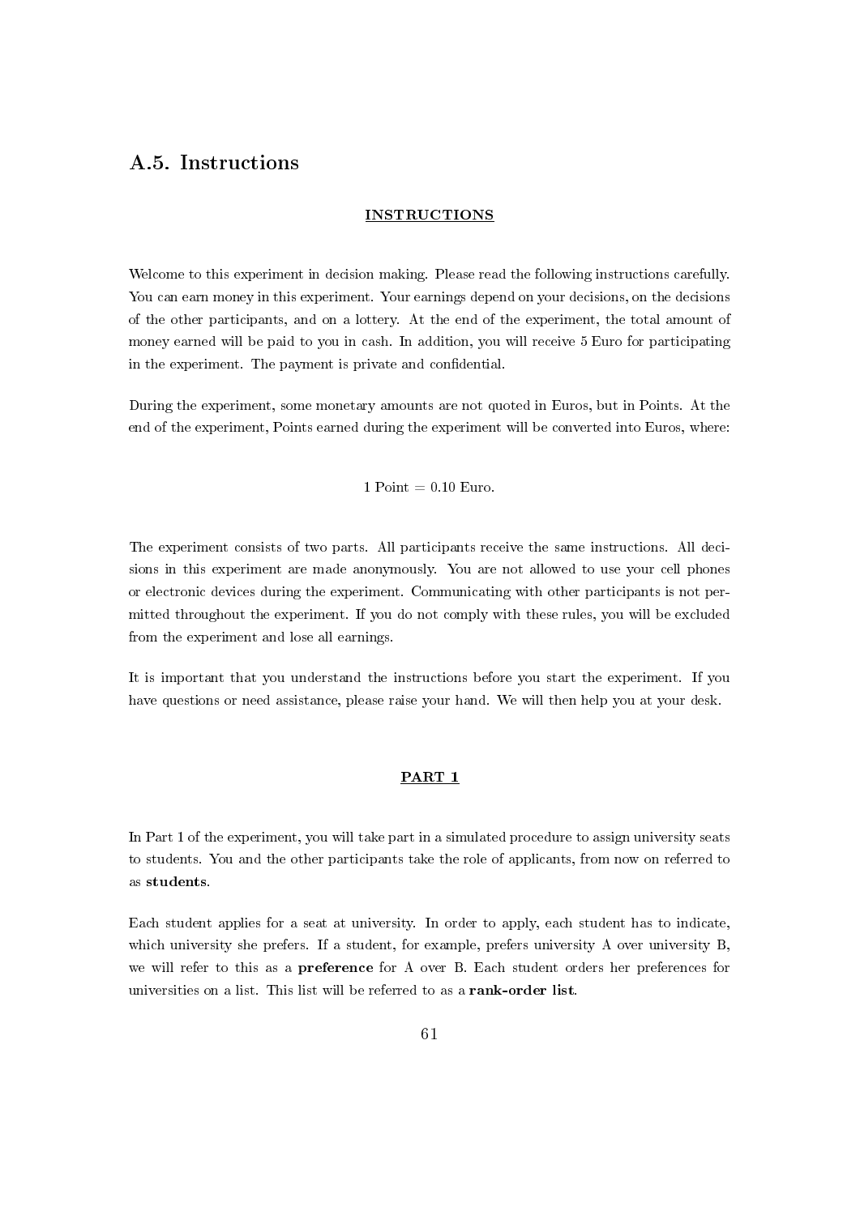## A.5. Instructions

**INSTRUCTIONS**

Welcome to this experiment in decision making. Please read the following instructions carefully. You can earn money in this experiment. Your earnings depend on your decisions, on the decisions of the other participants, and on a lottery. At the end of the experiment, the total amount of money earned will be paid to you in cash. In addition, you will receive 5 Euro for participating in the experiment. The payment is private and confidential.

During the experiment, some monetary amounts are not quoted in Euros, but in Points. At the end of the experiment, Points earned during the experiment will be converted into Euros, where:

$$1 \text{ Point} = 0.10 \text{ Euro.}$$

The experiment consists of two parts. All participants receive the same instructions. All decisions in this experiment are made anonymously. You are not allowed to use your cell phones or electronic devices during the experiment. Communicating with other participants is not permitted throughout the experiment. If you do not comply with these rules, you will be excluded from the experiment and lose all earnings.

It is important that you understand the instructions before you start the experiment. If you have questions or need assistance, please raise your hand. We will then help you at your desk.

**PART 1**

In Part 1 of the experiment, you will take part in a simulated procedure to assign university seats to students. You and the other participants take the role of applicants, from now on referred to as **students**.

Each student applies for a seat at university. In order to apply, each student has to indicate, which university she prefers. If a student, for example, prefers university A over university B, we will refer to this as a **preference** for A over B. Each student orders her preferences for universities on a list. This list will be referred to as a **rank-order list**.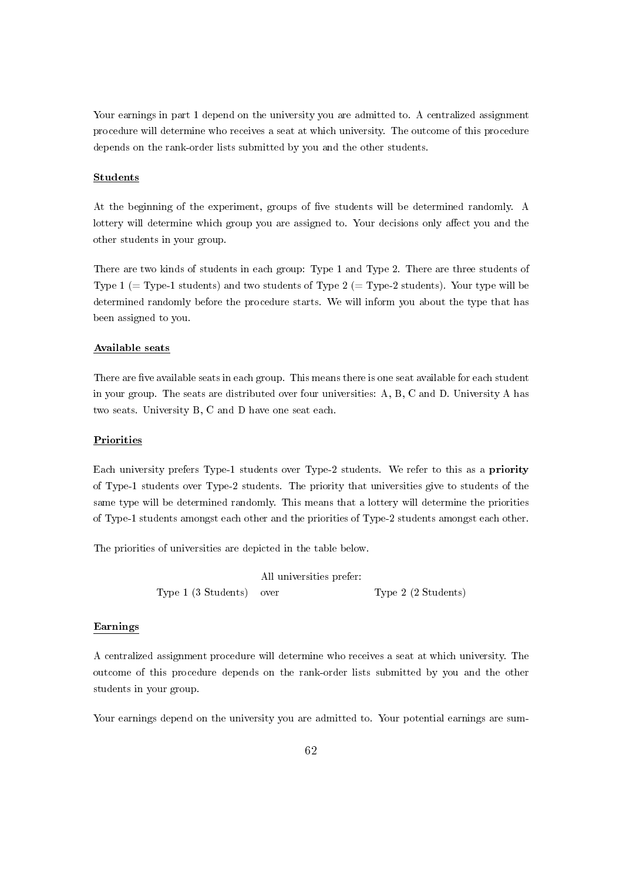Your earnings in part 1 depend on the university you are admitted to. A centralized assignment procedure will determine who receives a seat at which university. The outcome of this procedure depends on the rank-order lists submitted by you and the other students.

**Students**

At the beginning of the experiment, groups of five students will be determined randomly. A lottery will determine which group you are assigned to. Your decisions only affect you and the other students in your group.

There are two kinds of students in each group: Type 1 and Type 2. There are three students of Type 1 (= Type-1 students) and two students of Type 2 (= Type-2 students). Your type will be determined randomly before the procedure starts. We will inform you about the type that has been assigned to you.

**Available seats**

There are five available seats in each group. This means there is one seat available for each student in your group. The seats are distributed over four universities: A, B, C and D. University A has two seats. University B, C and D have one seat each.

**Priorities**

Each university prefers Type-1 students over Type-2 students. We refer to this as a **priority** of Type-1 students over Type-2 students. The priority that universities give to students of the same type will be determined randomly. This means that a lottery will determine the priorities of Type-1 students amongst each other and the priorities of Type-2 students amongst each other.

The priorities of universities are depicted in the table below.

| | All universities prefer: | |
|---|---|---|
| Type 1 (3 Students) | over | Type 2 (2 Students) |

**Earnings**

A centralized assignment procedure will determine who receives a seat at which university. The outcome of this procedure depends on the rank-order lists submitted by you and the other students in your group.

Your earnings depend on the university you are admitted to. Your potential earnings are sum-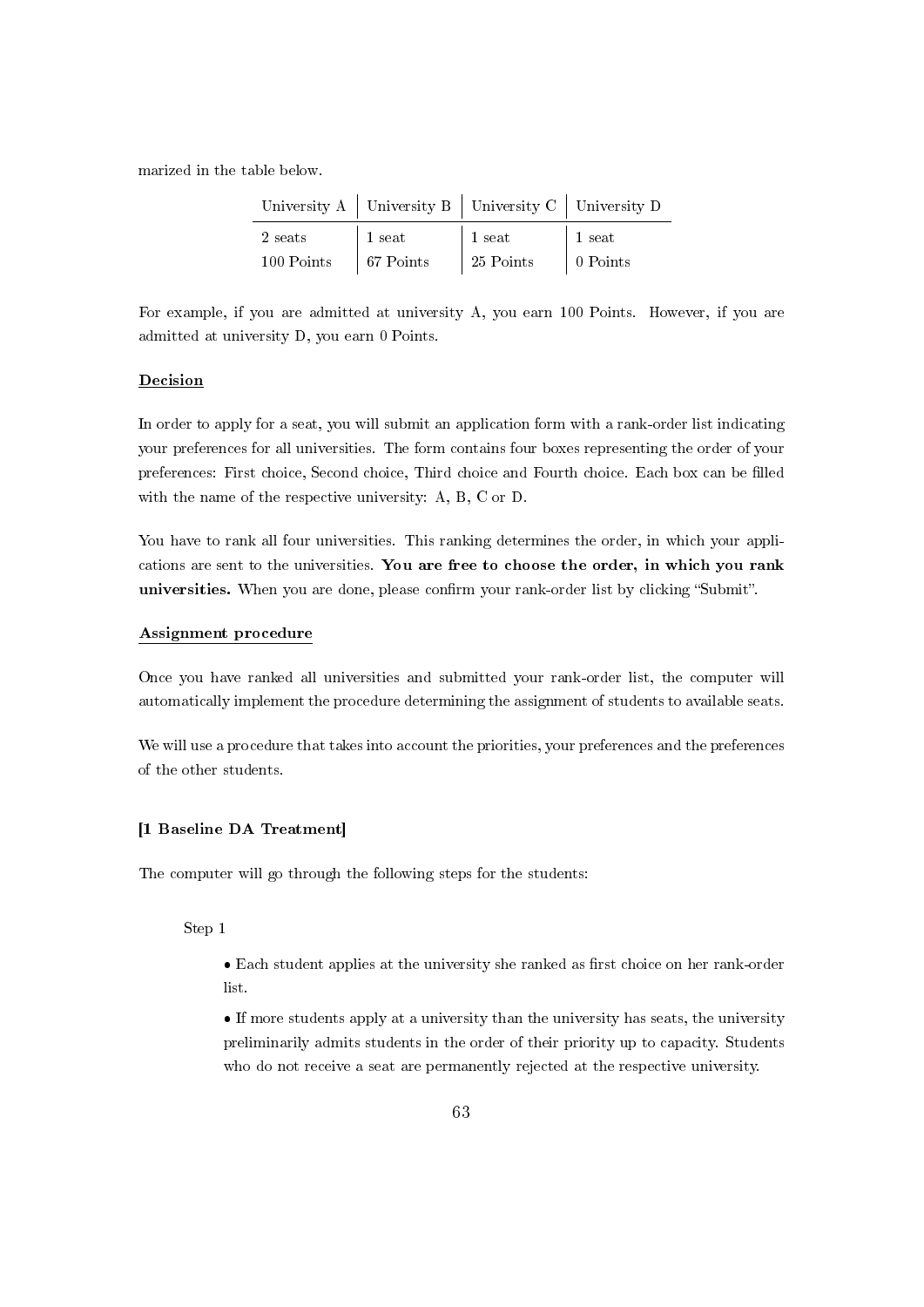marized in the table below.

| University A | University B | University C | University D |
|---|---|---|---|
| 2 seats | 1 seat | 1 seat | 1 seat |
| 100 Points | 67 Points | 25 Points | 0 Points |

For example, if you are admitted at university A, you earn 100 Points. However, if you are admitted at university D, you earn 0 Points.

**Decision**

In order to apply for a seat, you will submit an application form with a rank-order list indicating your preferences for all universities. The form contains four boxes representing the order of your preferences: First choice, Second choice, Third choice and Fourth choice. Each box can be filled with the name of the respective university: A, B, C or D.

You have to rank all four universities. This ranking determines the order, in which your applications are sent to the universities. **You are free to choose the order, in which you rank universities.** When you are done, please confirm your rank-order list by clicking "Submit".

**Assignment procedure**

Once you have ranked all universities and submitted your rank-order list, the computer will automatically implement the procedure determining the assignment of students to available seats.

We will use a procedure that takes into account the priorities, your preferences and the preferences of the other students.

**[1 Baseline DA Treatment]**

The computer will go through the following steps for the students:

Step 1

- Each student applies at the university she ranked as first choice on her rank-order list.
- If more students apply at a university than the university has seats, the university preliminarily admits students in the order of their priority up to capacity. Students who do not receive a seat are permanently rejected at the respective university.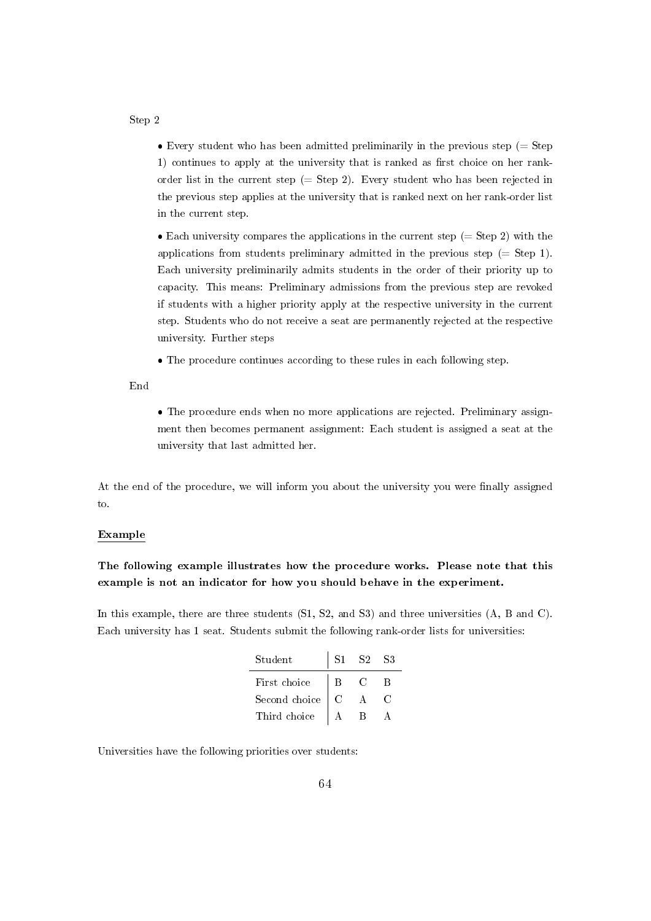Step 2

- Every student who has been admitted preliminarily in the previous step (= Step 1) continues to apply at the university that is ranked as first choice on her rank-order list in the current step (= Step 2). Every student who has been rejected in the previous step applies at the university that is ranked next on her rank-order list in the current step.

- Each university compares the applications in the current step (= Step 2) with the applications from students preliminary admitted in the previous step (= Step 1). Each university preliminarily admits students in the order of their priority up to capacity. This means: Preliminary admissions from the previous step are revoked if students with a higher priority apply at the respective university in the current step. Students who do not receive a seat are permanently rejected at the respective university. Further steps

- The procedure continues according to these rules in each following step.

End

- The procedure ends when no more applications are rejected. Preliminary assignment then becomes permanent assignment: Each student is assigned a seat at the university that last admitted her.

At the end of the procedure, we will inform you about the university you were finally assigned to.

<u>**Example**</u>

**The following example illustrates how the procedure works. Please note that this example is not an indicator for how you should behave in the experiment.**

In this example, there are three students (S1, S2, and S3) and three universities (A, B and C). Each university has 1 seat. Students submit the following rank-order lists for universities:

| Student | S1 | S2 | S3 |
|---|---|---|---|
| First choice | B | C | B |
| Second choice | C | A | C |
| Third choice | A | B | A |

Universities have the following priorities over students: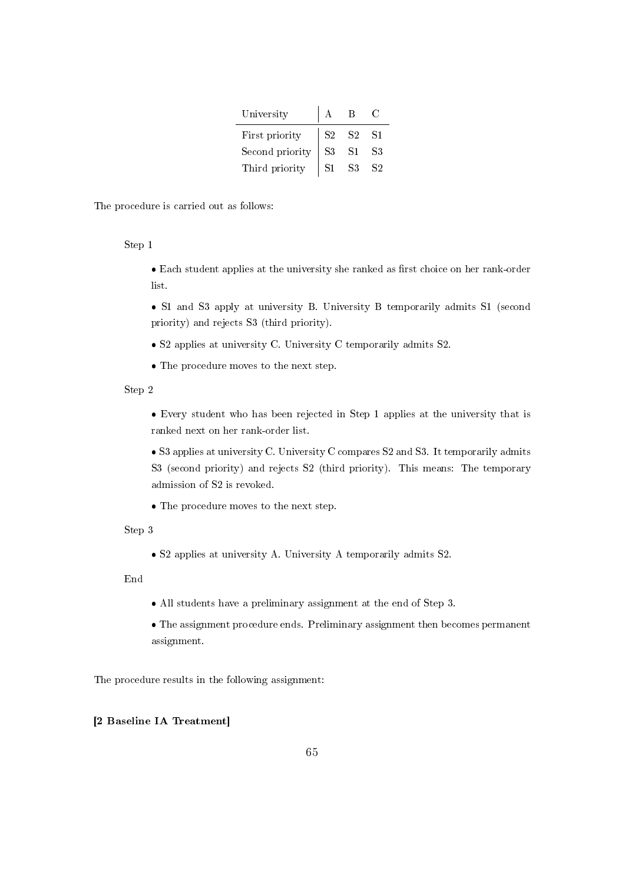| University | A | B | C |
| --- | --- | --- | --- |
| First priority | S2 | S2 | S1 |
| Second priority | S3 | S1 | S3 |
| Third priority | S1 | S3 | S2 |

The procedure is carried out as follows:

Step 1

- Each student applies at the university she ranked as first choice on her rank-order list.
- S1 and S3 apply at university B. University B temporarily admits S1 (second priority) and rejects S3 (third priority).
- S2 applies at university C. University C temporarily admits S2.
- The procedure moves to the next step.

Step 2

- Every student who has been rejected in Step 1 applies at the university that is ranked next on her rank-order list.
- S3 applies at university C. University C compares S2 and S3. It temporarily admits S3 (second priority) and rejects S2 (third priority). This means: The temporary admission of S2 is revoked.
- The procedure moves to the next step.

Step 3

- S2 applies at university A. University A temporarily admits S2.

End

- All students have a preliminary assignment at the end of Step 3.
- The assignment procedure ends. Preliminary assignment then becomes permanent assignment.

The procedure results in the following assignment:

**[2 Baseline IA Treatment]**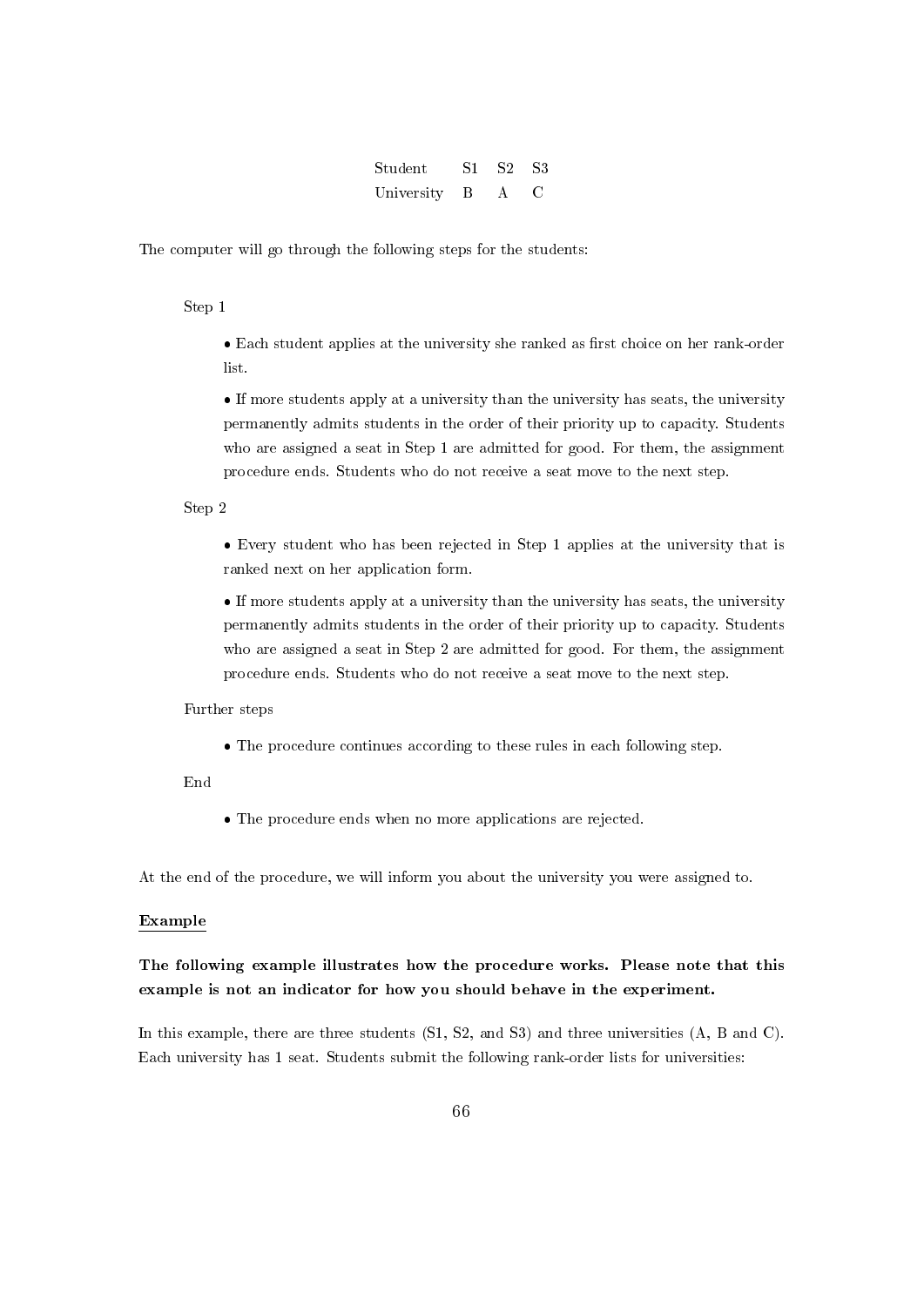| Student | S1 | S2 | S3 |
|---|---|---|---|
| University | B | A | C |

The computer will go through the following steps for the students:

Step 1

- Each student applies at the university she ranked as first choice on her rank-order list.
- If more students apply at a university than the university has seats, the university permanently admits students in the order of their priority up to capacity. Students who are assigned a seat in Step 1 are admitted for good. For them, the assignment procedure ends. Students who do not receive a seat move to the next step.

Step 2

- Every student who has been rejected in Step 1 applies at the university that is ranked next on her application form.
- If more students apply at a university than the university has seats, the university permanently admits students in the order of their priority up to capacity. Students who are assigned a seat in Step 2 are admitted for good. For them, the assignment procedure ends. Students who do not receive a seat move to the next step.

Further steps

- The procedure continues according to these rules in each following step.

End

- The procedure ends when no more applications are rejected.

At the end of the procedure, we will inform you about the university you were assigned to.

<u>Example</u>

**The following example illustrates how the procedure works. Please note that this example is not an indicator for how you should behave in the experiment.**

In this example, there are three students (S1, S2, and S3) and three universities (A, B and C). Each university has 1 seat. Students submit the following rank-order lists for universities: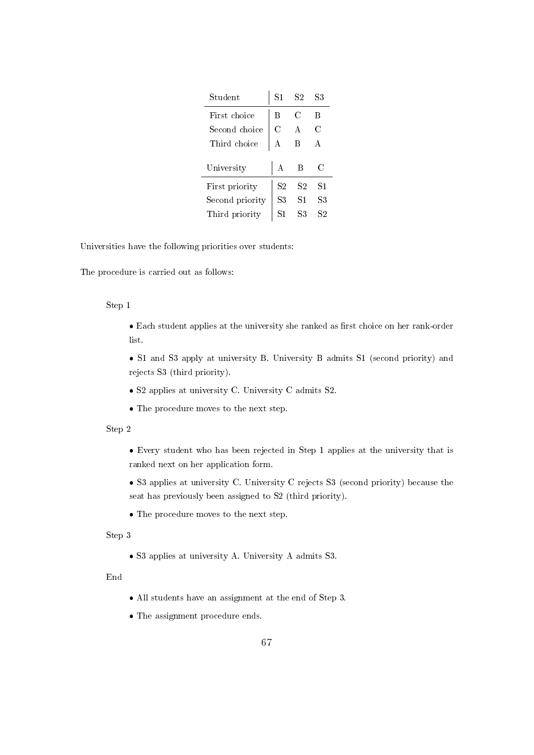| Student | S1 | S2 | S3 |
|---|---|---|---|
| First choice | B | C | B |
| Second choice | C | A | C |
| Third choice | A | B | A |

| University | A | B | C |
|---|---|---|---|
| First priority | S2 | S2 | S1 |
| Second priority | S3 | S1 | S3 |
| Third priority | S1 | S3 | S2 |

Universities have the following priorities over students:

The procedure is carried out as follows:

Step 1

- Each student applies at the university she ranked as first choice on her rank-order list.
- S1 and S3 apply at university B. University B admits S1 (second priority) and rejects S3 (third priority).
- S2 applies at university C. University C admits S2.
- The procedure moves to the next step.

Step 2

- Every student who has been rejected in Step 1 applies at the university that is ranked next on her application form.
- S3 applies at university C. University C rejects S3 (second priority) because the seat has previously been assigned to S2 (third priority).
- The procedure moves to the next step.

Step 3

- S3 applies at university A. University A admits S3.

End

- All students have an assignment at the end of Step 3.
- The assignment procedure ends.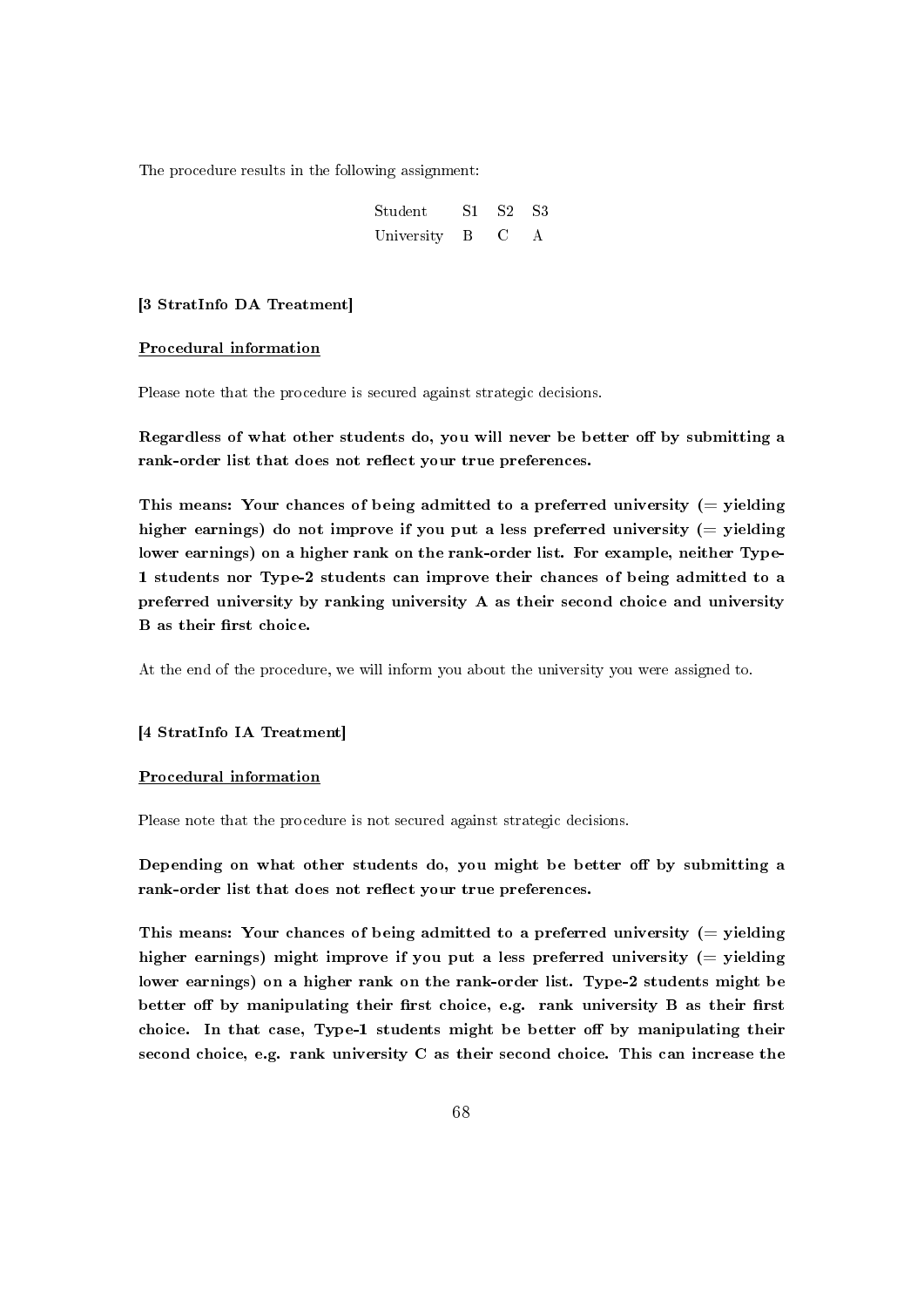The procedure results in the following assignment:

| Student | S1 | S2 | S3 |
|---|---|---|---|
| University | B | C | A |

**[3 StratInfo DA Treatment]**

**Procedural information**

Please note that the procedure is secured against strategic decisions.

**Regardless of what other students do, you will never be better off by submitting a rank-order list that does not reflect your true preferences.**

**This means: Your chances of being admitted to a preferred university (= yielding higher earnings) do not improve if you put a less preferred university (= yielding lower earnings) on a higher rank on the rank-order list. For example, neither Type-1 students nor Type-2 students can improve their chances of being admitted to a preferred university by ranking university A as their second choice and university B as their first choice.**

At the end of the procedure, we will inform you about the university you were assigned to.

**[4 StratInfo IA Treatment]**

**Procedural information**

Please note that the procedure is not secured against strategic decisions.

**Depending on what other students do, you might be better off by submitting a rank-order list that does not reflect your true preferences.**

**This means: Your chances of being admitted to a preferred university (= yielding higher earnings) might improve if you put a less preferred university (= yielding lower earnings) on a higher rank on the rank-order list. Type-2 students might be better off by manipulating their first choice, e.g. rank university B as their first choice. In that case, Type-1 students might be better off by manipulating their second choice, e.g. rank university C as their second choice. This can increase the**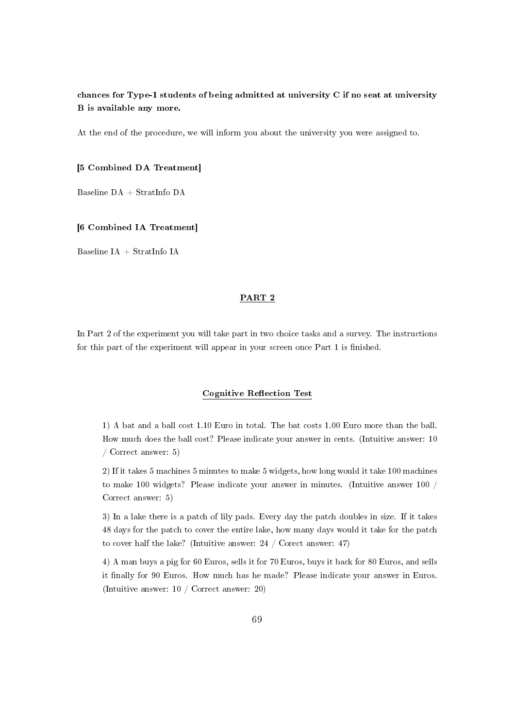**chances for Type-1 students of being admitted at university C if no seat at university B is available any more.**

At the end of the procedure, we will inform you about the university you were assigned to.

**[5 Combined DA Treatment]**

Baseline DA + StratInfo DA

**[6 Combined IA Treatment]**

Baseline IA + StratInfo IA

## PART 2

In Part 2 of the experiment you will take part in two choice tasks and a survey. The instructions for this part of the experiment will appear in your screen once Part 1 is finished.

### Cognitive Reflection Test

1) A bat and a ball cost 1.10 Euro in total. The bat costs 1.00 Euro more than the ball. How much does the ball cost? Please indicate your answer in cents. (Intuitive answer: 10 / Correct answer: 5)

2) If it takes 5 machines 5 minutes to make 5 widgets, how long would it take 100 machines to make 100 widgets? Please indicate your answer in minutes. (Intuitive answer 100 / Correct answer: 5)

3) In a lake there is a patch of lily pads. Every day the patch doubles in size. If it takes 48 days for the patch to cover the entire lake, how many days would it take for the patch to cover half the lake? (Intuitive answer: 24 / Corect answer: 47)

4) A man buys a pig for 60 Euros, sells it for 70 Euros, buys it back for 80 Euros, and sells it finally for 90 Euros. How much has he made? Please indicate your answer in Euros. (Intuitive answer: 10 / Correct answer: 20)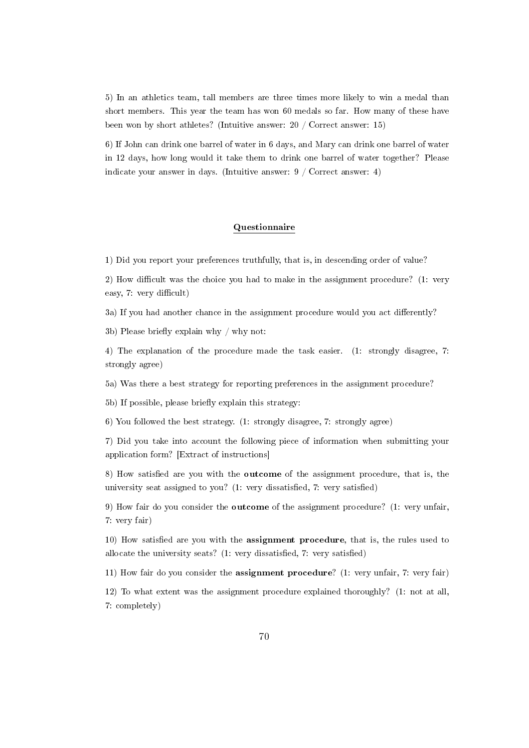5) In an athletics team, tall members are three times more likely to win a medal than short members. This year the team has won 60 medals so far. How many of these have been won by short athletes? (Intuitive answer: 20 / Correct answer: 15)

6) If John can drink one barrel of water in 6 days, and Mary can drink one barrel of water in 12 days, how long would it take them to drink one barrel of water together? Please indicate your answer in days. (Intuitive answer: 9 / Correct answer: 4)

## Questionnaire

1) Did you report your preferences truthfully, that is, in descending order of value?

2) How difficult was the choice you had to make in the assignment procedure? (1: very easy, 7: very difficult)

3a) If you had another chance in the assignment procedure would you act differently?

3b) Please briefly explain why / why not:

4) The explanation of the procedure made the task easier. (1: strongly disagree, 7: strongly agree)

5a) Was there a best strategy for reporting preferences in the assignment procedure?

5b) If possible, please briefly explain this strategy:

6) You followed the best strategy. (1: strongly disagree, 7: strongly agree)

7) Did you take into account the following piece of information when submitting your application form? [Extract of instructions]

8) How satisfied are you with the **outcome** of the assignment procedure, that is, the university seat assigned to you? (1: very dissatisfied, 7: very satisfied)

9) How fair do you consider the **outcome** of the assignment procedure? (1: very unfair, 7: very fair)

10) How satisfied are you with the **assignment procedure**, that is, the rules used to allocate the university seats? (1: very dissatisfied, 7: very satisfied)

11) How fair do you consider the **assignment procedure**? (1: very unfair, 7: very fair)

12) To what extent was the assignment procedure explained thoroughly? (1: not at all, 7: completely)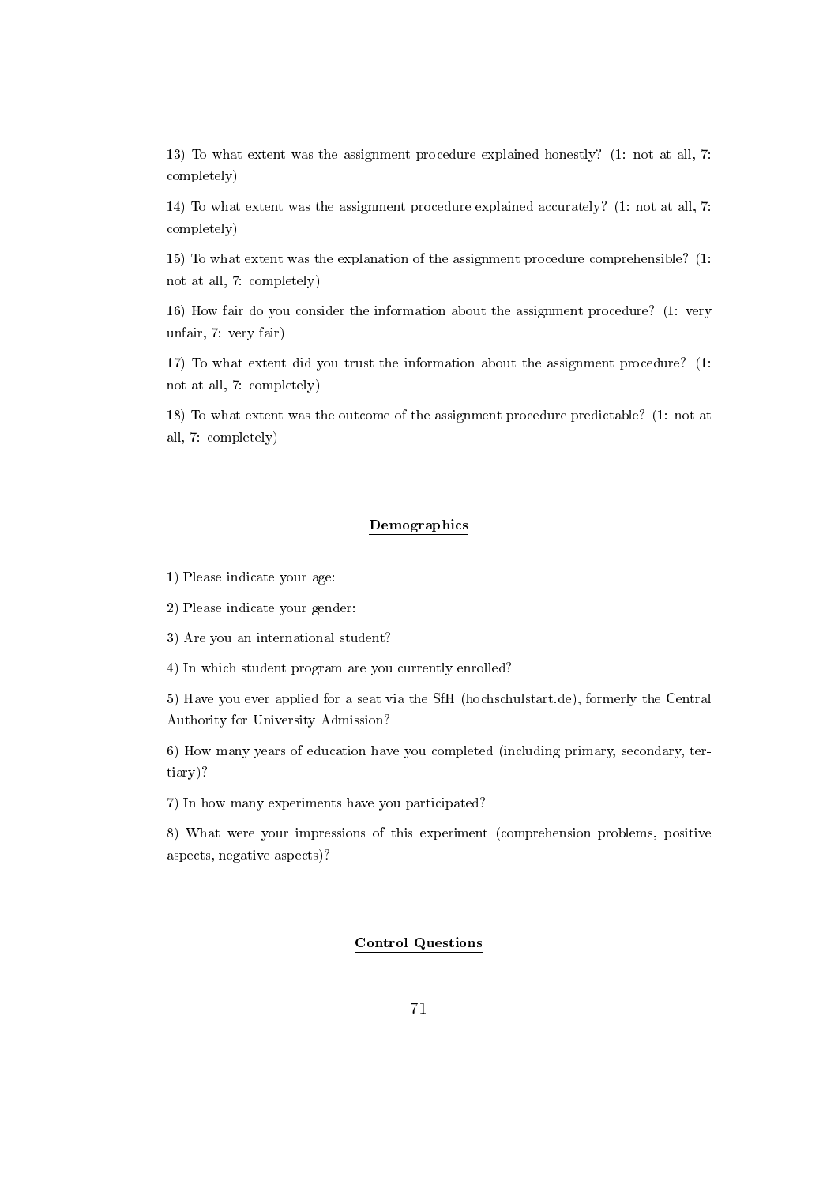13) To what extent was the assignment procedure explained honestly? (1: not at all, 7: completely)

14) To what extent was the assignment procedure explained accurately? (1: not at all, 7: completely)

15) To what extent was the explanation of the assignment procedure comprehensible? (1: not at all, 7: completely)

16) How fair do you consider the information about the assignment procedure? (1: very unfair, 7: very fair)

17) To what extent did you trust the information about the assignment procedure? (1: not at all, 7: completely)

18) To what extent was the outcome of the assignment procedure predictable? (1: not at all, 7: completely)

## Demographics

1) Please indicate your age:

2) Please indicate your gender:

3) Are you an international student?

4) In which student program are you currently enrolled?

5) Have you ever applied for a seat via the SfH (hochschulstart.de), formerly the Central Authority for University Admission?

6) How many years of education have you completed (including primary, secondary, tertiary)?

7) In how many experiments have you participated?

8) What were your impressions of this experiment (comprehension problems, positive aspects, negative aspects)?

## Control Questions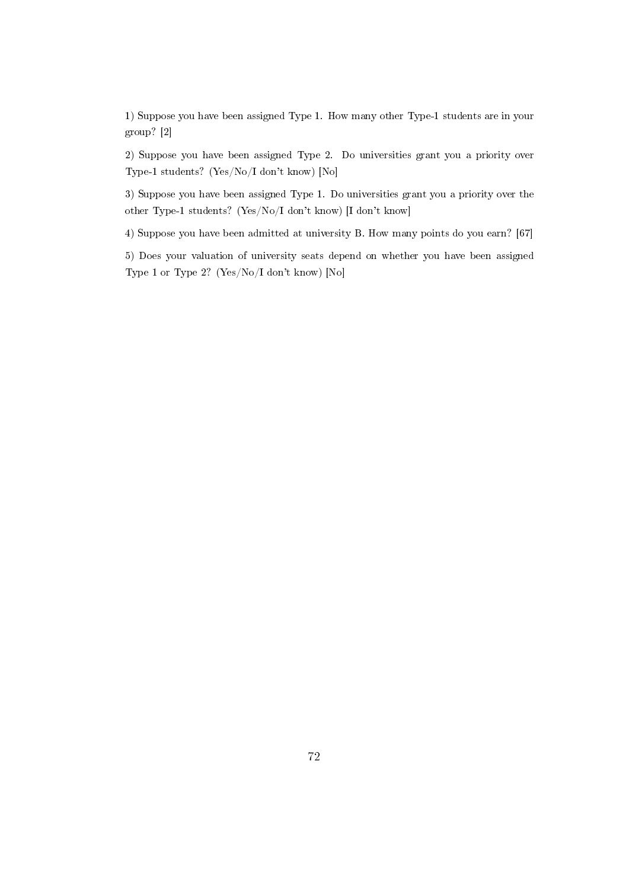1) Suppose you have been assigned Type 1. How many other Type-1 students are in your group? [2]

2) Suppose you have been assigned Type 2. Do universities grant you a priority over Type-1 students? (Yes/No/I don't know) [No]

3) Suppose you have been assigned Type 1. Do universities grant you a priority over the other Type-1 students? (Yes/No/I don't know) [I don't know]

4) Suppose you have been admitted at university B. How many points do you earn? [67]

5) Does your valuation of university seats depend on whether you have been assigned Type 1 or Type 2? (Yes/No/I don't know) [No]